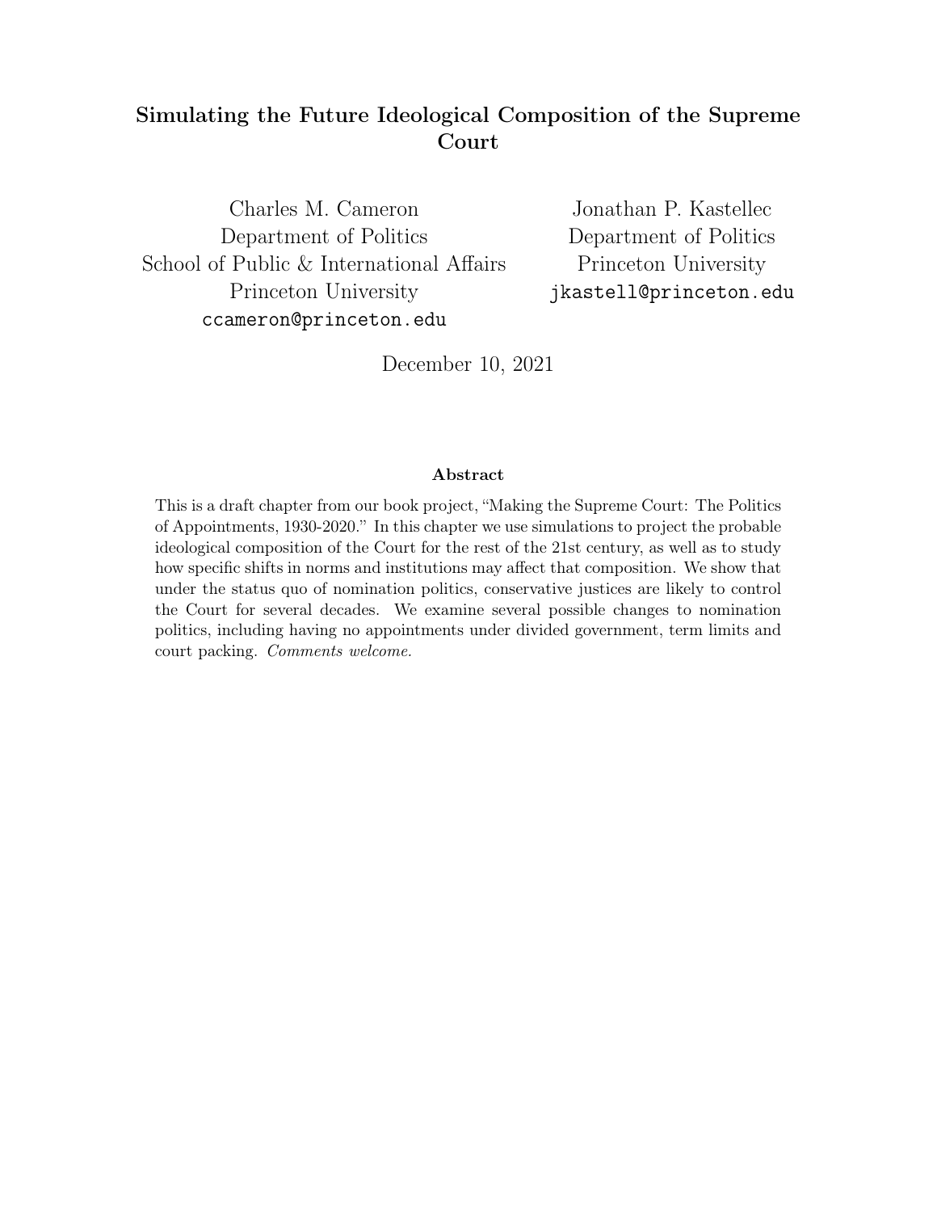# Simulating the Future Ideological Composition of the Supreme Court

Charles M. Cameron
Department of Politics
School of Public & International Affairs
Princeton University
ccameron@princeton.edu

Jonathan P. Kastellec
Department of Politics
Princeton University
jkastell@princeton.edu

December 10, 2021

### Abstract

This is a draft chapter from our book project, "Making the Supreme Court: The Politics of Appointments, 1930-2020." In this chapter we use simulations to project the probable ideological composition of the Court for the rest of the 21st century, as well as to study how specific shifts in norms and institutions may affect that composition. We show that under the status quo of nomination politics, conservative justices are likely to control the Court for several decades. We examine several possible changes to nomination politics, including having no appointments under divided government, term limits and court packing. *Comments welcome.*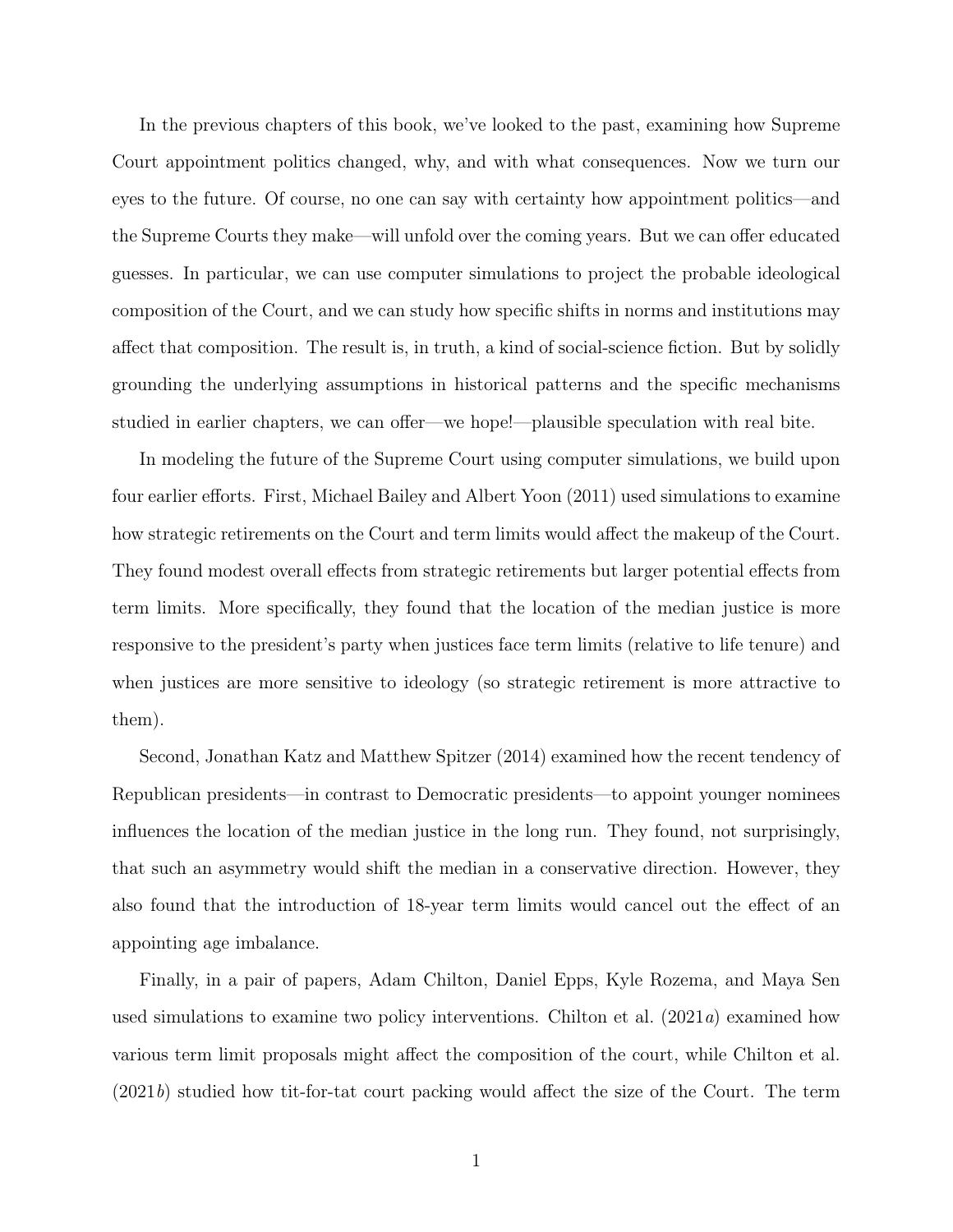In the previous chapters of this book, we've looked to the past, examining how Supreme Court appointment politics changed, why, and with what consequences. Now we turn our eyes to the future. Of course, no one can say with certainty how appointment politics—and the Supreme Courts they make—will unfold over the coming years. But we can offer educated guesses. In particular, we can use computer simulations to project the probable ideological composition of the Court, and we can study how specific shifts in norms and institutions may affect that composition. The result is, in truth, a kind of social-science fiction. But by solidly grounding the underlying assumptions in historical patterns and the specific mechanisms studied in earlier chapters, we can offer—we hope!—plausible speculation with real bite.

In modeling the future of the Supreme Court using computer simulations, we build upon four earlier efforts. First, Michael Bailey and Albert Yoon (2011) used simulations to examine how strategic retirements on the Court and term limits would affect the makeup of the Court. They found modest overall effects from strategic retirements but larger potential effects from term limits. More specifically, they found that the location of the median justice is more responsive to the president's party when justices face term limits (relative to life tenure) and when justices are more sensitive to ideology (so strategic retirement is more attractive to them).

Second, Jonathan Katz and Matthew Spitzer (2014) examined how the recent tendency of Republican presidents—in contrast to Democratic presidents—to appoint younger nominees influences the location of the median justice in the long run. They found, not surprisingly, that such an asymmetry would shift the median in a conservative direction. However, they also found that the introduction of 18-year term limits would cancel out the effect of an appointing age imbalance.

Finally, in a pair of papers, Adam Chilton, Daniel Epps, Kyle Rozema, and Maya Sen used simulations to examine two policy interventions. Chilton et al. (2021*a*) examined how various term limit proposals might affect the composition of the court, while Chilton et al. (2021*b*) studied how tit-for-tat court packing would affect the size of the Court. The term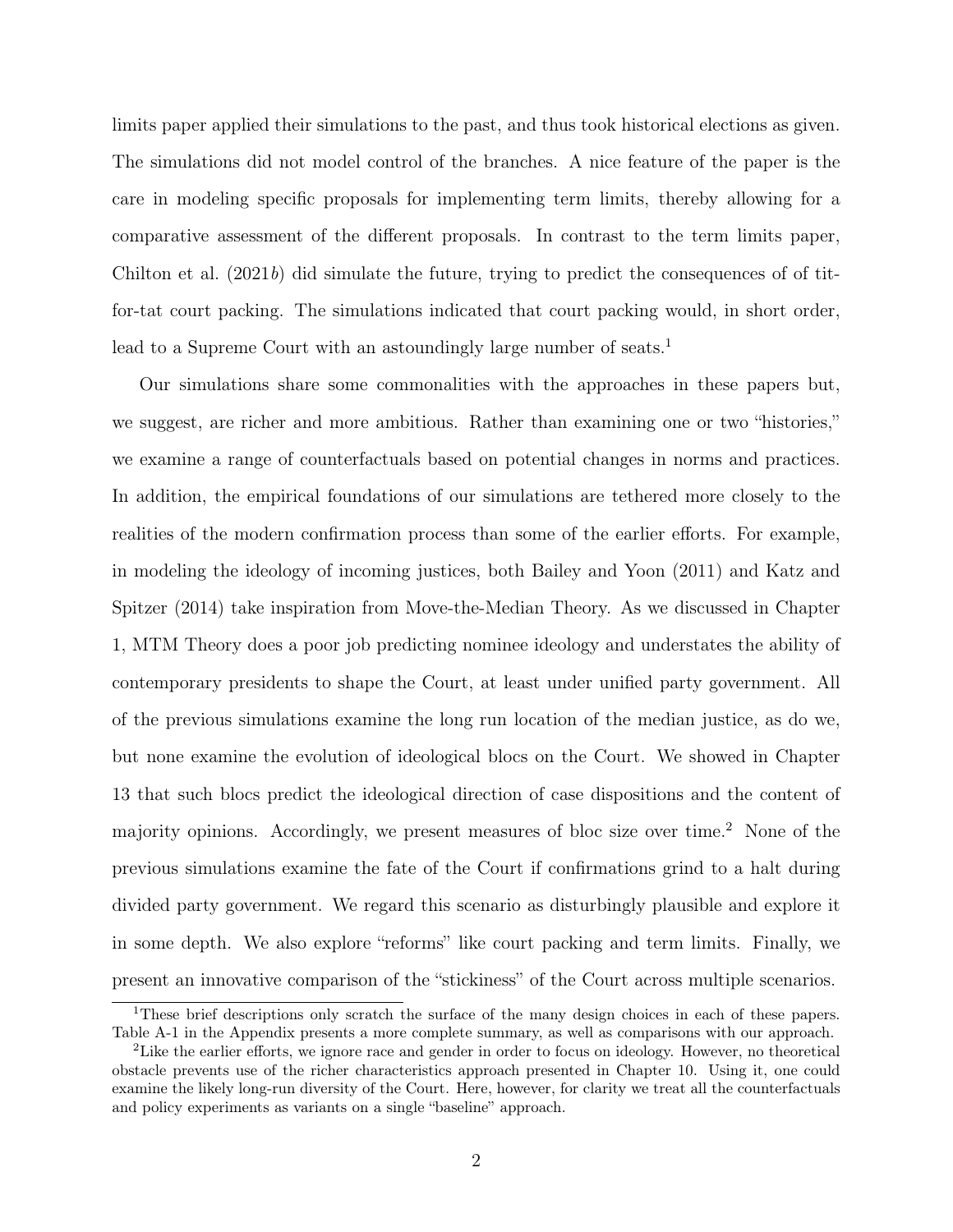limits paper applied their simulations to the past, and thus took historical elections as given. The simulations did not model control of the branches. A nice feature of the paper is the care in modeling specific proposals for implementing term limits, thereby allowing for a comparative assessment of the different proposals. In contrast to the term limits paper, Chilton et al. (2021*b*) did simulate the future, trying to predict the consequences of of tit-for-tat court packing. The simulations indicated that court packing would, in short order, lead to a Supreme Court with an astoundingly large number of seats.[1]

Our simulations share some commonalities with the approaches in these papers but, we suggest, are richer and more ambitious. Rather than examining one or two "histories," we examine a range of counterfactuals based on potential changes in norms and practices. In addition, the empirical foundations of our simulations are tethered more closely to the realities of the modern confirmation process than some of the earlier efforts. For example, in modeling the ideology of incoming justices, both Bailey and Yoon (2011) and Katz and Spitzer (2014) take inspiration from Move-the-Median Theory. As we discussed in Chapter 1, MTM Theory does a poor job predicting nominee ideology and understates the ability of contemporary presidents to shape the Court, at least under unified party government. All of the previous simulations examine the long run location of the median justice, as do we, but none examine the evolution of ideological blocs on the Court. We showed in Chapter 13 that such blocs predict the ideological direction of case dispositions and the content of majority opinions. Accordingly, we present measures of bloc size over time.[2] None of the previous simulations examine the fate of the Court if confirmations grind to a halt during divided party government. We regard this scenario as disturbingly plausible and explore it in some depth. We also explore "reforms" like court packing and term limits. Finally, we present an innovative comparison of the "stickiness" of the Court across multiple scenarios.

[1] These brief descriptions only scratch the surface of the many design choices in each of these papers. Table A-1 in the Appendix presents a more complete summary, as well as comparisons with our approach.

[2] Like the earlier efforts, we ignore race and gender in order to focus on ideology. However, no theoretical obstacle prevents use of the richer characteristics approach presented in Chapter 10. Using it, one could examine the likely long-run diversity of the Court. Here, however, for clarity we treat all the counterfactuals and policy experiments as variants on a single "baseline" approach.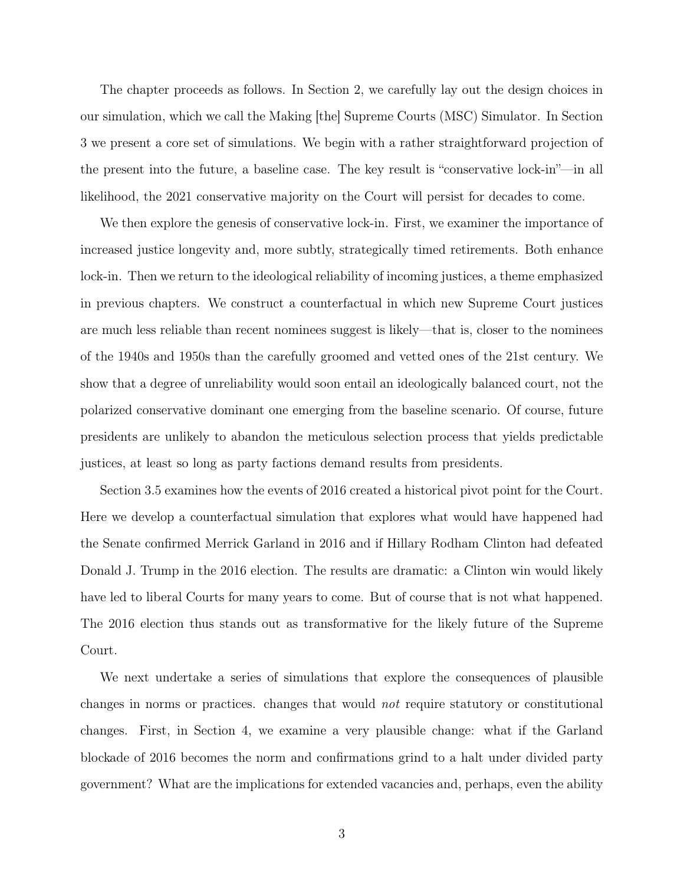The chapter proceeds as follows. In Section 2, we carefully lay out the design choices in our simulation, which we call the Making [the] Supreme Courts (MSC) Simulator. In Section 3 we present a core set of simulations. We begin with a rather straightforward projection of the present into the future, a baseline case. The key result is "conservative lock-in"—in all likelihood, the 2021 conservative majority on the Court will persist for decades to come.

We then explore the genesis of conservative lock-in. First, we examiner the importance of increased justice longevity and, more subtly, strategically timed retirements. Both enhance lock-in. Then we return to the ideological reliability of incoming justices, a theme emphasized in previous chapters. We construct a counterfactual in which new Supreme Court justices are much less reliable than recent nominees suggest is likely—that is, closer to the nominees of the 1940s and 1950s than the carefully groomed and vetted ones of the 21st century. We show that a degree of unreliability would soon entail an ideologically balanced court, not the polarized conservative dominant one emerging from the baseline scenario. Of course, future presidents are unlikely to abandon the meticulous selection process that yields predictable justices, at least so long as party factions demand results from presidents.

Section 3.5 examines how the events of 2016 created a historical pivot point for the Court. Here we develop a counterfactual simulation that explores what would have happened had the Senate confirmed Merrick Garland in 2016 and if Hillary Rodham Clinton had defeated Donald J. Trump in the 2016 election. The results are dramatic: a Clinton win would likely have led to liberal Courts for many years to come. But of course that is not what happened. The 2016 election thus stands out as transformative for the likely future of the Supreme Court.

We next undertake a series of simulations that explore the consequences of plausible changes in norms or practices. changes that would *not* require statutory or constitutional changes. First, in Section 4, we examine a very plausible change: what if the Garland blockade of 2016 becomes the norm and confirmations grind to a halt under divided party government? What are the implications for extended vacancies and, perhaps, even the ability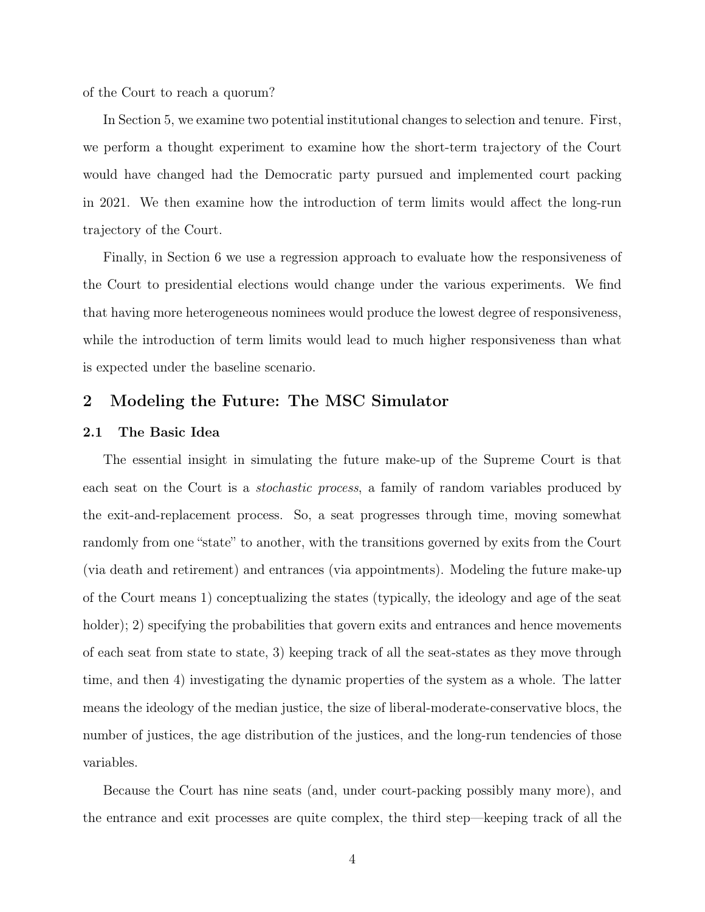of the Court to reach a quorum?

In Section 5, we examine two potential institutional changes to selection and tenure. First, we perform a thought experiment to examine how the short-term trajectory of the Court would have changed had the Democratic party pursued and implemented court packing in 2021. We then examine how the introduction of term limits would affect the long-run trajectory of the Court.

Finally, in Section 6 we use a regression approach to evaluate how the responsiveness of the Court to presidential elections would change under the various experiments. We find that having more heterogeneous nominees would produce the lowest degree of responsiveness, while the introduction of term limits would lead to much higher responsiveness than what is expected under the baseline scenario.

## 2 Modeling the Future: The MSC Simulator

### 2.1 The Basic Idea

The essential insight in simulating the future make-up of the Supreme Court is that each seat on the Court is a *stochastic process*, a family of random variables produced by the exit-and-replacement process. So, a seat progresses through time, moving somewhat randomly from one "state" to another, with the transitions governed by exits from the Court (via death and retirement) and entrances (via appointments). Modeling the future make-up of the Court means 1) conceptualizing the states (typically, the ideology and age of the seat holder); 2) specifying the probabilities that govern exits and entrances and hence movements of each seat from state to state, 3) keeping track of all the seat-states as they move through time, and then 4) investigating the dynamic properties of the system as a whole. The latter means the ideology of the median justice, the size of liberal-moderate-conservative blocs, the number of justices, the age distribution of the justices, and the long-run tendencies of those variables.

Because the Court has nine seats (and, under court-packing possibly many more), and the entrance and exit processes are quite complex, the third step—keeping track of all the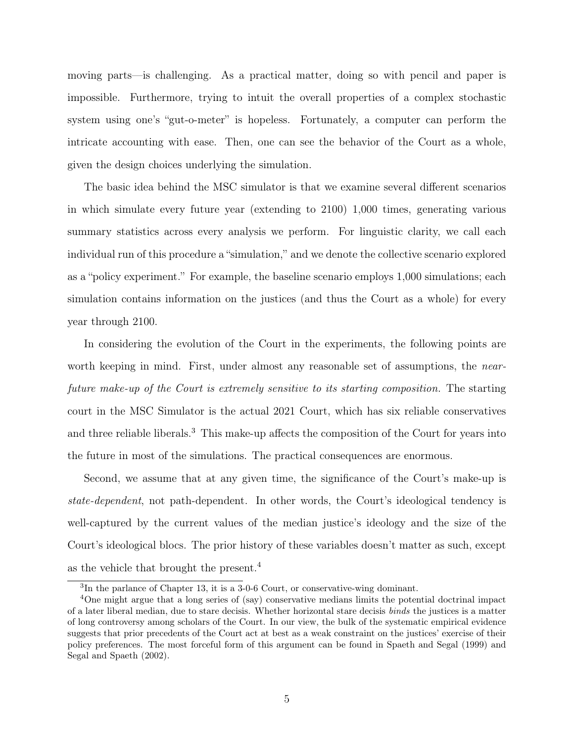moving parts—is challenging. As a practical matter, doing so with pencil and paper is impossible. Furthermore, trying to intuit the overall properties of a complex stochastic system using one's "gut-o-meter" is hopeless. Fortunately, a computer can perform the intricate accounting with ease. Then, one can see the behavior of the Court as a whole, given the design choices underlying the simulation.

The basic idea behind the MSC simulator is that we examine several different scenarios in which simulate every future year (extending to 2100) 1,000 times, generating various summary statistics across every analysis we perform. For linguistic clarity, we call each individual run of this procedure a "simulation," and we denote the collective scenario explored as a "policy experiment." For example, the baseline scenario employs 1,000 simulations; each simulation contains information on the justices (and thus the Court as a whole) for every year through 2100.

In considering the evolution of the Court in the experiments, the following points are worth keeping in mind. First, under almost any reasonable set of assumptions, the *near-future make-up of the Court is extremely sensitive to its starting composition.* The starting court in the MSC Simulator is the actual 2021 Court, which has six reliable conservatives and three reliable liberals.[3] This make-up affects the composition of the Court for years into the future in most of the simulations. The practical consequences are enormous.

Second, we assume that at any given time, the significance of the Court's make-up is *state-dependent*, not path-dependent. In other words, the Court's ideological tendency is well-captured by the current values of the median justice's ideology and the size of the Court's ideological blocs. The prior history of these variables doesn't matter as such, except as the vehicle that brought the present.[4]

[3]In the parlance of Chapter 13, it is a 3-0-6 Court, or conservative-wing dominant.

[4]One might argue that a long series of (say) conservative medians limits the potential doctrinal impact of a later liberal median, due to stare decisis. Whether horizontal stare decisis *binds* the justices is a matter of long controversy among scholars of the Court. In our view, the bulk of the systematic empirical evidence suggests that prior precedents of the Court act at best as a weak constraint on the justices' exercise of their policy preferences. The most forceful form of this argument can be found in Spaeth and Segal (1999) and Segal and Spaeth (2002).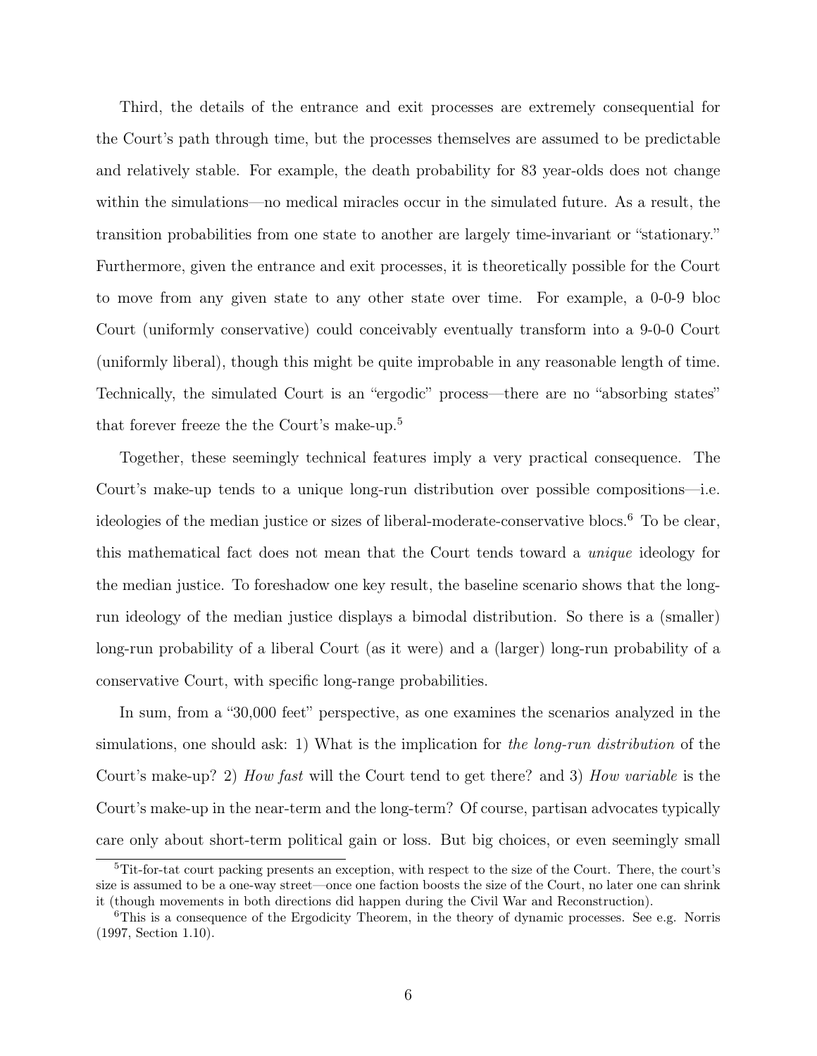Third, the details of the entrance and exit processes are extremely consequential for the Court's path through time, but the processes themselves are assumed to be predictable and relatively stable. For example, the death probability for 83 year-olds does not change within the simulations—no medical miracles occur in the simulated future. As a result, the transition probabilities from one state to another are largely time-invariant or "stationary." Furthermore, given the entrance and exit processes, it is theoretically possible for the Court to move from any given state to any other state over time. For example, a 0-0-9 bloc Court (uniformly conservative) could conceivably eventually transform into a 9-0-0 Court (uniformly liberal), though this might be quite improbable in any reasonable length of time. Technically, the simulated Court is an "ergodic" process—there are no "absorbing states" that forever freeze the the Court's make-up.[5]

Together, these seemingly technical features imply a very practical consequence. The Court's make-up tends to a unique long-run distribution over possible compositions—i.e. ideologies of the median justice or sizes of liberal-moderate-conservative blocs.[6] To be clear, this mathematical fact does not mean that the Court tends toward a *unique* ideology for the median justice. To foreshadow one key result, the baseline scenario shows that the long-run ideology of the median justice displays a bimodal distribution. So there is a (smaller) long-run probability of a liberal Court (as it were) and a (larger) long-run probability of a conservative Court, with specific long-range probabilities.

In sum, from a "30,000 feet" perspective, as one examines the scenarios analyzed in the simulations, one should ask: 1) What is the implication for *the long-run distribution* of the Court's make-up? 2) *How fast* will the Court tend to get there? and 3) *How variable* is the Court's make-up in the near-term and the long-term? Of course, partisan advocates typically care only about short-term political gain or loss. But big choices, or even seemingly small

[5] Tit-for-tat court packing presents an exception, with respect to the size of the Court. There, the court's size is assumed to be a one-way street—once one faction boosts the size of the Court, no later one can shrink it (though movements in both directions did happen during the Civil War and Reconstruction).

[6] This is a consequence of the Ergodicity Theorem, in the theory of dynamic processes. See e.g. Norris (1997, Section 1.10).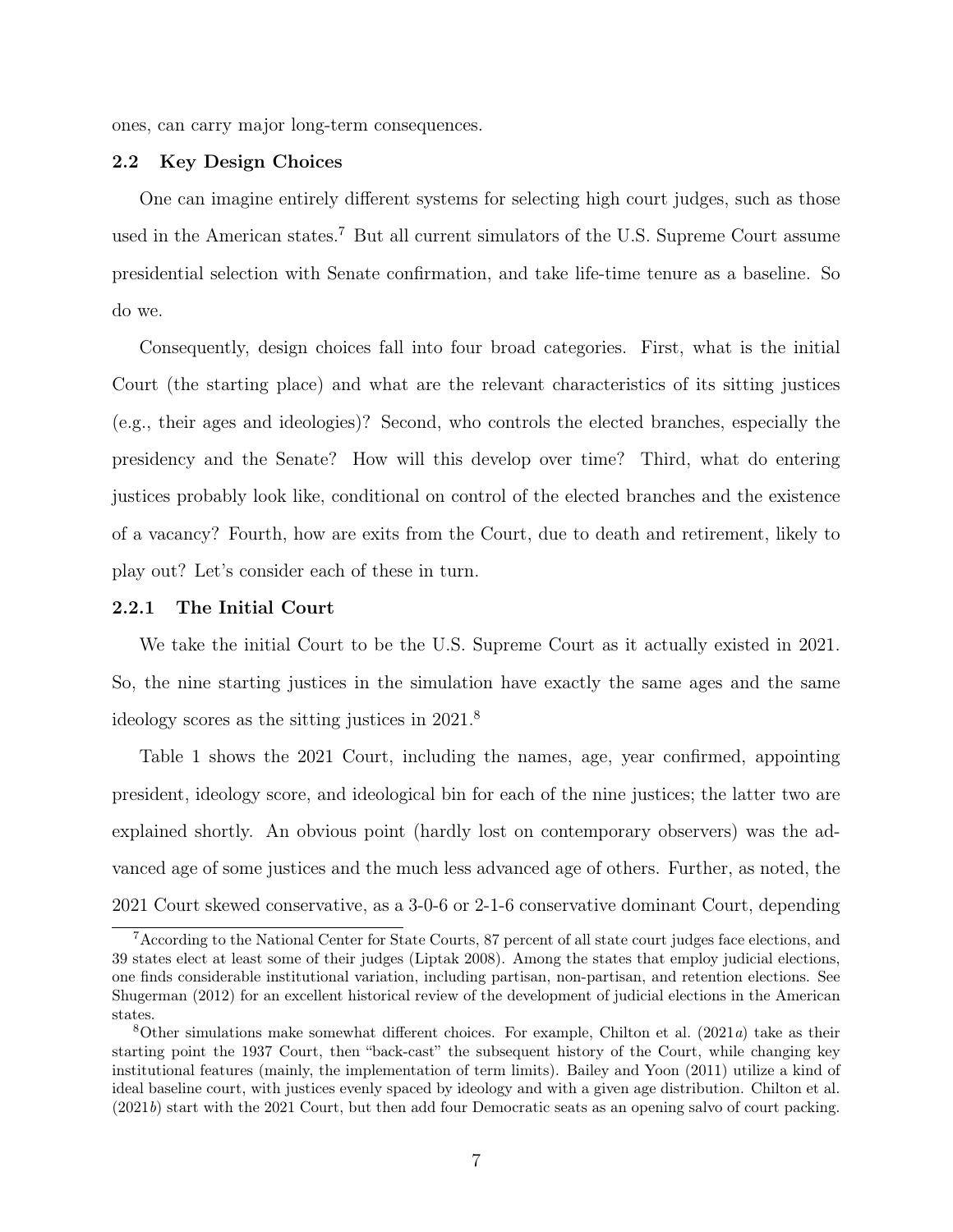ones, can carry major long-term consequences.

### 2.2 Key Design Choices

One can imagine entirely different systems for selecting high court judges, such as those used in the American states.[7] But all current simulators of the U.S. Supreme Court assume presidential selection with Senate confirmation, and take life-time tenure as a baseline. So do we.

Consequently, design choices fall into four broad categories. First, what is the initial Court (the starting place) and what are the relevant characteristics of its sitting justices (e.g., their ages and ideologies)? Second, who controls the elected branches, especially the presidency and the Senate? How will this develop over time? Third, what do entering justices probably look like, conditional on control of the elected branches and the existence of a vacancy? Fourth, how are exits from the Court, due to death and retirement, likely to play out? Let's consider each of these in turn.

#### 2.2.1 The Initial Court

We take the initial Court to be the U.S. Supreme Court as it actually existed in 2021. So, the nine starting justices in the simulation have exactly the same ages and the same ideology scores as the sitting justices in 2021.[8]

Table 1 shows the 2021 Court, including the names, age, year confirmed, appointing president, ideology score, and ideological bin for each of the nine justices; the latter two are explained shortly. An obvious point (hardly lost on contemporary observers) was the advanced age of some justices and the much less advanced age of others. Further, as noted, the 2021 Court skewed conservative, as a 3-0-6 or 2-1-6 conservative dominant Court, depending

---

[7] According to the National Center for State Courts, 87 percent of all state court judges face elections, and 39 states elect at least some of their judges (Liptak 2008). Among the states that employ judicial elections, one finds considerable institutional variation, including partisan, non-partisan, and retention elections. See Shugerman (2012) for an excellent historical review of the development of judicial elections in the American states.

[8] Other simulations make somewhat different choices. For example, Chilton et al. (2021*a*) take as their starting point the 1937 Court, then "back-cast" the subsequent history of the Court, while changing key institutional features (mainly, the implementation of term limits). Bailey and Yoon (2011) utilize a kind of ideal baseline court, with justices evenly spaced by ideology and with a given age distribution. Chilton et al. (2021*b*) start with the 2021 Court, but then add four Democratic seats as an opening salvo of court packing.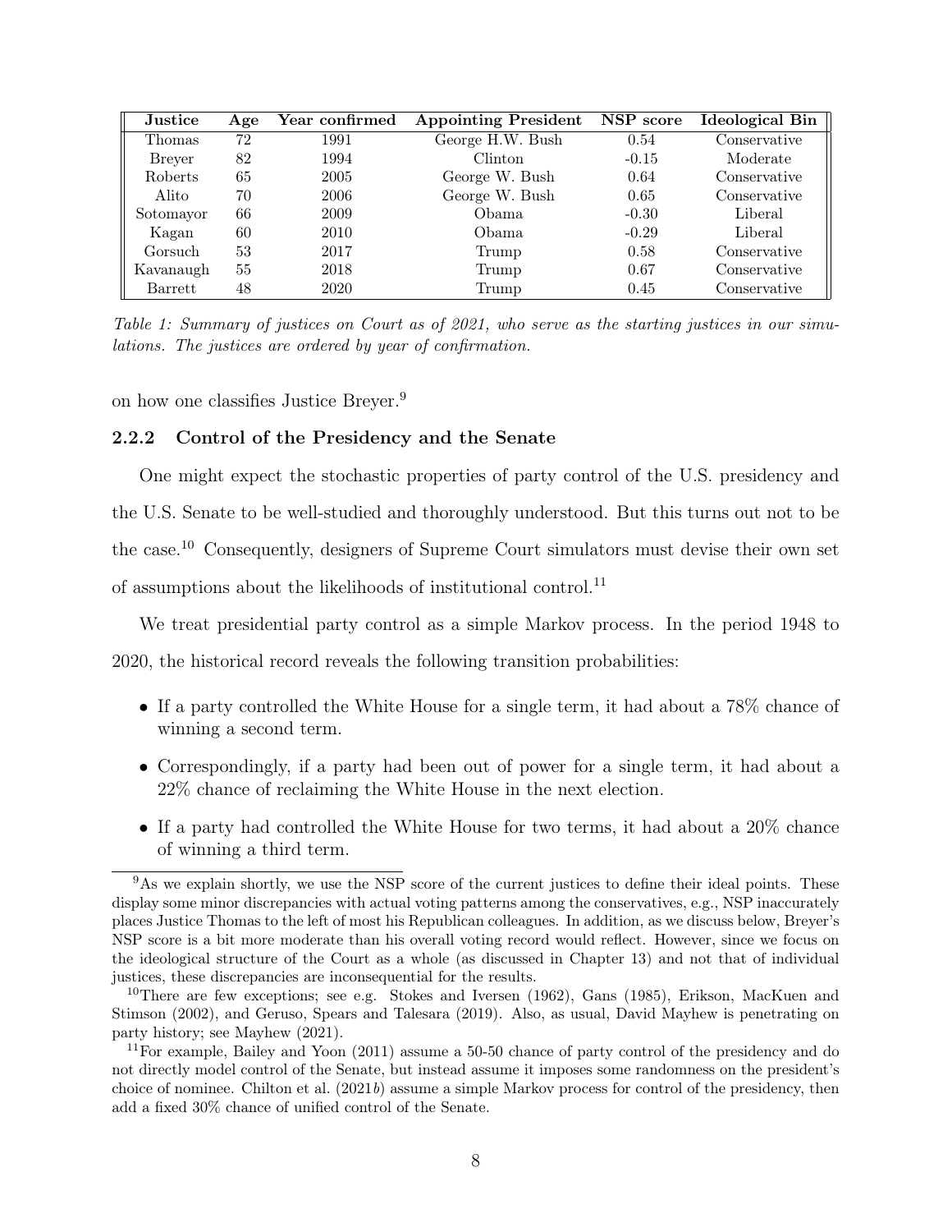| Justice | Age | Year confirmed | Appointing President | NSP score | Ideological Bin |
|---|---|---|---|---|---|
| Thomas | 72 | 1991 | George H.W. Bush | 0.54 | Conservative |
| Breyer | 82 | 1994 | Clinton | -0.15 | Moderate |
| Roberts | 65 | 2005 | George W. Bush | 0.64 | Conservative |
| Alito | 70 | 2006 | George W. Bush | 0.65 | Conservative |
| Sotomayor | 66 | 2009 | Obama | -0.30 | Liberal |
| Kagan | 60 | 2010 | Obama | -0.29 | Liberal |
| Gorsuch | 53 | 2017 | Trump | 0.58 | Conservative |
| Kavanaugh | 55 | 2018 | Trump | 0.67 | Conservative |
| Barrett | 48 | 2020 | Trump | 0.45 | Conservative |

*Table 1: Summary of justices on Court as of 2021, who serve as the starting justices in our simulations. The justices are ordered by year of confirmation.*

on how one classifies Justice Breyer.[9]

### 2.2.2 Control of the Presidency and the Senate

One might expect the stochastic properties of party control of the U.S. presidency and the U.S. Senate to be well-studied and thoroughly understood. But this turns out not to be the case.[10] Consequently, designers of Supreme Court simulators must devise their own set of assumptions about the likelihoods of institutional control.[11]

We treat presidential party control as a simple Markov process. In the period 1948 to 2020, the historical record reveals the following transition probabilities:

- If a party controlled the White House for a single term, it had about a 78% chance of winning a second term.
- Correspondingly, if a party had been out of power for a single term, it had about a 22% chance of reclaiming the White House in the next election.
- If a party had controlled the White House for two terms, it had about a 20% chance of winning a third term.

[9] As we explain shortly, we use the NSP score of the current justices to define their ideal points. These display some minor discrepancies with actual voting patterns among the conservatives, e.g., NSP inaccurately places Justice Thomas to the left of most his Republican colleagues. In addition, as we discuss below, Breyer's NSP score is a bit more moderate than his overall voting record would reflect. However, since we focus on the ideological structure of the Court as a whole (as discussed in Chapter 13) and not that of individual justices, these discrepancies are inconsequential for the results.

[10] There are few exceptions; see e.g. Stokes and Iversen (1962), Gans (1985), Erikson, MacKuen and Stimson (2002), and Geruso, Spears and Talesara (2019). Also, as usual, David Mayhew is penetrating on party history; see Mayhew (2021).

[11] For example, Bailey and Yoon (2011) assume a 50-50 chance of party control of the presidency and do not directly model control of the Senate, but instead assume it imposes some randomness on the president's choice of nominee. Chilton et al. (2021*b*) assume a simple Markov process for control of the presidency, then add a fixed 30% chance of unified control of the Senate.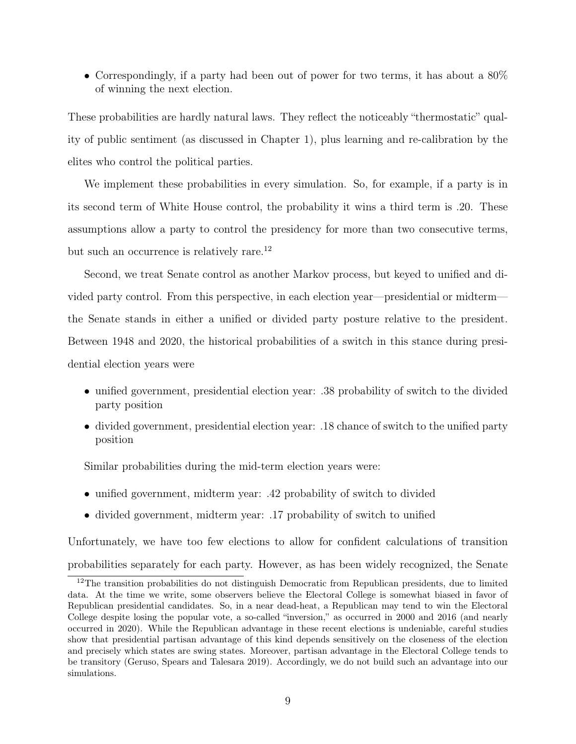- Correspondingly, if a party had been out of power for two terms, it has about a 80% of winning the next election.

These probabilities are hardly natural laws. They reflect the noticeably "thermostatic" quality of public sentiment (as discussed in Chapter 1), plus learning and re-calibration by the elites who control the political parties.

We implement these probabilities in every simulation. So, for example, if a party is in its second term of White House control, the probability it wins a third term is .20. These assumptions allow a party to control the presidency for more than two consecutive terms, but such an occurrence is relatively rare.[12]

Second, we treat Senate control as another Markov process, but keyed to unified and divided party control. From this perspective, in each election year—presidential or midterm—the Senate stands in either a unified or divided party posture relative to the president. Between 1948 and 2020, the historical probabilities of a switch in this stance during presidential election years were

- unified government, presidential election year: .38 probability of switch to the divided party position
- divided government, presidential election year: .18 chance of switch to the unified party position

Similar probabilities during the mid-term election years were:

- unified government, midterm year: .42 probability of switch to divided
- divided government, midterm year: .17 probability of switch to unified

Unfortunately, we have too few elections to allow for confident calculations of transition probabilities separately for each party. However, as has been widely recognized, the Senate

[12]The transition probabilities do not distinguish Democratic from Republican presidents, due to limited data. At the time we write, some observers believe the Electoral College is somewhat biased in favor of Republican presidential candidates. So, in a near dead-heat, a Republican may tend to win the Electoral College despite losing the popular vote, a so-called "inversion," as occurred in 2000 and 2016 (and nearly occurred in 2020). While the Republican advantage in these recent elections is undeniable, careful studies show that presidential partisan advantage of this kind depends sensitively on the closeness of the election and precisely which states are swing states. Moreover, partisan advantage in the Electoral College tends to be transitory (Geruso, Spears and Talesara 2019). Accordingly, we do not build such an advantage into our simulations.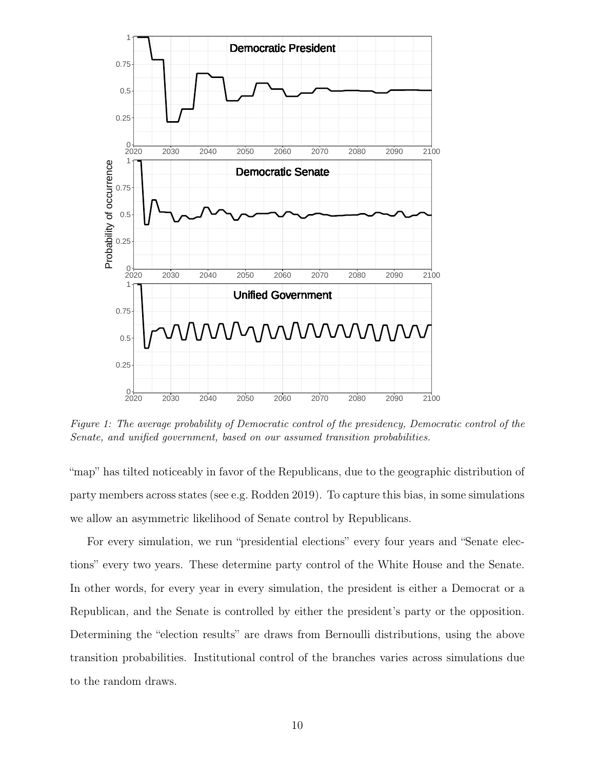Figure 1: The average probability of Democratic control of the presidency, Democratic control of the Senate, and unified government, based on our assumed transition probabilities.

"map" has tilted noticeably in favor of the Republicans, due to the geographic distribution of party members across states (see e.g. Rodden 2019). To capture this bias, in some simulations we allow an asymmetric likelihood of Senate control by Republicans.

For every simulation, we run "presidential elections" every four years and "Senate elections" every two years. These determine party control of the White House and the Senate. In other words, for every year in every simulation, the president is either a Democrat or a Republican, and the Senate is controlled by either the president's party or the opposition. Determining the "election results" are draws from Bernoulli distributions, using the above transition probabilities. Institutional control of the branches varies across simulations due to the random draws.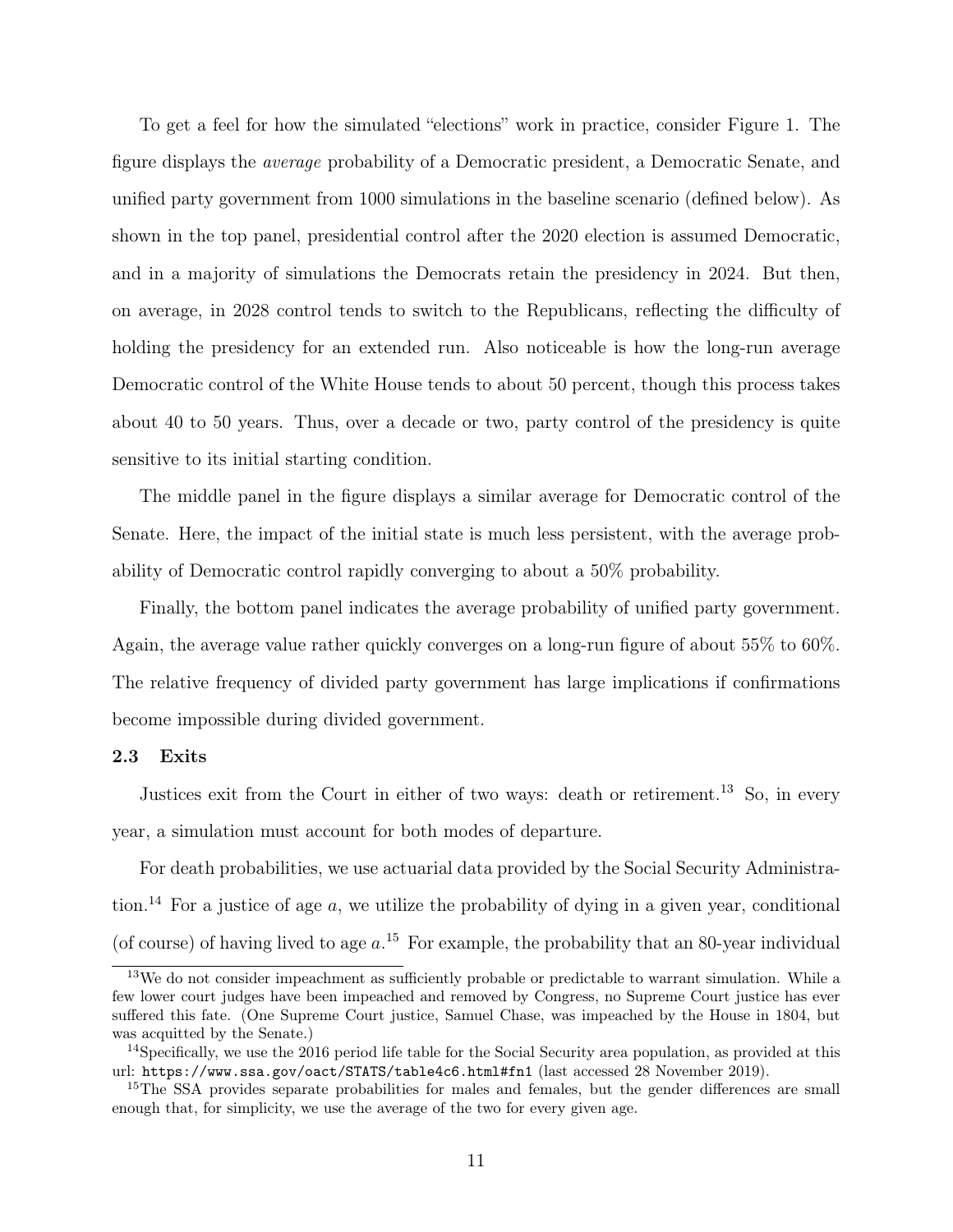To get a feel for how the simulated "elections" work in practice, consider Figure 1. The figure displays the *average* probability of a Democratic president, a Democratic Senate, and unified party government from 1000 simulations in the baseline scenario (defined below). As shown in the top panel, presidential control after the 2020 election is assumed Democratic, and in a majority of simulations the Democrats retain the presidency in 2024. But then, on average, in 2028 control tends to switch to the Republicans, reflecting the difficulty of holding the presidency for an extended run. Also noticeable is how the long-run average Democratic control of the White House tends to about 50 percent, though this process takes about 40 to 50 years. Thus, over a decade or two, party control of the presidency is quite sensitive to its initial starting condition.

The middle panel in the figure displays a similar average for Democratic control of the Senate. Here, the impact of the initial state is much less persistent, with the average probability of Democratic control rapidly converging to about a 50% probability.

Finally, the bottom panel indicates the average probability of unified party government. Again, the average value rather quickly converges on a long-run figure of about 55% to 60%. The relative frequency of divided party government has large implications if confirmations become impossible during divided government.

### 2.3 Exits

Justices exit from the Court in either of two ways: death or retirement.[13] So, in every year, a simulation must account for both modes of departure.

For death probabilities, we use actuarial data provided by the Social Security Administration.[14] For a justice of age $a$, we utilize the probability of dying in a given year, conditional (of course) of having lived to age $a$.[15] For example, the probability that an 80-year individual

[13] We do not consider impeachment as sufficiently probable or predictable to warrant simulation. While a few lower court judges have been impeached and removed by Congress, no Supreme Court justice has ever suffered this fate. (One Supreme Court justice, Samuel Chase, was impeached by the House in 1804, but was acquitted by the Senate.)

[14] Specifically, we use the 2016 period life table for the Social Security area population, as provided at this url: `https://www.ssa.gov/oact/STATS/table4c6.html#fn1` (last accessed 28 November 2019).

[15] The SSA provides separate probabilities for males and females, but the gender differences are small enough that, for simplicity, we use the average of the two for every given age.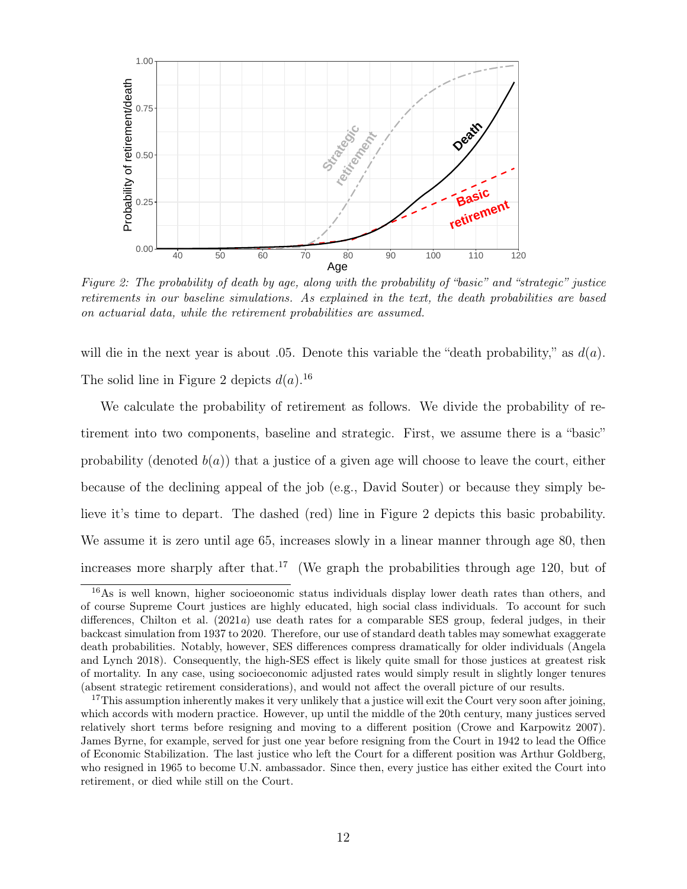*Figure 2: The probability of death by age, along with the probability of "basic" and "strategic" justice retirements in our baseline simulations. As explained in the text, the death probabilities are based on actuarial data, while the retirement probabilities are assumed.*

will die in the next year is about .05. Denote this variable the "death probability," as $d(a)$. The solid line in Figure 2 depicts $d(a)$.[16]

We calculate the probability of retirement as follows. We divide the probability of retirement into two components, baseline and strategic. First, we assume there is a "basic" probability (denoted $b(a)$) that a justice of a given age will choose to leave the court, either because of the declining appeal of the job (e.g., David Souter) or because they simply believe it's time to depart. The dashed (red) line in Figure 2 depicts this basic probability. We assume it is zero until age 65, increases slowly in a linear manner through age 80, then increases more sharply after that.[17] (We graph the probabilities through age 120, but of

[16] As is well known, higher socioeconomic status individuals display lower death rates than others, and of course Supreme Court justices are highly educated, high social class individuals. To account for such differences, Chilton et al. (2021*a*) use death rates for a comparable SES group, federal judges, in their backcast simulation from 1937 to 2020. Therefore, our use of standard death tables may somewhat exaggerate death probabilities. Notably, however, SES differences compress dramatically for older individuals (Angela and Lynch 2018). Consequently, the high-SES effect is likely quite small for those justices at greatest risk of mortality. In any case, using socioeconomic adjusted rates would simply result in slightly longer tenures (absent strategic retirement considerations), and would not affect the overall picture of our results.

[17] This assumption inherently makes it very unlikely that a justice will exit the Court very soon after joining, which accords with modern practice. However, up until the middle of the 20th century, many justices served relatively short terms before resigning and moving to a different position (Crowe and Karpowitz 2007). James Byrne, for example, served for just one year before resigning from the Court in 1942 to lead the Office of Economic Stabilization. The last justice who left the Court for a different position was Arthur Goldberg, who resigned in 1965 to become U.N. ambassador. Since then, every justice has either exited the Court into retirement, or died while still on the Court.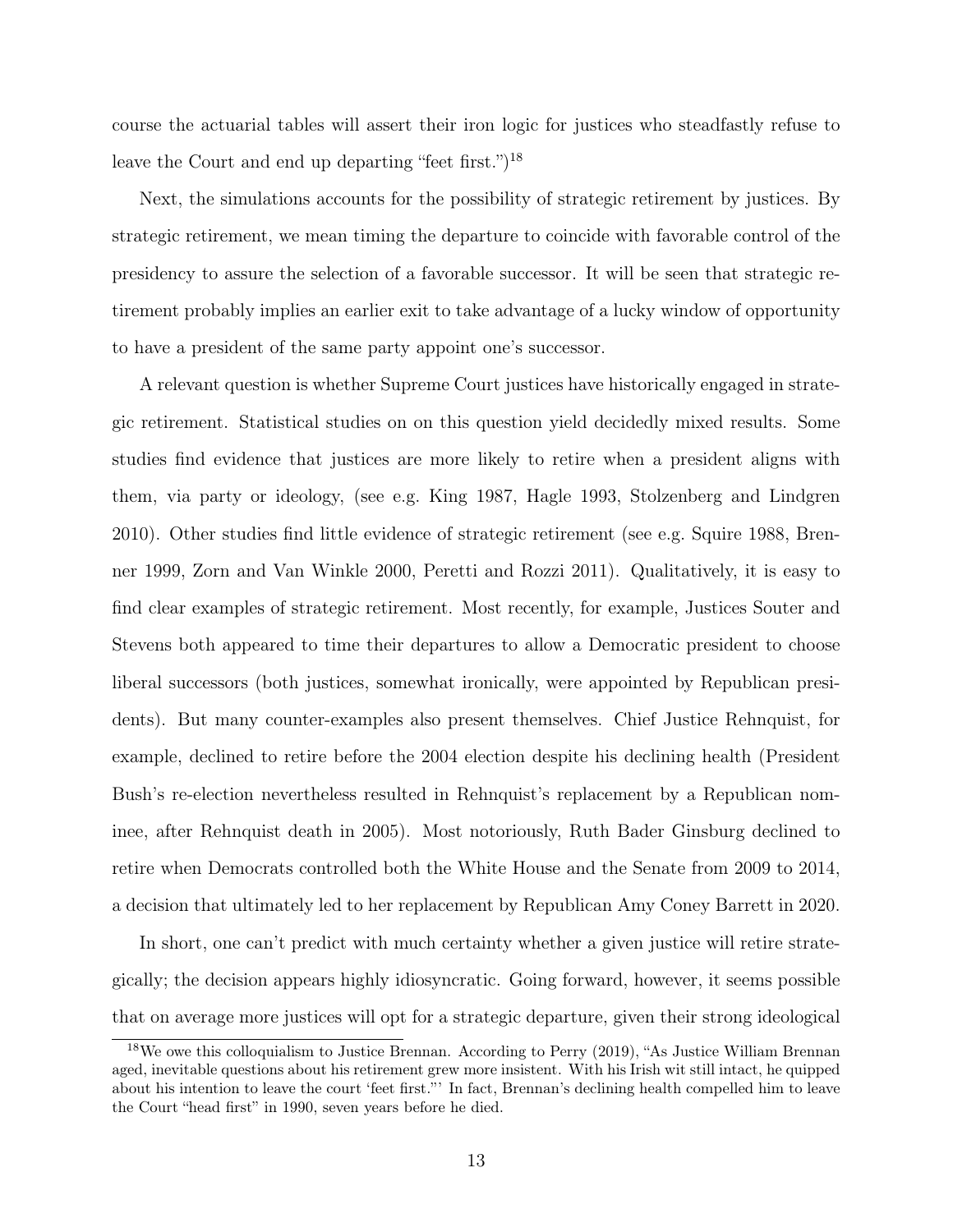course the actuarial tables will assert their iron logic for justices who steadfastly refuse to leave the Court and end up departing "feet first.")[18]

Next, the simulations accounts for the possibility of strategic retirement by justices. By strategic retirement, we mean timing the departure to coincide with favorable control of the presidency to assure the selection of a favorable successor. It will be seen that strategic retirement probably implies an earlier exit to take advantage of a lucky window of opportunity to have a president of the same party appoint one's successor.

A relevant question is whether Supreme Court justices have historically engaged in strategic retirement. Statistical studies on on this question yield decidedly mixed results. Some studies find evidence that justices are more likely to retire when a president aligns with them, via party or ideology, (see e.g. King 1987, Hagle 1993, Stolzenberg and Lindgren 2010). Other studies find little evidence of strategic retirement (see e.g. Squire 1988, Brenner 1999, Zorn and Van Winkle 2000, Peretti and Rozzi 2011). Qualitatively, it is easy to find clear examples of strategic retirement. Most recently, for example, Justices Souter and Stevens both appeared to time their departures to allow a Democratic president to choose liberal successors (both justices, somewhat ironically, were appointed by Republican presidents). But many counter-examples also present themselves. Chief Justice Rehnquist, for example, declined to retire before the 2004 election despite his declining health (President Bush's re-election nevertheless resulted in Rehnquist's replacement by a Republican nominee, after Rehnquist death in 2005). Most notoriously, Ruth Bader Ginsburg declined to retire when Democrats controlled both the White House and the Senate from 2009 to 2014, a decision that ultimately led to her replacement by Republican Amy Coney Barrett in 2020.

In short, one can't predict with much certainty whether a given justice will retire strategically; the decision appears highly idiosyncratic. Going forward, however, it seems possible that on average more justices will opt for a strategic departure, given their strong ideological

[18] We owe this colloquialism to Justice Brennan. According to Perry (2019), "As Justice William Brennan aged, inevitable questions about his retirement grew more insistent. With his Irish wit still intact, he quipped about his intention to leave the court 'feet first."' In fact, Brennan's declining health compelled him to leave the Court "head first" in 1990, seven years before he died.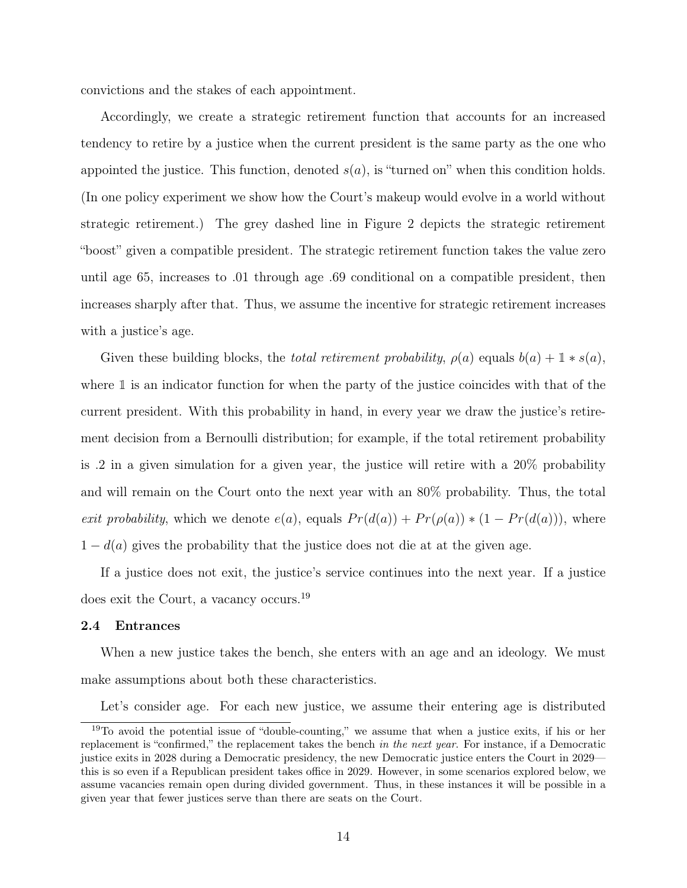convictions and the stakes of each appointment.

Accordingly, we create a strategic retirement function that accounts for an increased tendency to retire by a justice when the current president is the same party as the one who appointed the justice. This function, denoted $s(a)$, is "turned on" when this condition holds. (In one policy experiment we show how the Court's makeup would evolve in a world without strategic retirement.) The grey dashed line in Figure 2 depicts the strategic retirement "boost" given a compatible president. The strategic retirement function takes the value zero until age 65, increases to .01 through age .69 conditional on a compatible president, then increases sharply after that. Thus, we assume the incentive for strategic retirement increases with a justice's age.

Given these building blocks, the *total retirement probability*, $\rho(a)$ equals $b(a) + \mathbb{1} * s(a)$, where $\mathbb{1}$ is an indicator function for when the party of the justice coincides with that of the current president. With this probability in hand, in every year we draw the justice's retirement decision from a Bernoulli distribution; for example, if the total retirement probability is .2 in a given simulation for a given year, the justice will retire with a 20% probability and will remain on the Court onto the next year with an 80% probability. Thus, the total *exit probability*, which we denote $e(a)$, equals $Pr(d(a)) + Pr(\rho(a)) * (1 - Pr(d(a)))$, where $1 - d(a)$ gives the probability that the justice does not die at at the given age.

If a justice does not exit, the justice's service continues into the next year. If a justice does exit the Court, a vacancy occurs.[19]

### 2.4 Entrances

When a new justice takes the bench, she enters with an age and an ideology. We must make assumptions about both these characteristics.

Let's consider age. For each new justice, we assume their entering age is distributed

[19] To avoid the potential issue of "double-counting," we assume that when a justice exits, if his or her replacement is "confirmed," the replacement takes the bench *in the next year*. For instance, if a Democratic justice exits in 2028 during a Democratic presidency, the new Democratic justice enters the Court in 2029—this is so even if a Republican president takes office in 2029. However, in some scenarios explored below, we assume vacancies remain open during divided government. Thus, in these instances it will be possible in a given year that fewer justices serve than there are seats on the Court.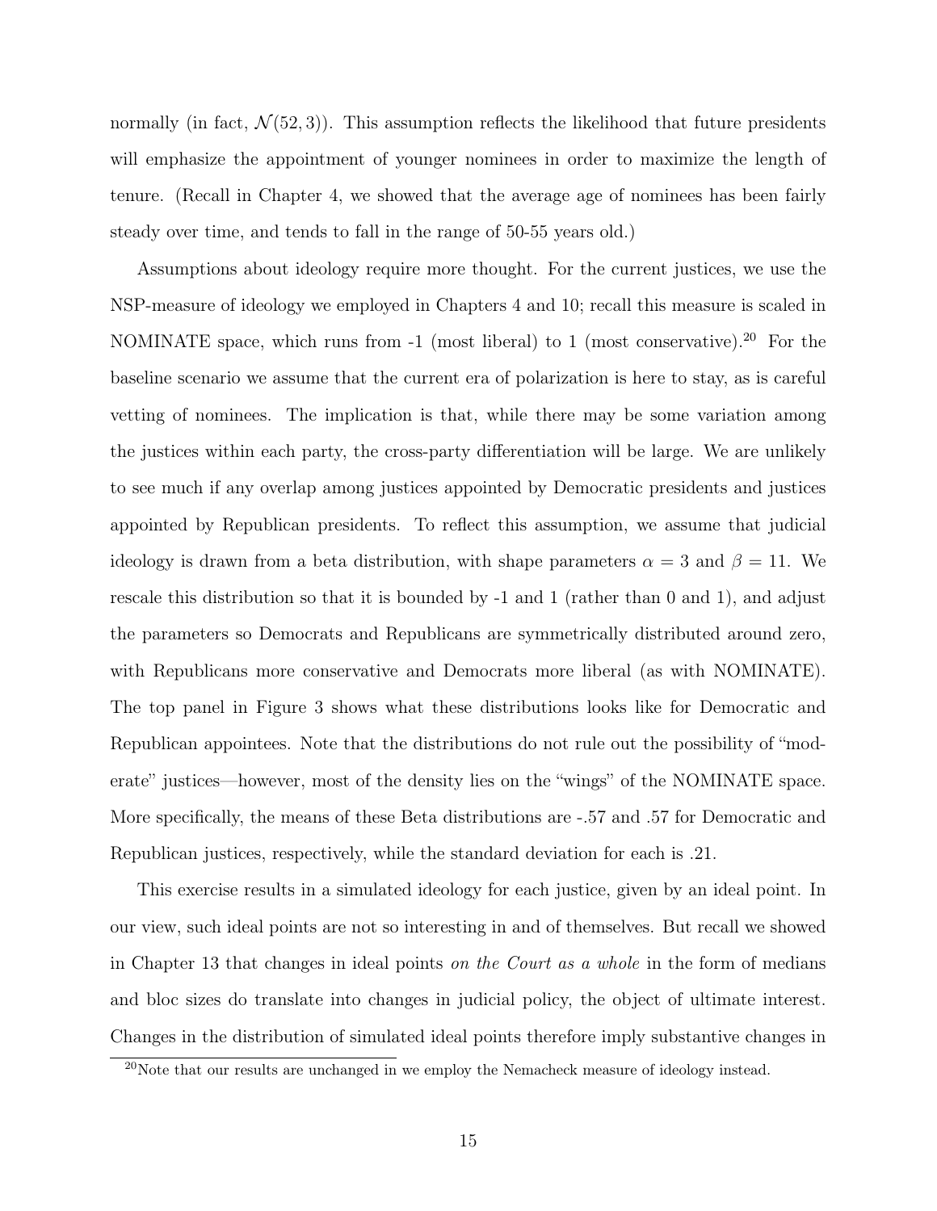normally (in fact, $\mathcal{N}(52, 3)$). This assumption reflects the likelihood that future presidents will emphasize the appointment of younger nominees in order to maximize the length of tenure. (Recall in Chapter 4, we showed that the average age of nominees has been fairly steady over time, and tends to fall in the range of 50-55 years old.)

Assumptions about ideology require more thought. For the current justices, we use the NSP-measure of ideology we employed in Chapters 4 and 10; recall this measure is scaled in NOMINATE space, which runs from -1 (most liberal) to 1 (most conservative).[20] For the baseline scenario we assume that the current era of polarization is here to stay, as is careful vetting of nominees. The implication is that, while there may be some variation among the justices within each party, the cross-party differentiation will be large. We are unlikely to see much if any overlap among justices appointed by Democratic presidents and justices appointed by Republican presidents. To reflect this assumption, we assume that judicial ideology is drawn from a beta distribution, with shape parameters $\alpha = 3$ and $\beta = 11$. We rescale this distribution so that it is bounded by -1 and 1 (rather than 0 and 1), and adjust the parameters so Democrats and Republicans are symmetrically distributed around zero, with Republicans more conservative and Democrats more liberal (as with NOMINATE). The top panel in Figure 3 shows what these distributions looks like for Democratic and Republican appointees. Note that the distributions do not rule out the possibility of "moderate" justices—however, most of the density lies on the "wings" of the NOMINATE space. More specifically, the means of these Beta distributions are -.57 and .57 for Democratic and Republican justices, respectively, while the standard deviation for each is .21.

This exercise results in a simulated ideology for each justice, given by an ideal point. In our view, such ideal points are not so interesting in and of themselves. But recall we showed in Chapter 13 that changes in ideal points *on the Court as a whole* in the form of medians and bloc sizes do translate into changes in judicial policy, the object of ultimate interest. Changes in the distribution of simulated ideal points therefore imply substantive changes in

[20] Note that our results are unchanged in we employ the Nemacheck measure of ideology instead.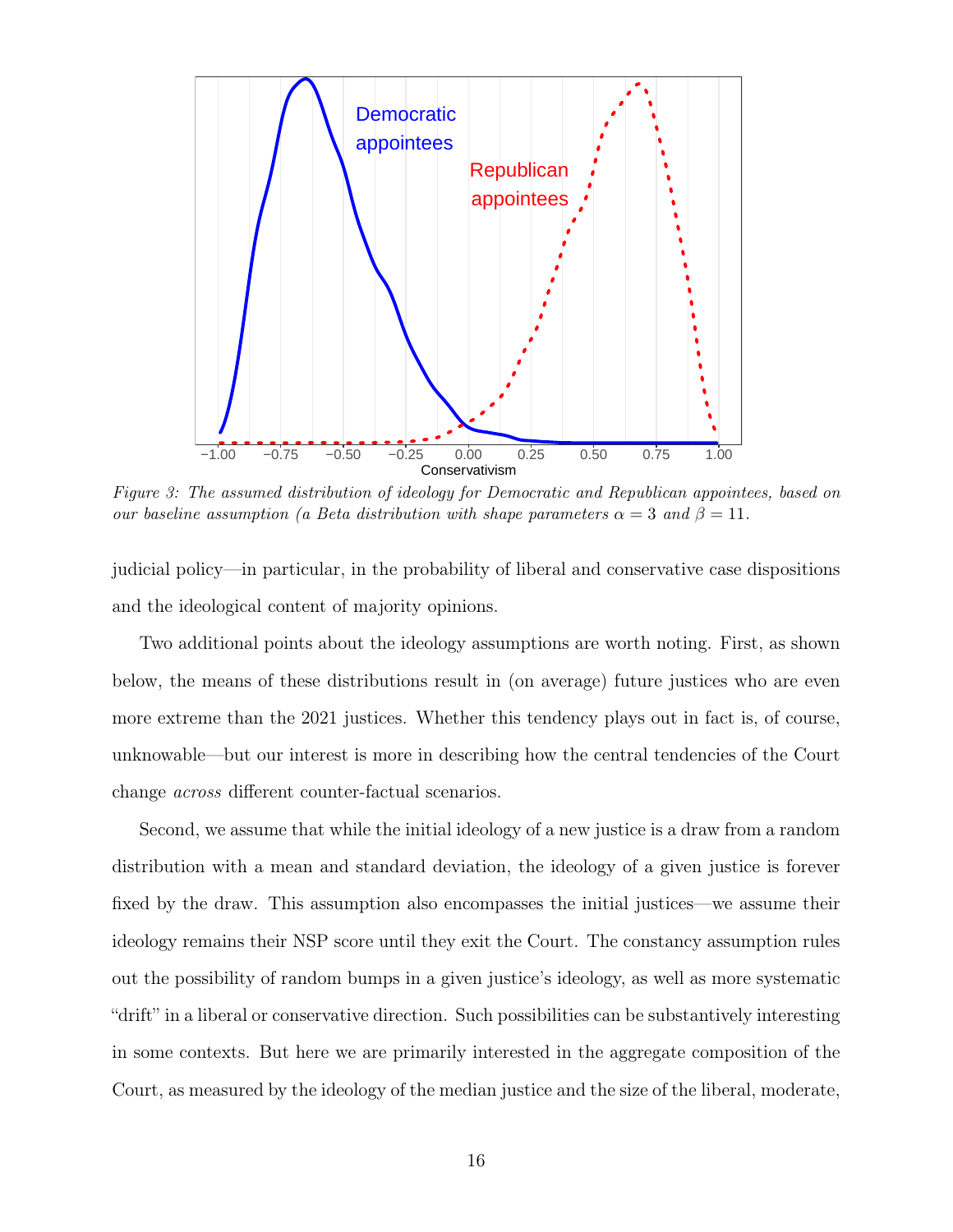*Figure 3: The assumed distribution of ideology for Democratic and Republican appointees, based on our baseline assumption (a Beta distribution with shape parameters $\alpha = 3$ and $\beta = 11$.*

judicial policy—in particular, in the probability of liberal and conservative case dispositions and the ideological content of majority opinions.

Two additional points about the ideology assumptions are worth noting. First, as shown below, the means of these distributions result in (on average) future justices who are even more extreme than the 2021 justices. Whether this tendency plays out in fact is, of course, unknowable—but our interest is more in describing how the central tendencies of the Court change *across* different counter-factual scenarios.

Second, we assume that while the initial ideology of a new justice is a draw from a random distribution with a mean and standard deviation, the ideology of a given justice is forever fixed by the draw. This assumption also encompasses the initial justices—we assume their ideology remains their NSP score until they exit the Court. The constancy assumption rules out the possibility of random bumps in a given justice's ideology, as well as more systematic "drift" in a liberal or conservative direction. Such possibilities can be substantively interesting in some contexts. But here we are primarily interested in the aggregate composition of the Court, as measured by the ideology of the median justice and the size of the liberal, moderate,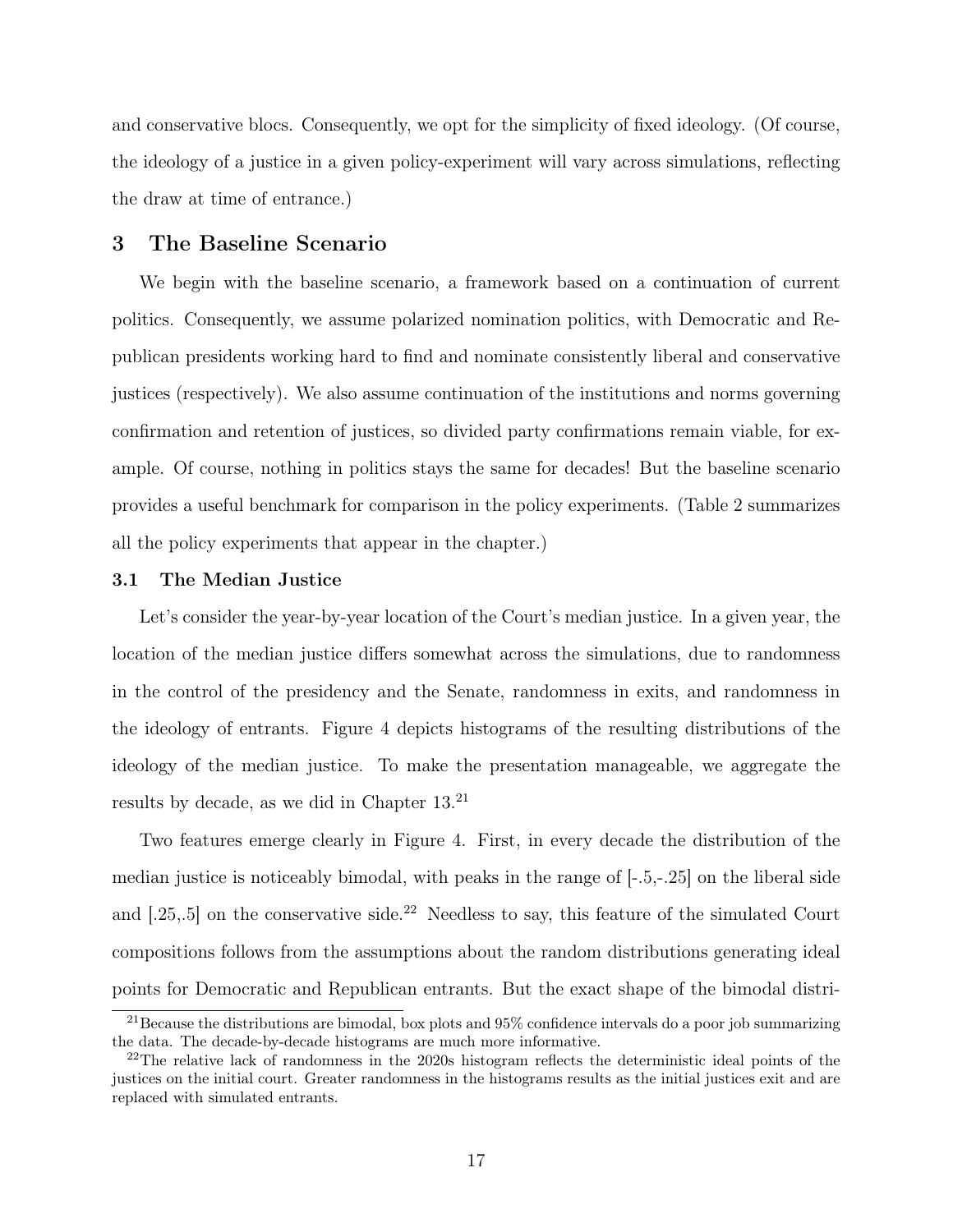and conservative blocs. Consequently, we opt for the simplicity of fixed ideology. (Of course, the ideology of a justice in a given policy-experiment will vary across simulations, reflecting the draw at time of entrance.)

## 3 The Baseline Scenario

We begin with the baseline scenario, a framework based on a continuation of current politics. Consequently, we assume polarized nomination politics, with Democratic and Republican presidents working hard to find and nominate consistently liberal and conservative justices (respectively). We also assume continuation of the institutions and norms governing confirmation and retention of justices, so divided party confirmations remain viable, for example. Of course, nothing in politics stays the same for decades! But the baseline scenario provides a useful benchmark for comparison in the policy experiments. (Table 2 summarizes all the policy experiments that appear in the chapter.)

### 3.1 The Median Justice

Let's consider the year-by-year location of the Court's median justice. In a given year, the location of the median justice differs somewhat across the simulations, due to randomness in the control of the presidency and the Senate, randomness in exits, and randomness in the ideology of entrants. Figure 4 depicts histograms of the resulting distributions of the ideology of the median justice. To make the presentation manageable, we aggregate the results by decade, as we did in Chapter 13.[21]

Two features emerge clearly in Figure 4. First, in every decade the distribution of the median justice is noticeably bimodal, with peaks in the range of [-.5,-.25] on the liberal side and [.25,.5] on the conservative side.[22] Needless to say, this feature of the simulated Court compositions follows from the assumptions about the random distributions generating ideal points for Democratic and Republican entrants. But the exact shape of the bimodal distri-

[21] Because the distributions are bimodal, box plots and 95% confidence intervals do a poor job summarizing the data. The decade-by-decade histograms are much more informative.

[22] The relative lack of randomness in the 2020s histogram reflects the deterministic ideal points of the justices on the initial court. Greater randomness in the histograms results as the initial justices exit and are replaced with simulated entrants.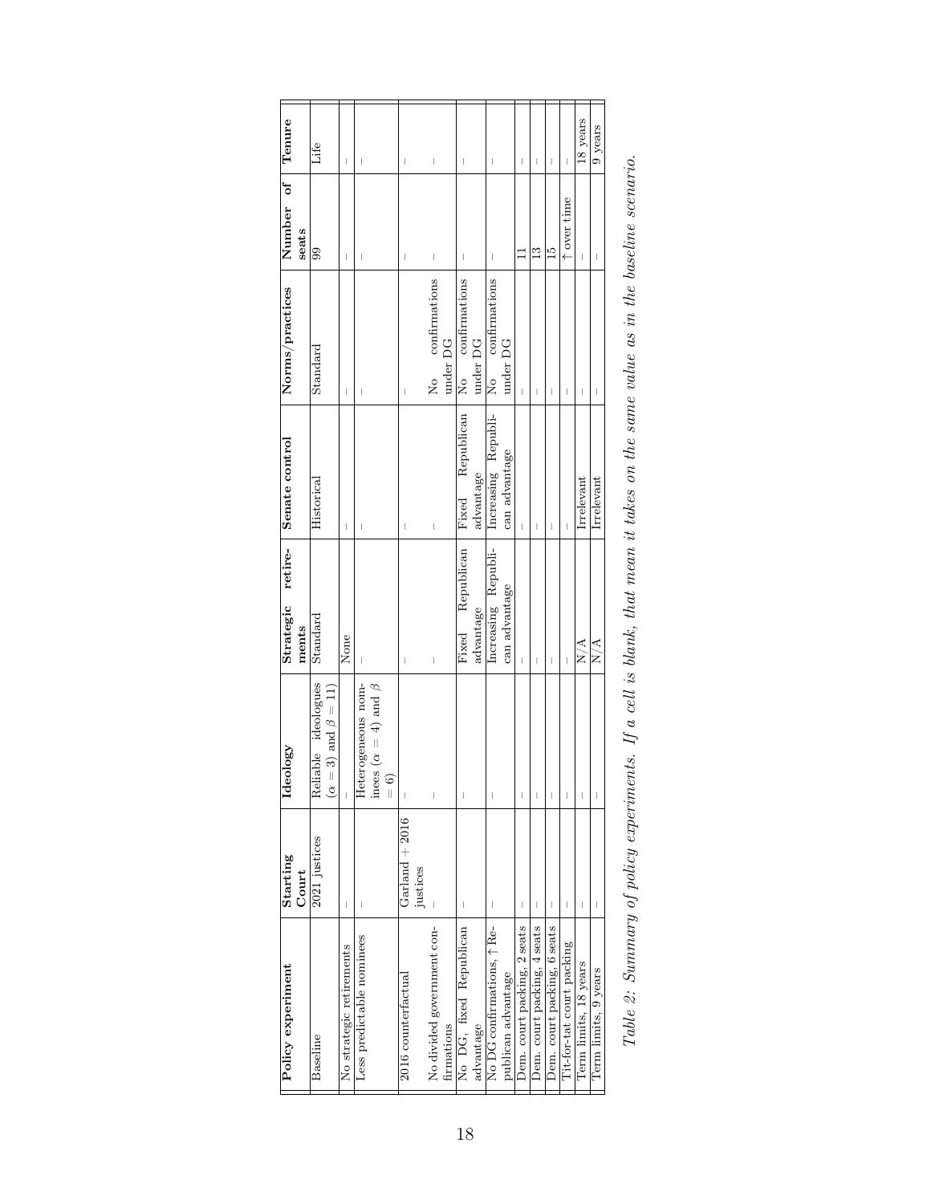| Policy experiment | Starting Court | Ideology | Strategic retirements | Senate control | Norms/practices | Number of seats | Tenure |
|---|---|---|---|---|---|---|---|
| Baseline | 2021 justices | Reliable ideologies ($\alpha = 3$) and $\beta = 11$) | Standard | Historical | Standard | 99 | Life |
| No strategic retirements | – | – | None | – | – | – | – |
| Less predictable nominees | – | Heterogeneous nominees ($\alpha = 4$) and $\beta = 6$) | – | – | – | – | – |
| 2016 counterfactual | Garland + 2016 justices | – | – | – | – | – | – |
| No divided government confirmations | – | – | – | – | No confirmations under DG | – | – |
| No DG, fixed Republican advantage | – | – | Fixed Republican advantage | Fixed Republican advantage | No confirmations under DG | – | – |
| No DG confirmations, ↑Republican advantage | – | – | Increasing Republican advantage | Increasing Republican advantage | No confirmations under DG | – | – |
| Dem. court packing, 2 seats | – | – | – | – | – | 11 | – |
| Dem. court packing, 4 seats | – | – | – | – | – | 13 | – |
| Dem. court packing, 6 seats | – | – | – | – | – | 15 | – |
| Tit-for-tat court packing | – | – | – | – | – | ↑ over time | – |
| Term limits, 18 years | – | – | N/A | Irrelevant | – | – | 18 years |
| Term limits, 9 years | – | – | N/A | Irrelevant | – | – | 9 years |

*Table 2: Summary of policy experiments. If a cell is blank, that mean it takes on the same value as in the baseline scenario.*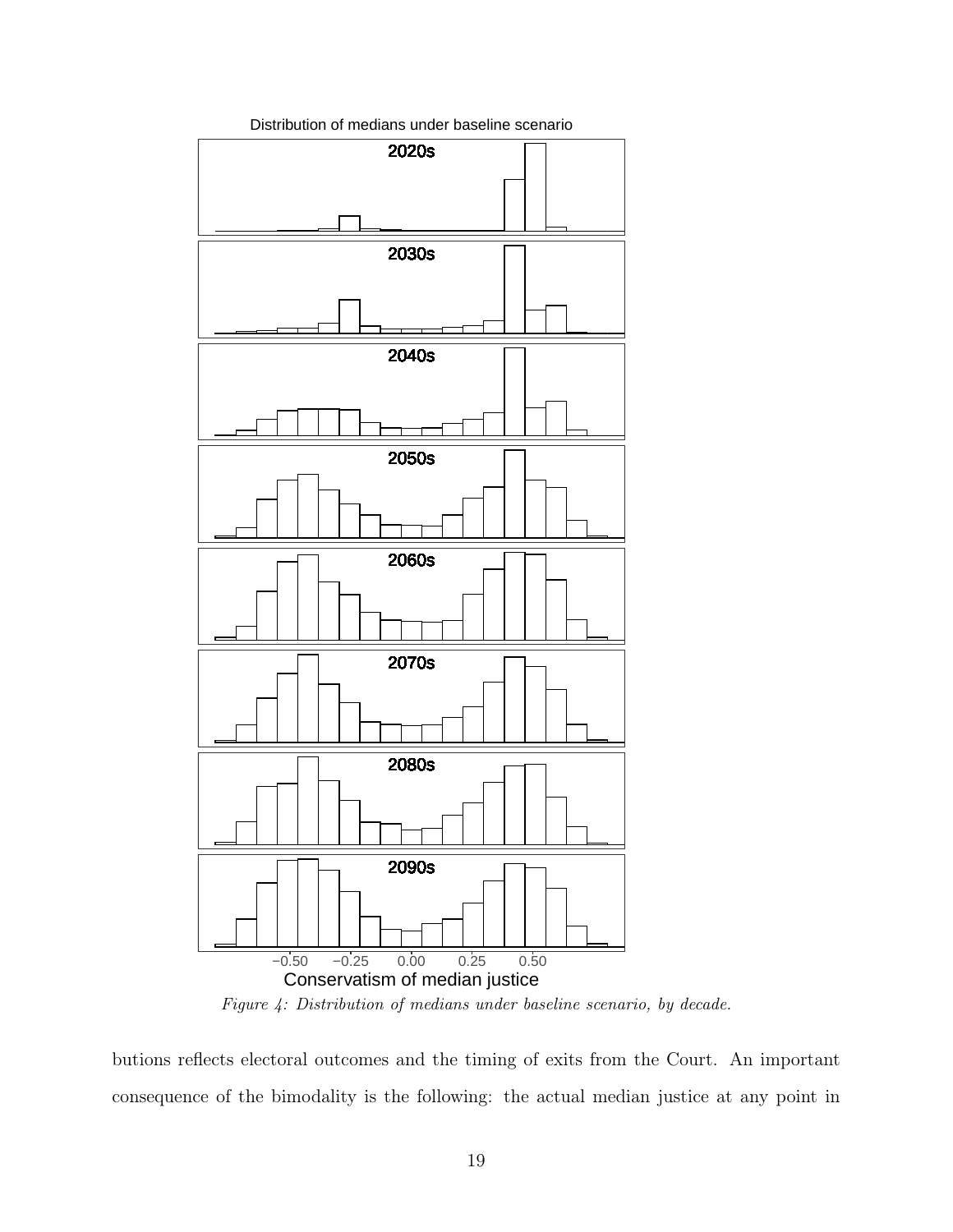*Figure 4: Distribution of medians under baseline scenario, by decade.*

butions reflects electoral outcomes and the timing of exits from the Court. An important consequence of the bimodality is the following: the actual median justice at any point in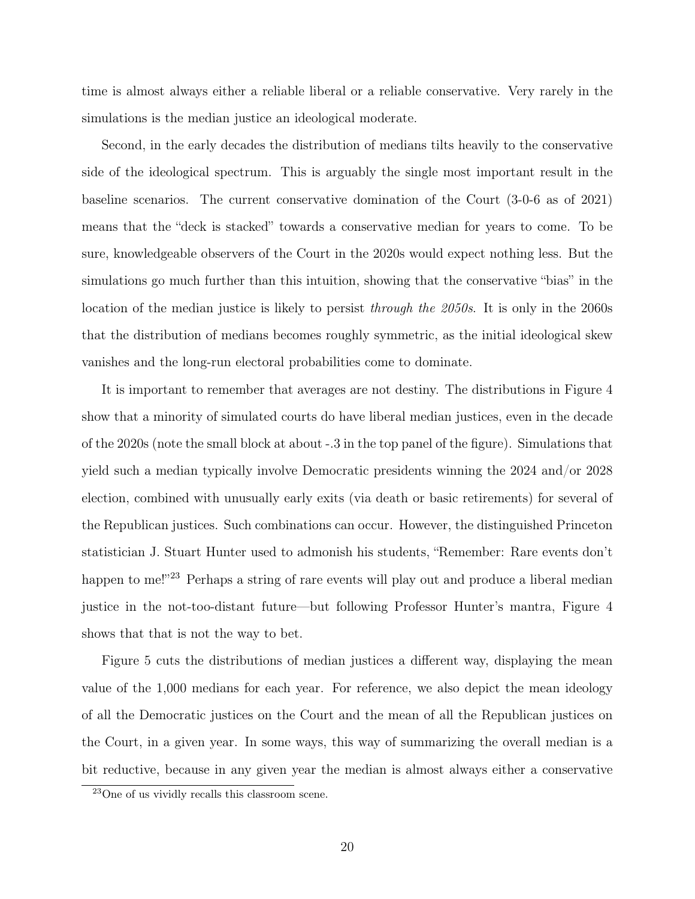time is almost always either a reliable liberal or a reliable conservative. Very rarely in the simulations is the median justice an ideological moderate.

Second, in the early decades the distribution of medians tilts heavily to the conservative side of the ideological spectrum. This is arguably the single most important result in the baseline scenarios. The current conservative domination of the Court (3-0-6 as of 2021) means that the "deck is stacked" towards a conservative median for years to come. To be sure, knowledgeable observers of the Court in the 2020s would expect nothing less. But the simulations go much further than this intuition, showing that the conservative "bias" in the location of the median justice is likely to persist *through the 2050s*. It is only in the 2060s that the distribution of medians becomes roughly symmetric, as the initial ideological skew vanishes and the long-run electoral probabilities come to dominate.

It is important to remember that averages are not destiny. The distributions in Figure 4 show that a minority of simulated courts do have liberal median justices, even in the decade of the 2020s (note the small block at about -.3 in the top panel of the figure). Simulations that yield such a median typically involve Democratic presidents winning the 2024 and/or 2028 election, combined with unusually early exits (via death or basic retirements) for several of the Republican justices. Such combinations can occur. However, the distinguished Princeton statistician J. Stuart Hunter used to admonish his students, "Remember: Rare events don't happen to me!"[23] Perhaps a string of rare events will play out and produce a liberal median justice in the not-too-distant future—but following Professor Hunter's mantra, Figure 4 shows that that is not the way to bet.

Figure 5 cuts the distributions of median justices a different way, displaying the mean value of the 1,000 medians for each year. For reference, we also depict the mean ideology of all the Democratic justices on the Court and the mean of all the Republican justices on the Court, in a given year. In some ways, this way of summarizing the overall median is a bit reductive, because in any given year the median is almost always either a conservative

[23] One of us vividly recalls this classroom scene.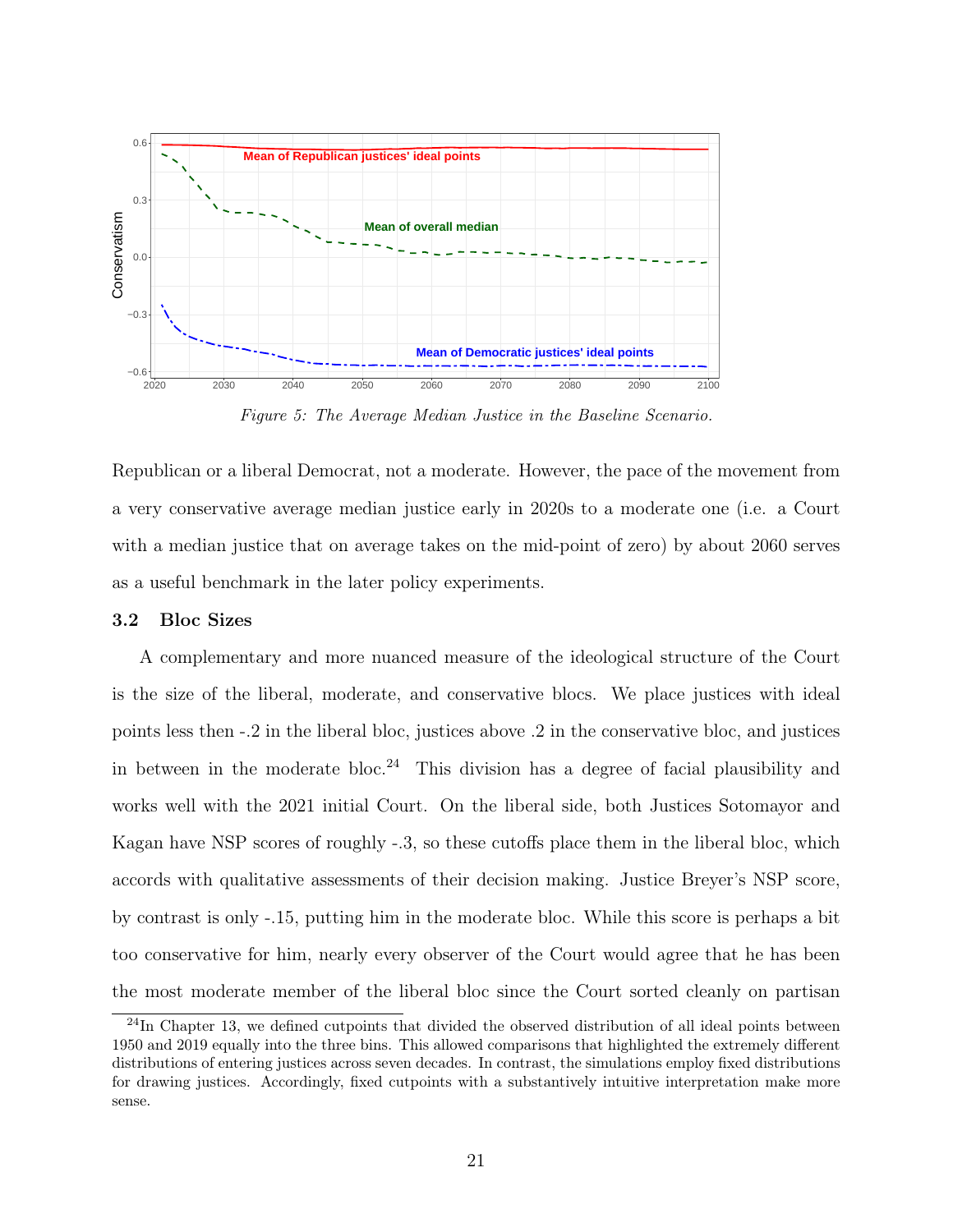Figure 5: The Average Median Justice in the Baseline Scenario.

Republican or a liberal Democrat, not a moderate. However, the pace of the movement from a very conservative average median justice early in 2020s to a moderate one (i.e. a Court with a median justice that on average takes on the mid-point of zero) by about 2060 serves as a useful benchmark in the later policy experiments.

### 3.2 Bloc Sizes

A complementary and more nuanced measure of the ideological structure of the Court is the size of the liberal, moderate, and conservative blocs. We place justices with ideal points less then -.2 in the liberal bloc, justices above .2 in the conservative bloc, and justices in between in the moderate bloc.[24] This division has a degree of facial plausibility and works well with the 2021 initial Court. On the liberal side, both Justices Sotomayor and Kagan have NSP scores of roughly -.3, so these cutoffs place them in the liberal bloc, which accords with qualitative assessments of their decision making. Justice Breyer's NSP score, by contrast is only -.15, putting him in the moderate bloc. While this score is perhaps a bit too conservative for him, nearly every observer of the Court would agree that he has been the most moderate member of the liberal bloc since the Court sorted cleanly on partisan

[24] In Chapter 13, we defined cutpoints that divided the observed distribution of all ideal points between 1950 and 2019 equally into the three bins. This allowed comparisons that highlighted the extremely different distributions of entering justices across seven decades. In contrast, the simulations employ fixed distributions for drawing justices. Accordingly, fixed cutpoints with a substantively intuitive interpretation make more sense.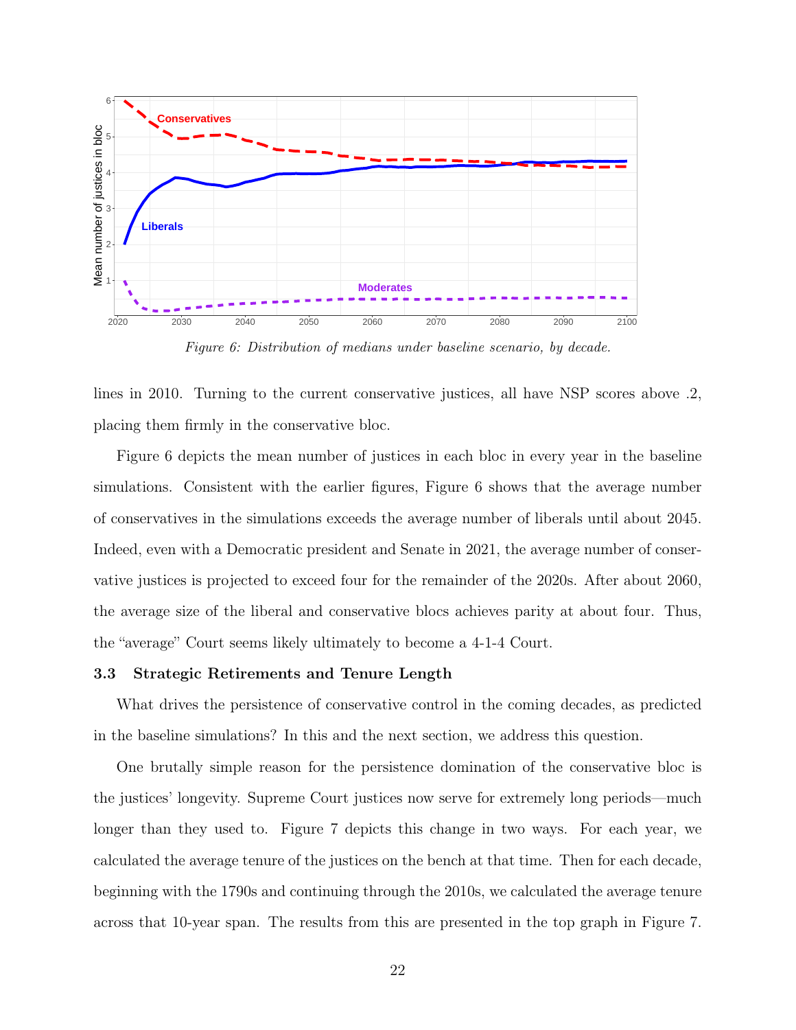*Figure 6: Distribution of medians under baseline scenario, by decade.*

lines in 2010. Turning to the current conservative justices, all have NSP scores above .2, placing them firmly in the conservative bloc.

Figure 6 depicts the mean number of justices in each bloc in every year in the baseline simulations. Consistent with the earlier figures, Figure 6 shows that the average number of conservatives in the simulations exceeds the average number of liberals until about 2045. Indeed, even with a Democratic president and Senate in 2021, the average number of conservative justices is projected to exceed four for the remainder of the 2020s. After about 2060, the average size of the liberal and conservative blocs achieves parity at about four. Thus, the "average" Court seems likely ultimately to become a 4-1-4 Court.

### 3.3 Strategic Retirements and Tenure Length

What drives the persistence of conservative control in the coming decades, as predicted in the baseline simulations? In this and the next section, we address this question.

One brutally simple reason for the persistence domination of the conservative bloc is the justices' longevity. Supreme Court justices now serve for extremely long periods—much longer than they used to. Figure 7 depicts this change in two ways. For each year, we calculated the average tenure of the justices on the bench at that time. Then for each decade, beginning with the 1790s and continuing through the 2010s, we calculated the average tenure across that 10-year span. The results from this are presented in the top graph in Figure 7.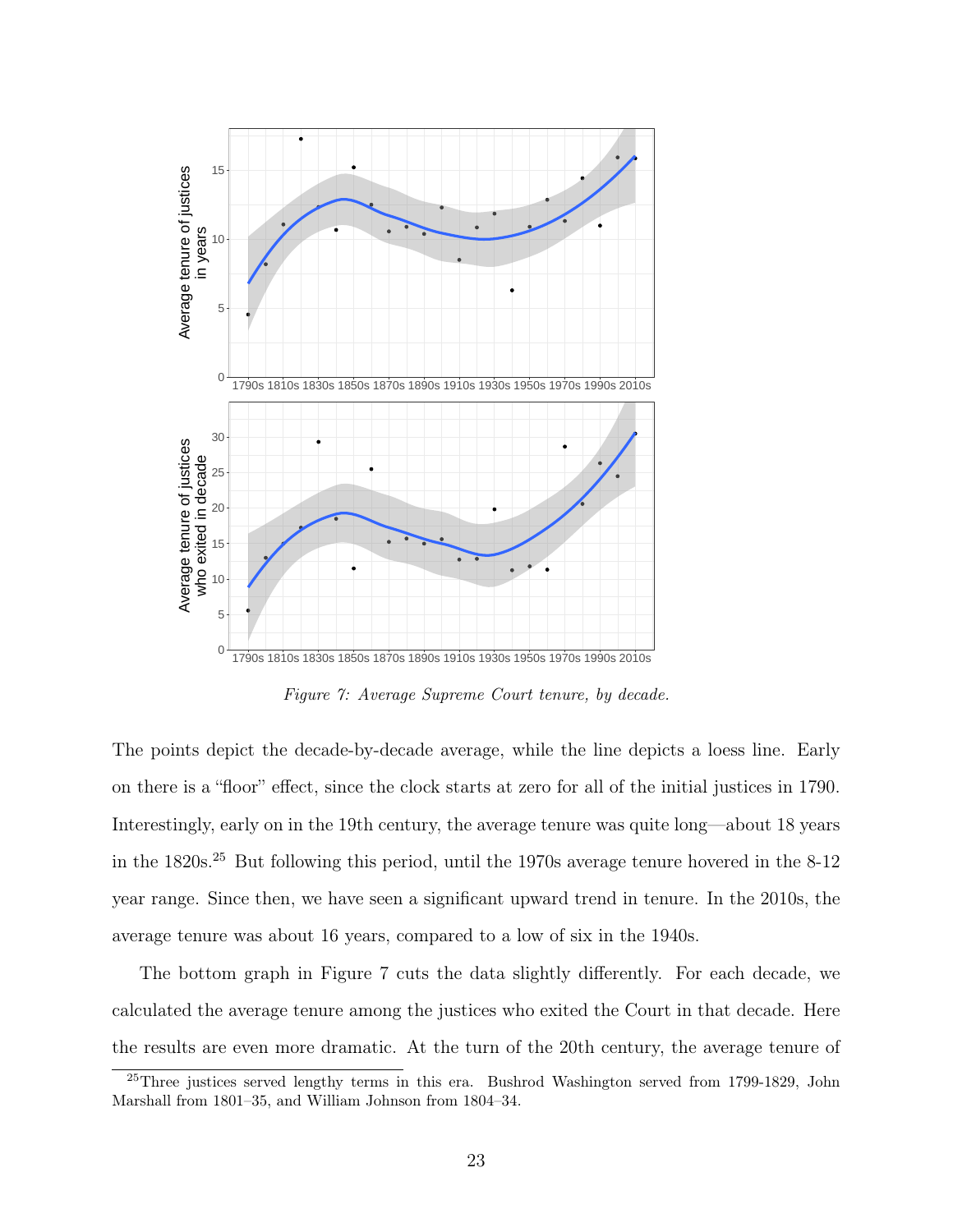*Figure 7: Average Supreme Court tenure, by decade.*

The points depict the decade-by-decade average, while the line depicts a loess line. Early on there is a "floor" effect, since the clock starts at zero for all of the initial justices in 1790. Interestingly, early on in the 19th century, the average tenure was quite long—about 18 years in the 1820s.[25] But following this period, until the 1970s average tenure hovered in the 8-12 year range. Since then, we have seen a significant upward trend in tenure. In the 2010s, the average tenure was about 16 years, compared to a low of six in the 1940s.

The bottom graph in Figure 7 cuts the data slightly differently. For each decade, we calculated the average tenure among the justices who exited the Court in that decade. Here the results are even more dramatic. At the turn of the 20th century, the average tenure of

[25] Three justices served lengthy terms in this era. Bushrod Washington served from 1799-1829, John Marshall from 1801–35, and William Johnson from 1804–34.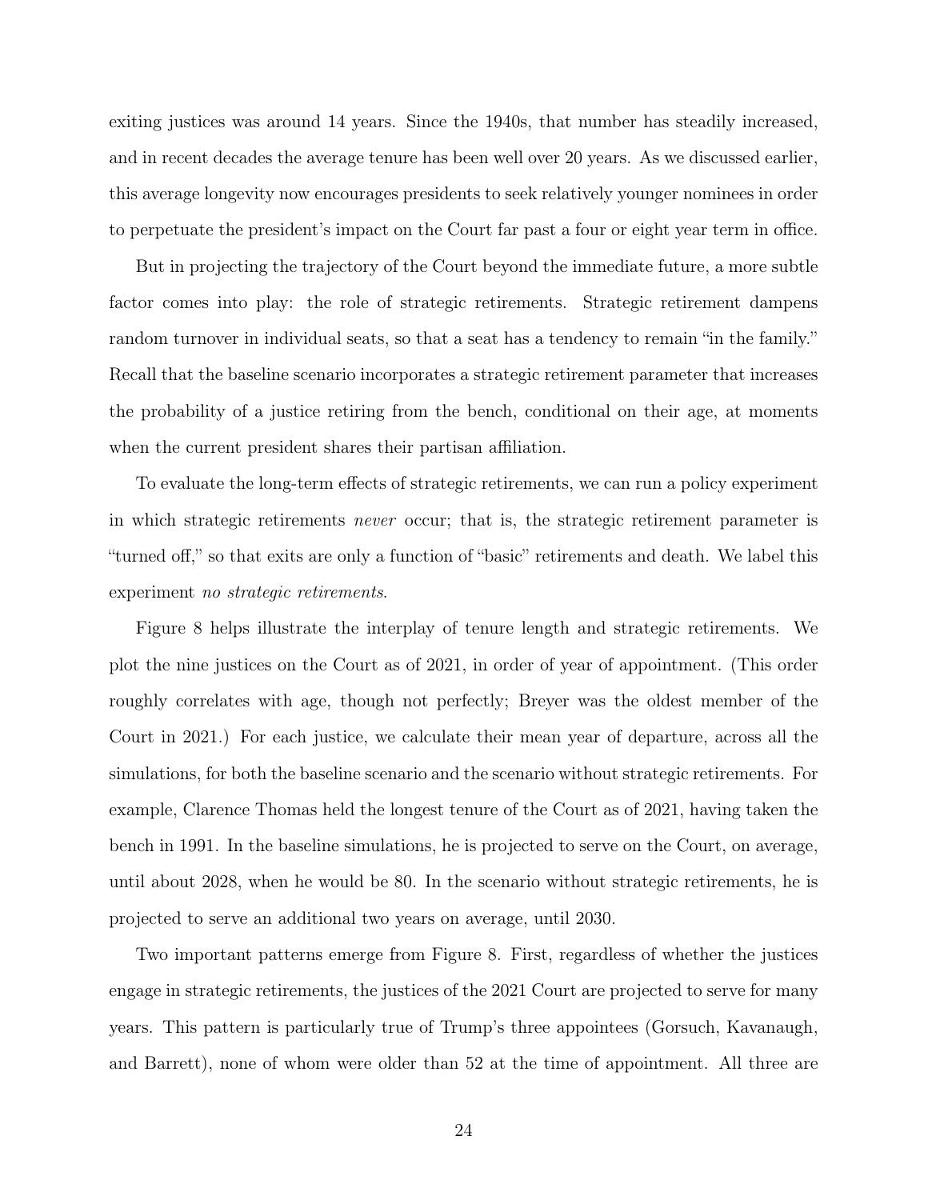exiting justices was around 14 years. Since the 1940s, that number has steadily increased, and in recent decades the average tenure has been well over 20 years. As we discussed earlier, this average longevity now encourages presidents to seek relatively younger nominees in order to perpetuate the president's impact on the Court far past a four or eight year term in office.

But in projecting the trajectory of the Court beyond the immediate future, a more subtle factor comes into play: the role of strategic retirements. Strategic retirement dampens random turnover in individual seats, so that a seat has a tendency to remain "in the family." Recall that the baseline scenario incorporates a strategic retirement parameter that increases the probability of a justice retiring from the bench, conditional on their age, at moments when the current president shares their partisan affiliation.

To evaluate the long-term effects of strategic retirements, we can run a policy experiment in which strategic retirements *never* occur; that is, the strategic retirement parameter is "turned off," so that exits are only a function of "basic" retirements and death. We label this experiment *no strategic retirements*.

Figure 8 helps illustrate the interplay of tenure length and strategic retirements. We plot the nine justices on the Court as of 2021, in order of year of appointment. (This order roughly correlates with age, though not perfectly; Breyer was the oldest member of the Court in 2021.) For each justice, we calculate their mean year of departure, across all the simulations, for both the baseline scenario and the scenario without strategic retirements. For example, Clarence Thomas held the longest tenure of the Court as of 2021, having taken the bench in 1991. In the baseline simulations, he is projected to serve on the Court, on average, until about 2028, when he would be 80. In the scenario without strategic retirements, he is projected to serve an additional two years on average, until 2030.

Two important patterns emerge from Figure 8. First, regardless of whether the justices engage in strategic retirements, the justices of the 2021 Court are projected to serve for many years. This pattern is particularly true of Trump's three appointees (Gorsuch, Kavanaugh, and Barrett), none of whom were older than 52 at the time of appointment. All three are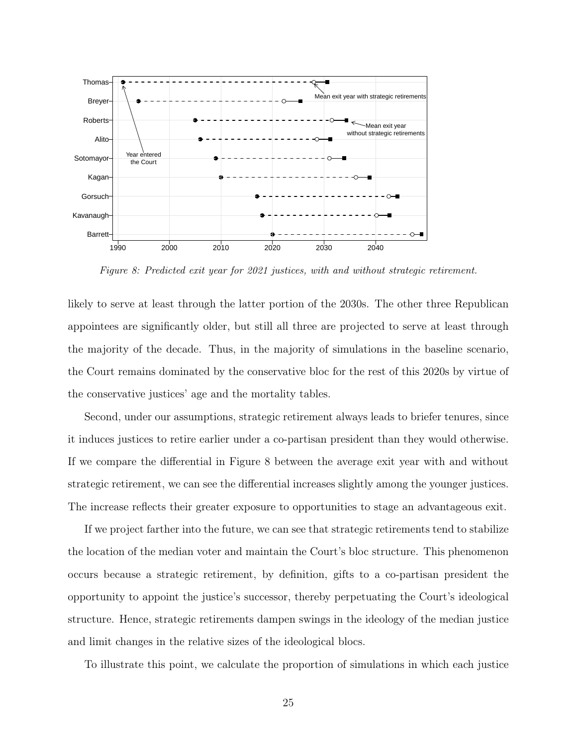*Figure 8: Predicted exit year for 2021 justices, with and without strategic retirement.*

likely to serve at least through the latter portion of the 2030s. The other three Republican appointees are significantly older, but still all three are projected to serve at least through the majority of the decade. Thus, in the majority of simulations in the baseline scenario, the Court remains dominated by the conservative bloc for the rest of this 2020s by virtue of the conservative justices' age and the mortality tables.

Second, under our assumptions, strategic retirement always leads to briefer tenures, since it induces justices to retire earlier under a co-partisan president than they would otherwise. If we compare the differential in Figure 8 between the average exit year with and without strategic retirement, we can see the differential increases slightly among the younger justices. The increase reflects their greater exposure to opportunities to stage an advantageous exit.

If we project farther into the future, we can see that strategic retirements tend to stabilize the location of the median voter and maintain the Court's bloc structure. This phenomenon occurs because a strategic retirement, by definition, gifts to a co-partisan president the opportunity to appoint the justice's successor, thereby perpetuating the Court's ideological structure. Hence, strategic retirements dampen swings in the ideology of the median justice and limit changes in the relative sizes of the ideological blocs.

To illustrate this point, we calculate the proportion of simulations in which each justice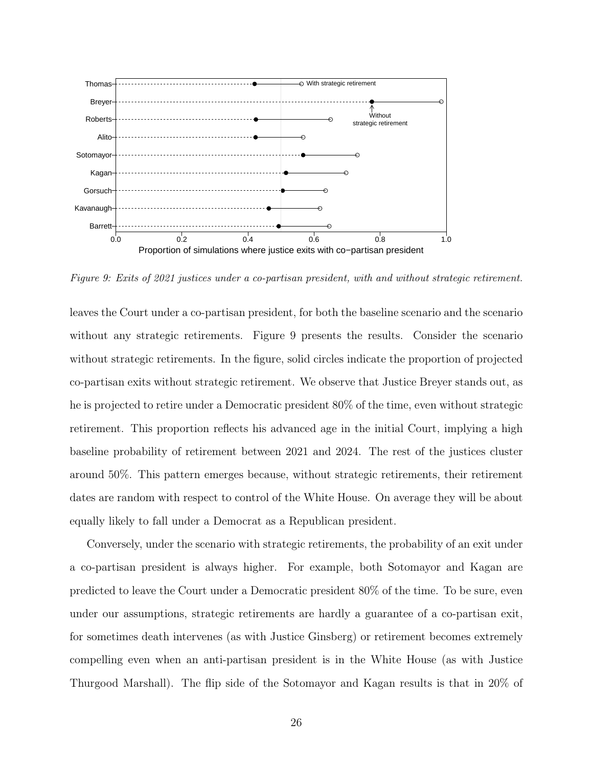*Figure 9: Exits of 2021 justices under a co-partisan president, with and without strategic retirement.*

leaves the Court under a co-partisan president, for both the baseline scenario and the scenario without any strategic retirements. Figure 9 presents the results. Consider the scenario without strategic retirements. In the figure, solid circles indicate the proportion of projected co-partisan exits without strategic retirement. We observe that Justice Breyer stands out, as he is projected to retire under a Democratic president 80% of the time, even without strategic retirement. This proportion reflects his advanced age in the initial Court, implying a high baseline probability of retirement between 2021 and 2024. The rest of the justices cluster around 50%. This pattern emerges because, without strategic retirements, their retirement dates are random with respect to control of the White House. On average they will be about equally likely to fall under a Democrat as a Republican president.

Conversely, under the scenario with strategic retirements, the probability of an exit under a co-partisan president is always higher. For example, both Sotomayor and Kagan are predicted to leave the Court under a Democratic president 80% of the time. To be sure, even under our assumptions, strategic retirements are hardly a guarantee of a co-partisan exit, for sometimes death intervenes (as with Justice Ginsberg) or retirement becomes extremely compelling even when an anti-partisan president is in the White House (as with Justice Thurgood Marshall). The flip side of the Sotomayor and Kagan results is that in 20% of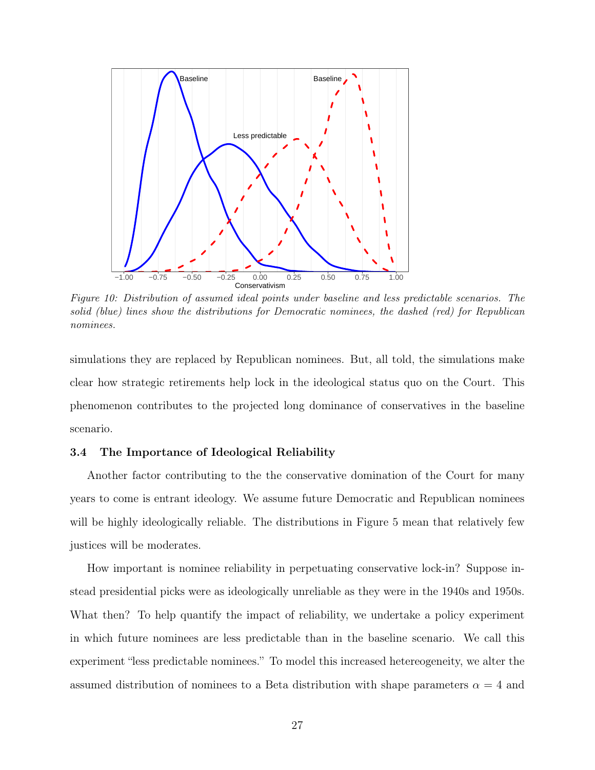Figure 10: Distribution of assumed ideal points under baseline and less predictable scenarios. The solid (blue) lines show the distributions for Democratic nominees, the dashed (red) for Republican nominees.

simulations they are replaced by Republican nominees. But, all told, the simulations make clear how strategic retirements help lock in the ideological status quo on the Court. This phenomenon contributes to the projected long dominance of conservatives in the baseline scenario.

### 3.4 The Importance of Ideological Reliability

Another factor contributing to the the conservative domination of the Court for many years to come is entrant ideology. We assume future Democratic and Republican nominees will be highly ideologically reliable. The distributions in Figure 5 mean that relatively few justices will be moderates.

How important is nominee reliability in perpetuating conservative lock-in? Suppose instead presidential picks were as ideologically unreliable as they were in the 1940s and 1950s. What then? To help quantify the impact of reliability, we undertake a policy experiment in which future nominees are less predictable than in the baseline scenario. We call this experiment "less predictable nominees." To model this increased hetereogeneity, we alter the assumed distribution of nominees to a Beta distribution with shape parameters $\alpha = 4$ and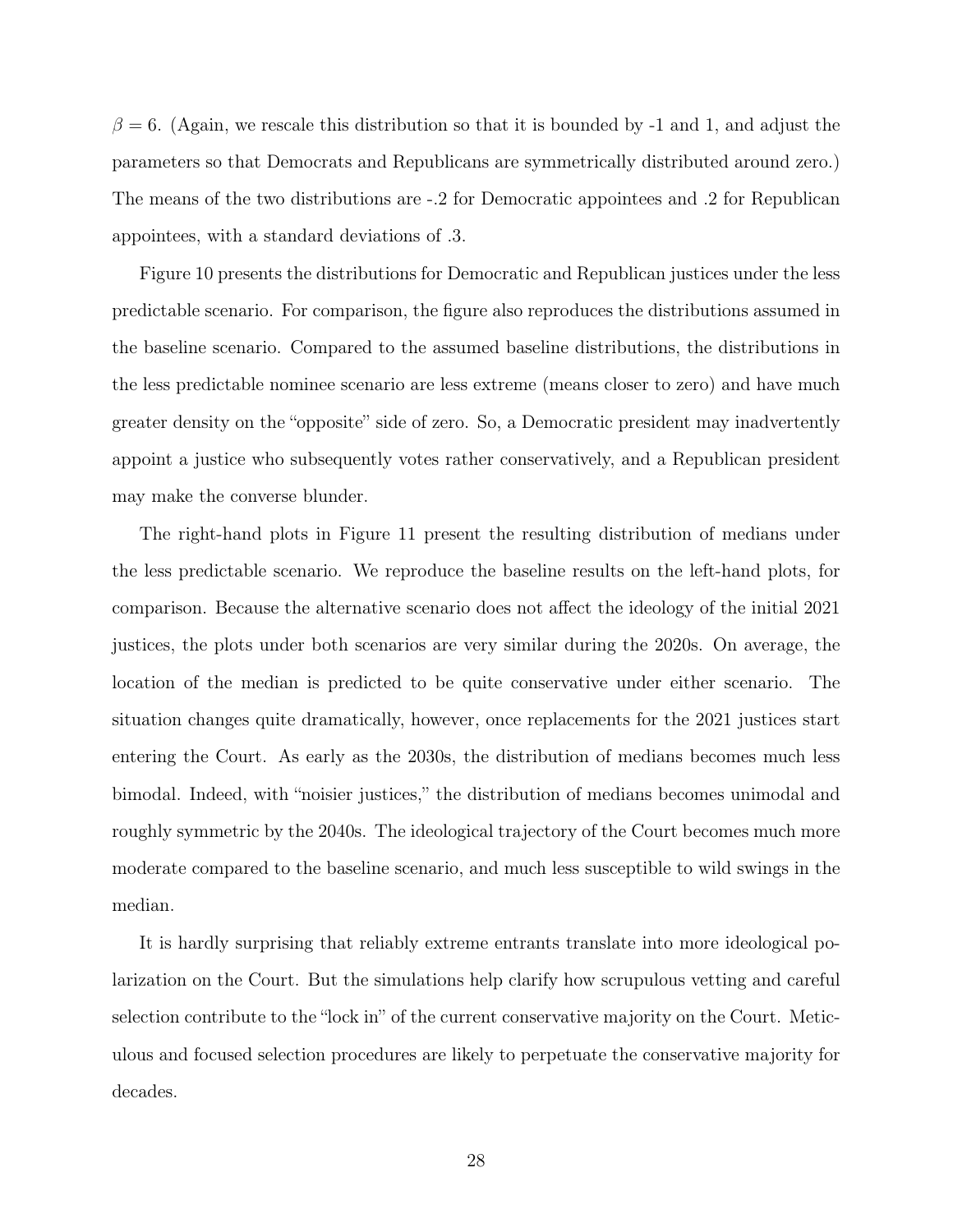$\beta = 6$. (Again, we rescale this distribution so that it is bounded by -1 and 1, and adjust the parameters so that Democrats and Republicans are symmetrically distributed around zero.) The means of the two distributions are -.2 for Democratic appointees and .2 for Republican appointees, with a standard deviations of .3.

Figure 10 presents the distributions for Democratic and Republican justices under the less predictable scenario. For comparison, the figure also reproduces the distributions assumed in the baseline scenario. Compared to the assumed baseline distributions, the distributions in the less predictable nominee scenario are less extreme (means closer to zero) and have much greater density on the "opposite" side of zero. So, a Democratic president may inadvertently appoint a justice who subsequently votes rather conservatively, and a Republican president may make the converse blunder.

The right-hand plots in Figure 11 present the resulting distribution of medians under the less predictable scenario. We reproduce the baseline results on the left-hand plots, for comparison. Because the alternative scenario does not affect the ideology of the initial 2021 justices, the plots under both scenarios are very similar during the 2020s. On average, the location of the median is predicted to be quite conservative under either scenario. The situation changes quite dramatically, however, once replacements for the 2021 justices start entering the Court. As early as the 2030s, the distribution of medians becomes much less bimodal. Indeed, with "noisier justices," the distribution of medians becomes unimodal and roughly symmetric by the 2040s. The ideological trajectory of the Court becomes much more moderate compared to the baseline scenario, and much less susceptible to wild swings in the median.

It is hardly surprising that reliably extreme entrants translate into more ideological polarization on the Court. But the simulations help clarify how scrupulous vetting and careful selection contribute to the "lock in" of the current conservative majority on the Court. Meticulous and focused selection procedures are likely to perpetuate the conservative majority for decades.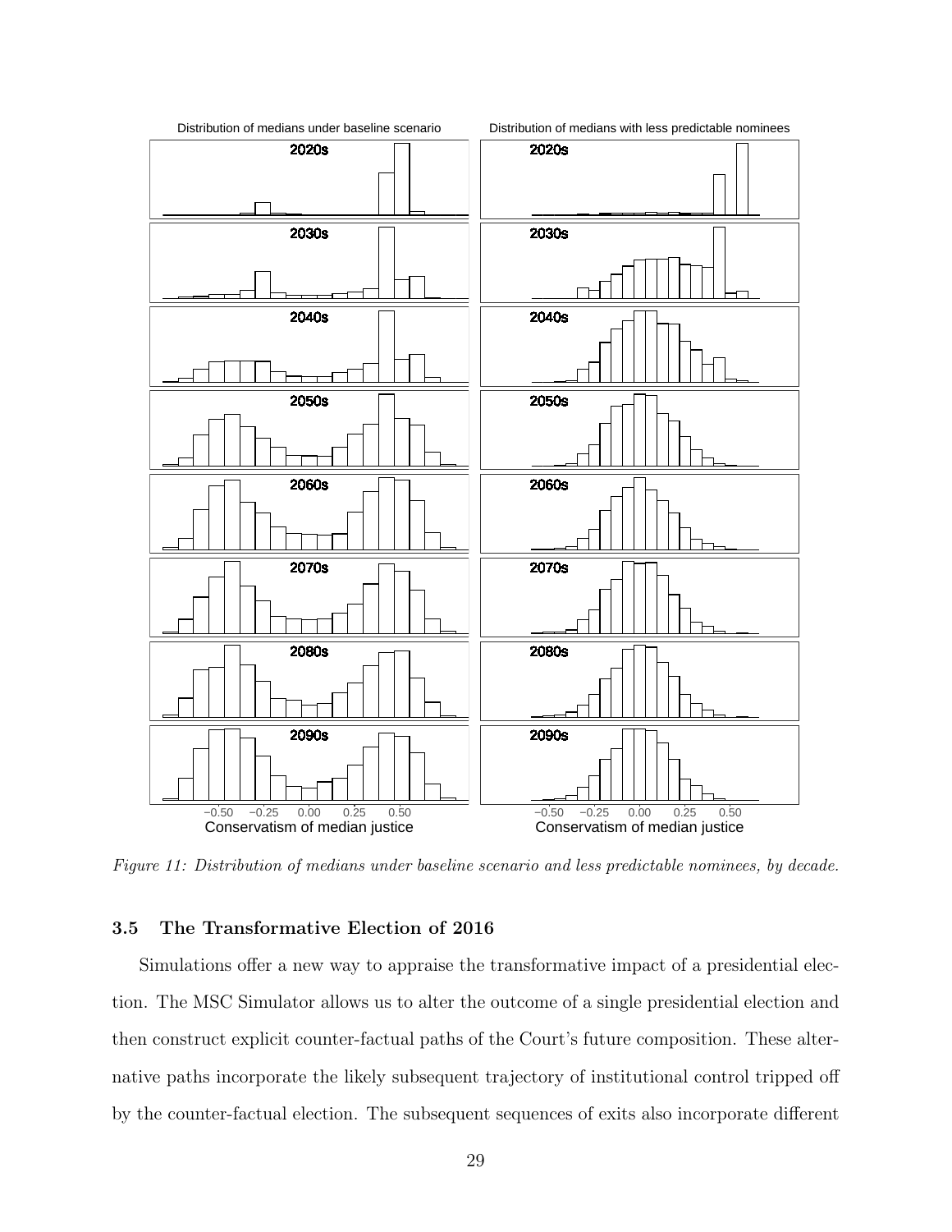*Figure 11: Distribution of medians under baseline scenario and less predictable nominees, by decade.*

### 3.5 The Transformative Election of 2016

Simulations offer a new way to appraise the transformative impact of a presidential election. The MSC Simulator allows us to alter the outcome of a single presidential election and then construct explicit counter-factual paths of the Court's future composition. These alternative paths incorporate the likely subsequent trajectory of institutional control tripped off by the counter-factual election. The subsequent sequences of exits also incorporate different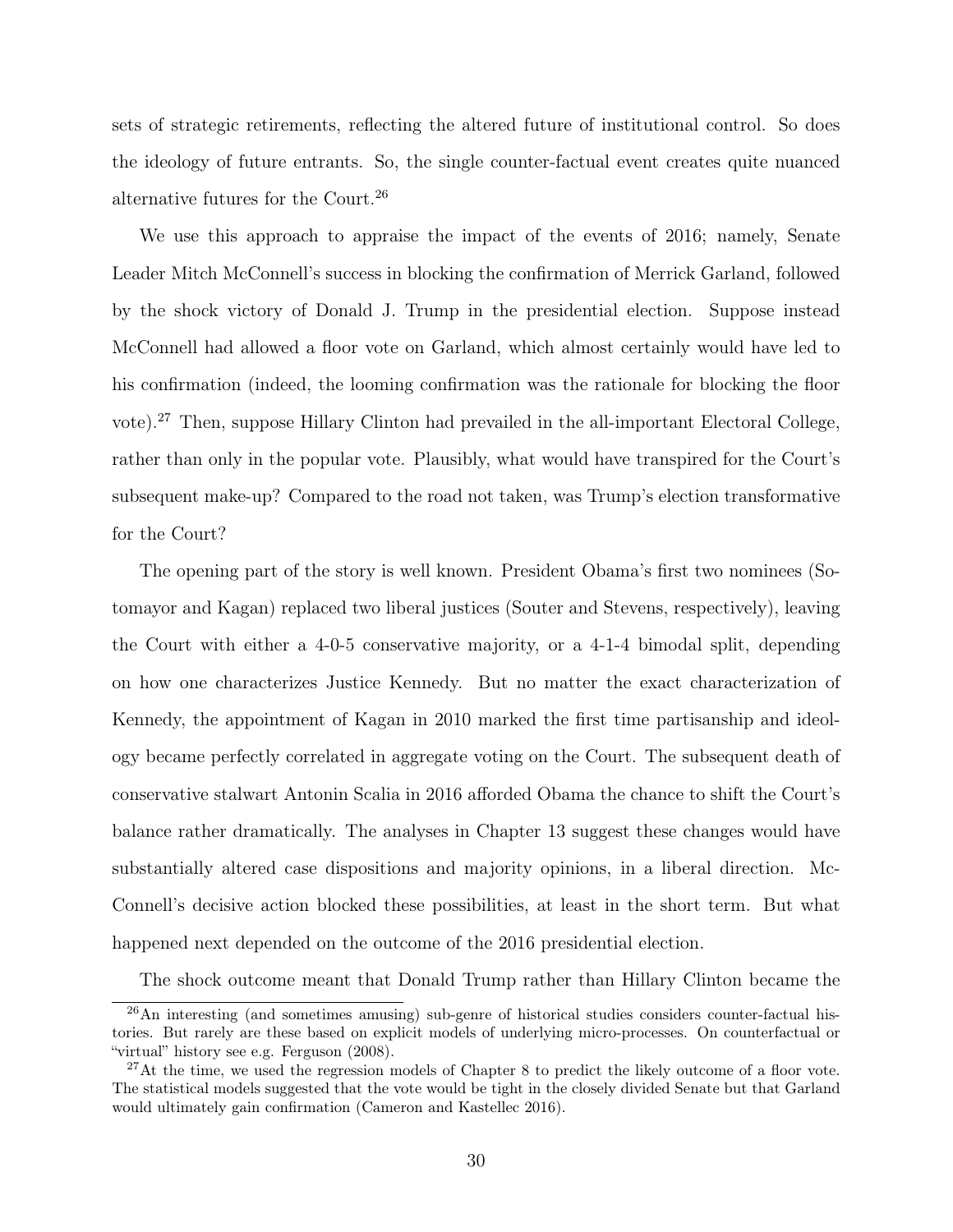sets of strategic retirements, reflecting the altered future of institutional control. So does the ideology of future entrants. So, the single counter-factual event creates quite nuanced alternative futures for the Court.[26]

We use this approach to appraise the impact of the events of 2016; namely, Senate Leader Mitch McConnell's success in blocking the confirmation of Merrick Garland, followed by the shock victory of Donald J. Trump in the presidential election. Suppose instead McConnell had allowed a floor vote on Garland, which almost certainly would have led to his confirmation (indeed, the looming confirmation was the rationale for blocking the floor vote).[27] Then, suppose Hillary Clinton had prevailed in the all-important Electoral College, rather than only in the popular vote. Plausibly, what would have transpired for the Court's subsequent make-up? Compared to the road not taken, was Trump's election transformative for the Court?

The opening part of the story is well known. President Obama's first two nominees (Sotomayor and Kagan) replaced two liberal justices (Souter and Stevens, respectively), leaving the Court with either a 4-0-5 conservative majority, or a 4-1-4 bimodal split, depending on how one characterizes Justice Kennedy. But no matter the exact characterization of Kennedy, the appointment of Kagan in 2010 marked the first time partisanship and ideology became perfectly correlated in aggregate voting on the Court. The subsequent death of conservative stalwart Antonin Scalia in 2016 afforded Obama the chance to shift the Court's balance rather dramatically. The analyses in Chapter 13 suggest these changes would have substantially altered case dispositions and majority opinions, in a liberal direction. McConnell's decisive action blocked these possibilities, at least in the short term. But what happened next depended on the outcome of the 2016 presidential election.

The shock outcome meant that Donald Trump rather than Hillary Clinton became the

[26] An interesting (and sometimes amusing) sub-genre of historical studies considers counter-factual histories. But rarely are these based on explicit models of underlying micro-processes. On counterfactual or "virtual" history see e.g. Ferguson (2008).

[27] At the time, we used the regression models of Chapter 8 to predict the likely outcome of a floor vote. The statistical models suggested that the vote would be tight in the closely divided Senate but that Garland would ultimately gain confirmation (Cameron and Kastellec 2016).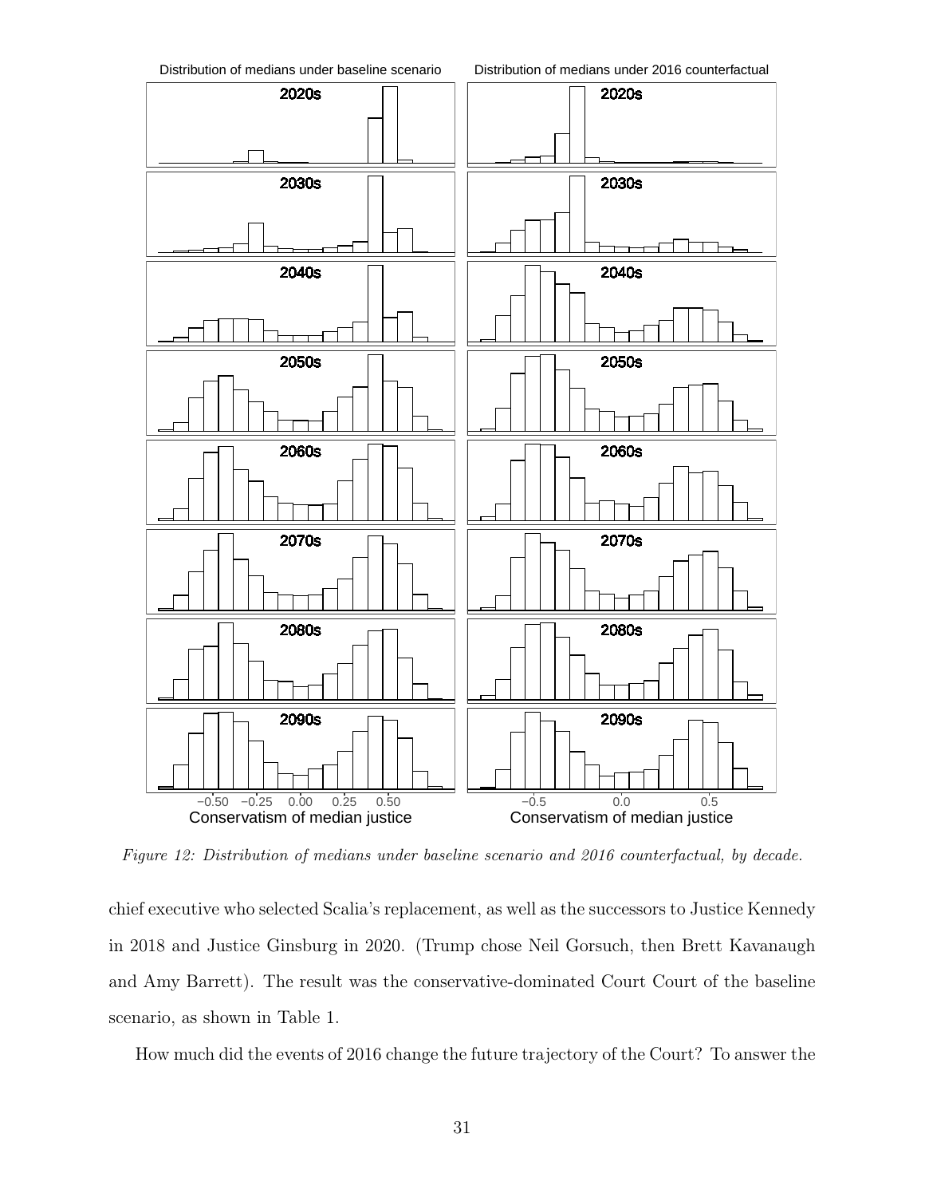*Figure 12: Distribution of medians under baseline scenario and 2016 counterfactual, by decade.*

chief executive who selected Scalia's replacement, as well as the successors to Justice Kennedy in 2018 and Justice Ginsburg in 2020. (Trump chose Neil Gorsuch, then Brett Kavanaugh and Amy Barrett). The result was the conservative-dominated Court Court of the baseline scenario, as shown in Table 1.

How much did the events of 2016 change the future trajectory of the Court? To answer the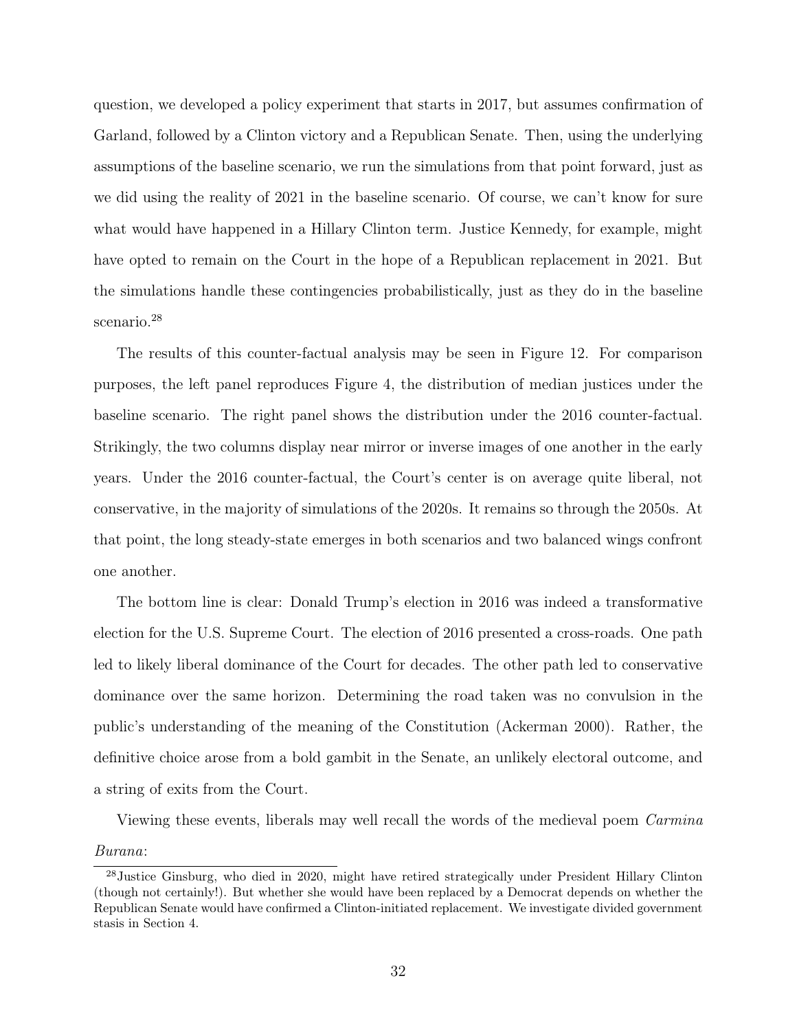question, we developed a policy experiment that starts in 2017, but assumes confirmation of Garland, followed by a Clinton victory and a Republican Senate. Then, using the underlying assumptions of the baseline scenario, we run the simulations from that point forward, just as we did using the reality of 2021 in the baseline scenario. Of course, we can't know for sure what would have happened in a Hillary Clinton term. Justice Kennedy, for example, might have opted to remain on the Court in the hope of a Republican replacement in 2021. But the simulations handle these contingencies probabilistically, just as they do in the baseline scenario.[28]

The results of this counter-factual analysis may be seen in Figure 12. For comparison purposes, the left panel reproduces Figure 4, the distribution of median justices under the baseline scenario. The right panel shows the distribution under the 2016 counter-factual. Strikingly, the two columns display near mirror or inverse images of one another in the early years. Under the 2016 counter-factual, the Court's center is on average quite liberal, not conservative, in the majority of simulations of the 2020s. It remains so through the 2050s. At that point, the long steady-state emerges in both scenarios and two balanced wings confront one another.

The bottom line is clear: Donald Trump's election in 2016 was indeed a transformative election for the U.S. Supreme Court. The election of 2016 presented a cross-roads. One path led to likely liberal dominance of the Court for decades. The other path led to conservative dominance over the same horizon. Determining the road taken was no convulsion in the public's understanding of the meaning of the Constitution (Ackerman 2000). Rather, the definitive choice arose from a bold gambit in the Senate, an unlikely electoral outcome, and a string of exits from the Court.

Viewing these events, liberals may well recall the words of the medieval poem *Carmina Burana*:

[28] Justice Ginsburg, who died in 2020, might have retired strategically under President Hillary Clinton (though not certainly!). But whether she would have been replaced by a Democrat depends on whether the Republican Senate would have confirmed a Clinton-initiated replacement. We investigate divided government stasis in Section 4.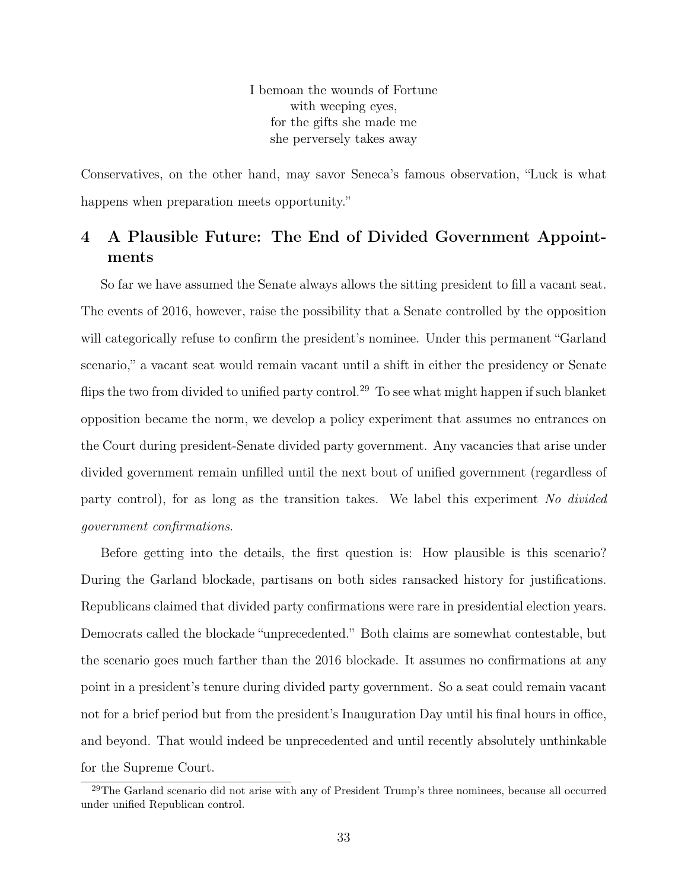I bemoan the wounds of Fortune  
with weeping eyes,  
for the gifts she made me  
she perversely takes away

Conservatives, on the other hand, may savor Seneca's famous observation, "Luck is what happens when preparation meets opportunity."

## 4 A Plausible Future: The End of Divided Government Appointments

So far we have assumed the Senate always allows the sitting president to fill a vacant seat. The events of 2016, however, raise the possibility that a Senate controlled by the opposition will categorically refuse to confirm the president's nominee. Under this permanent "Garland scenario," a vacant seat would remain vacant until a shift in either the presidency or Senate flips the two from divided to unified party control.[29] To see what might happen if such blanket opposition became the norm, we develop a policy experiment that assumes no entrances on the Court during president-Senate divided party government. Any vacancies that arise under divided government remain unfilled until the next bout of unified government (regardless of party control), for as long as the transition takes. We label this experiment *No divided government confirmations*.

Before getting into the details, the first question is: How plausible is this scenario? During the Garland blockade, partisans on both sides ransacked history for justifications. Republicans claimed that divided party confirmations were rare in presidential election years. Democrats called the blockade "unprecedented." Both claims are somewhat contestable, but the scenario goes much farther than the 2016 blockade. It assumes no confirmations at any point in a president's tenure during divided party government. So a seat could remain vacant not for a brief period but from the president's Inauguration Day until his final hours in office, and beyond. That would indeed be unprecedented and until recently absolutely unthinkable for the Supreme Court.

[29] The Garland scenario did not arise with any of President Trump's three nominees, because all occurred under unified Republican control.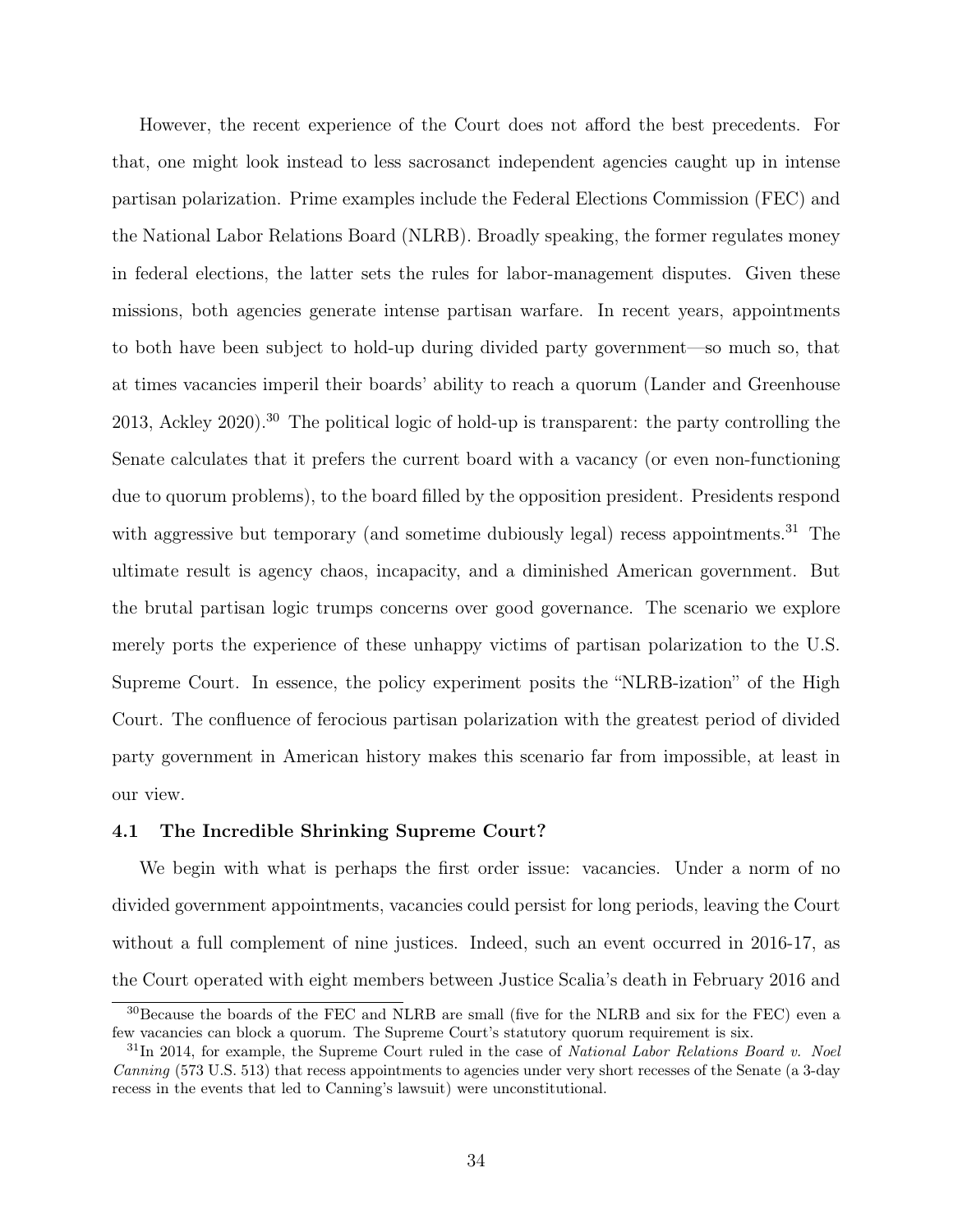However, the recent experience of the Court does not afford the best precedents. For that, one might look instead to less sacrosanct independent agencies caught up in intense partisan polarization. Prime examples include the Federal Elections Commission (FEC) and the National Labor Relations Board (NLRB). Broadly speaking, the former regulates money in federal elections, the latter sets the rules for labor-management disputes. Given these missions, both agencies generate intense partisan warfare. In recent years, appointments to both have been subject to hold-up during divided party government—so much so, that at times vacancies imperil their boards' ability to reach a quorum (Lander and Greenhouse 2013, Ackley 2020).[30] The political logic of hold-up is transparent: the party controlling the Senate calculates that it prefers the current board with a vacancy (or even non-functioning due to quorum problems), to the board filled by the opposition president. Presidents respond with aggressive but temporary (and sometime dubiously legal) recess appointments.[31] The ultimate result is agency chaos, incapacity, and a diminished American government. But the brutal partisan logic trumps concerns over good governance. The scenario we explore merely ports the experience of these unhappy victims of partisan polarization to the U.S. Supreme Court. In essence, the policy experiment posits the "NLRB-ization" of the High Court. The confluence of ferocious partisan polarization with the greatest period of divided party government in American history makes this scenario far from impossible, at least in our view.

### 4.1 The Incredible Shrinking Supreme Court?

We begin with what is perhaps the first order issue: vacancies. Under a norm of no divided government appointments, vacancies could persist for long periods, leaving the Court without a full complement of nine justices. Indeed, such an event occurred in 2016-17, as the Court operated with eight members between Justice Scalia's death in February 2016 and

---

[30] Because the boards of the FEC and NLRB are small (five for the NLRB and six for the FEC) even a few vacancies can block a quorum. The Supreme Court's statutory quorum requirement is six.

[31] In 2014, for example, the Supreme Court ruled in the case of *National Labor Relations Board v. Noel Canning* (573 U.S. 513) that recess appointments to agencies under very short recesses of the Senate (a 3-day recess in the events that led to Canning's lawsuit) were unconstitutional.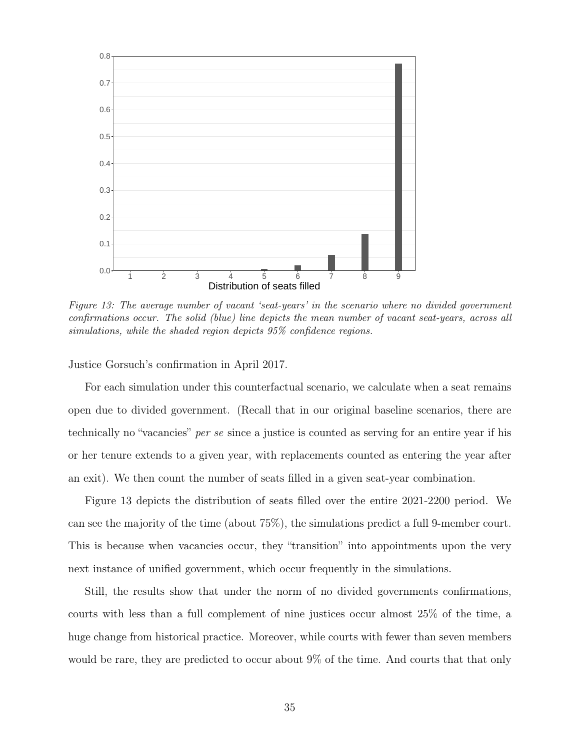*Figure 13: The average number of vacant 'seat-years' in the scenario where no divided government confirmations occur. The solid (blue) line depicts the mean number of vacant seat-years, across all simulations, while the shaded region depicts 95% confidence regions.*

Justice Gorsuch's confirmation in April 2017.

For each simulation under this counterfactual scenario, we calculate when a seat remains open due to divided government. (Recall that in our original baseline scenarios, there are technically no "vacancies" *per se* since a justice is counted as serving for an entire year if his or her tenure extends to a given year, with replacements counted as entering the year after an exit). We then count the number of seats filled in a given seat-year combination.

Figure 13 depicts the distribution of seats filled over the entire 2021-2200 period. We can see the majority of the time (about 75%), the simulations predict a full 9-member court. This is because when vacancies occur, they "transition" into appointments upon the very next instance of unified government, which occur frequently in the simulations.

Still, the results show that under the norm of no divided governments confirmations, courts with less than a full complement of nine justices occur almost 25% of the time, a huge change from historical practice. Moreover, while courts with fewer than seven members would be rare, they are predicted to occur about 9% of the time. And courts that that only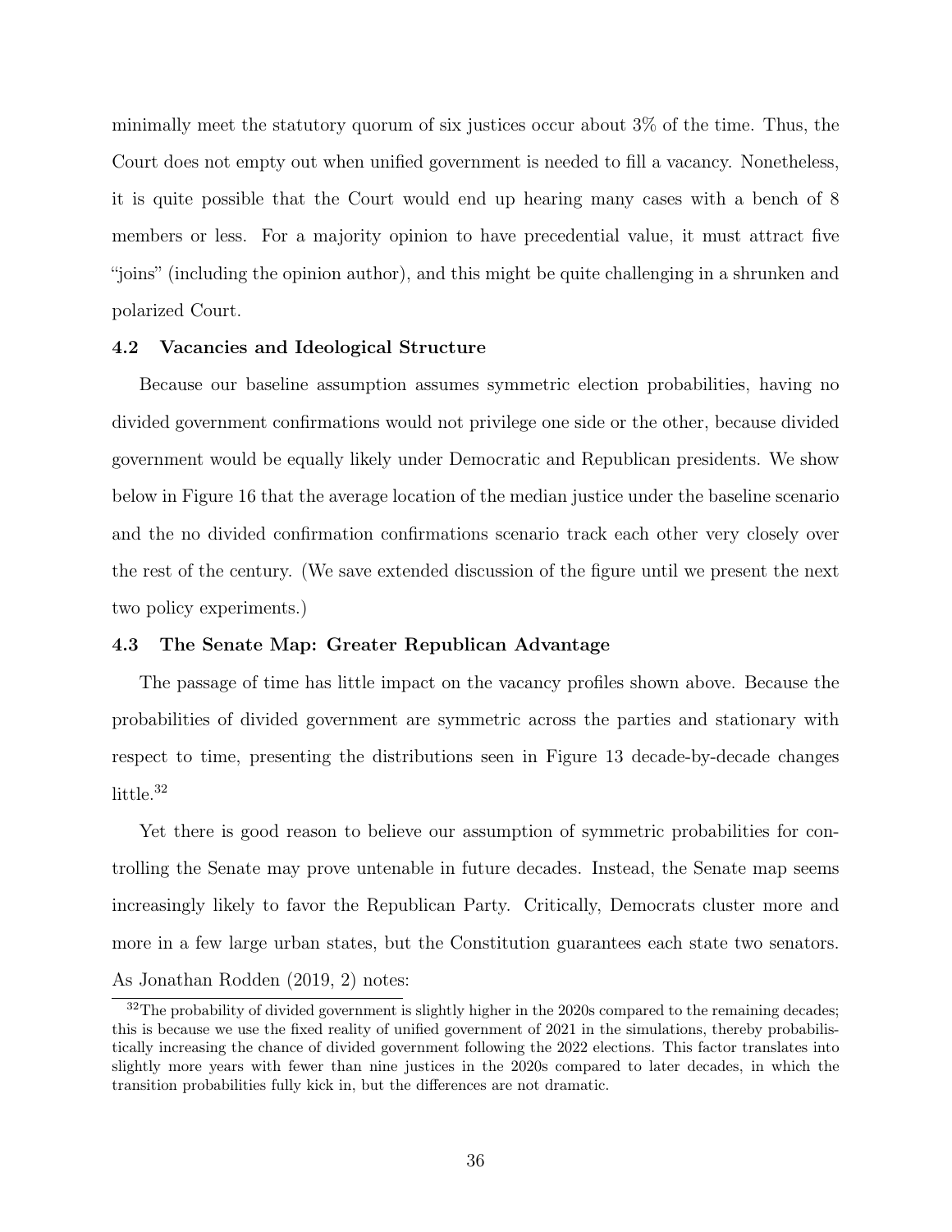minimally meet the statutory quorum of six justices occur about 3% of the time. Thus, the Court does not empty out when unified government is needed to fill a vacancy. Nonetheless, it is quite possible that the Court would end up hearing many cases with a bench of 8 members or less. For a majority opinion to have precedential value, it must attract five "joins" (including the opinion author), and this might be quite challenging in a shrunken and polarized Court.

### 4.2 Vacancies and Ideological Structure

Because our baseline assumption assumes symmetric election probabilities, having no divided government confirmations would not privilege one side or the other, because divided government would be equally likely under Democratic and Republican presidents. We show below in Figure 16 that the average location of the median justice under the baseline scenario and the no divided confirmation confirmations scenario track each other very closely over the rest of the century. (We save extended discussion of the figure until we present the next two policy experiments.)

### 4.3 The Senate Map: Greater Republican Advantage

The passage of time has little impact on the vacancy profiles shown above. Because the probabilities of divided government are symmetric across the parties and stationary with respect to time, presenting the distributions seen in Figure 13 decade-by-decade changes little.[32]

Yet there is good reason to believe our assumption of symmetric probabilities for controlling the Senate may prove untenable in future decades. Instead, the Senate map seems increasingly likely to favor the Republican Party. Critically, Democrats cluster more and more in a few large urban states, but the Constitution guarantees each state two senators. As Jonathan Rodden (2019, 2) notes:

[32] The probability of divided government is slightly higher in the 2020s compared to the remaining decades; this is because we use the fixed reality of unified government of 2021 in the simulations, thereby probabilistically increasing the chance of divided government following the 2022 elections. This factor translates into slightly more years with fewer than nine justices in the 2020s compared to later decades, in which the transition probabilities fully kick in, but the differences are not dramatic.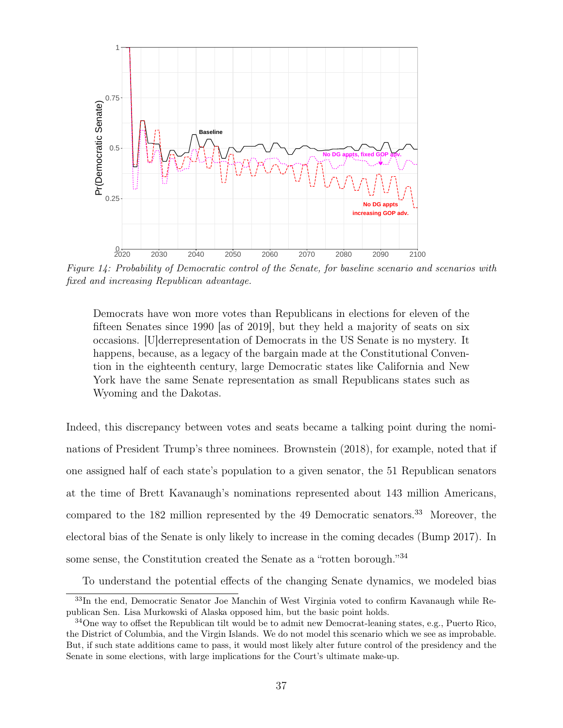Figure 14: Probability of Democratic control of the Senate, for baseline scenario and scenarios with fixed and increasing Republican advantage.

> Democrats have won more votes than Republicans in elections for eleven of the fifteen Senates since 1990 [as of 2019], but they held a majority of seats on six occasions. [U]derrepresentation of Democrats in the US Senate is no mystery. It happens, because, as a legacy of the bargain made at the Constitutional Convention in the eighteenth century, large Democratic states like California and New York have the same Senate representation as small Republicans states such as Wyoming and the Dakotas.

Indeed, this discrepancy between votes and seats became a talking point during the nominations of President Trump's three nominees. Brownstein (2018), for example, noted that if one assigned half of each state's population to a given senator, the 51 Republican senators at the time of Brett Kavanaugh's nominations represented about 143 million Americans, compared to the 182 million represented by the 49 Democratic senators.[33] Moreover, the electoral bias of the Senate is only likely to increase in the coming decades (Bump 2017). In some sense, the Constitution created the Senate as a "rotten borough."[34]

To understand the potential effects of the changing Senate dynamics, we modeled bias

[33] In the end, Democratic Senator Joe Manchin of West Virginia voted to confirm Kavanaugh while Republican Sen. Lisa Murkowski of Alaska opposed him, but the basic point holds.

[34] One way to offset the Republican tilt would be to admit new Democrat-leaning states, e.g., Puerto Rico, the District of Columbia, and the Virgin Islands. We do not model this scenario which we see as improbable. But, if such state additions came to pass, it would most likely alter future control of the presidency and the Senate in some elections, with large implications for the Court's ultimate make-up.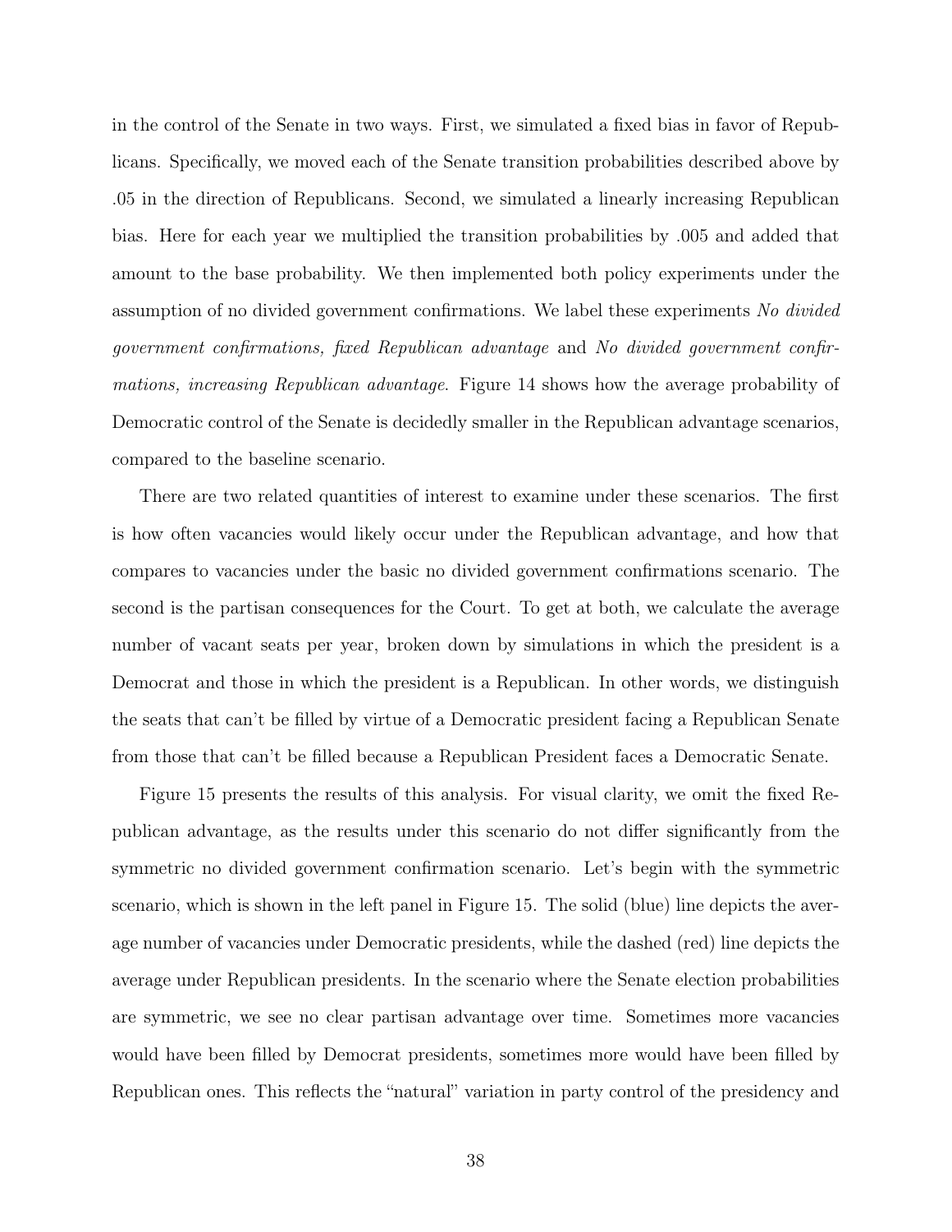in the control of the Senate in two ways. First, we simulated a fixed bias in favor of Republicans. Specifically, we moved each of the Senate transition probabilities described above by .05 in the direction of Republicans. Second, we simulated a linearly increasing Republican bias. Here for each year we multiplied the transition probabilities by .005 and added that amount to the base probability. We then implemented both policy experiments under the assumption of no divided government confirmations. We label these experiments *No divided government confirmations, fixed Republican advantage* and *No divided government confirmations, increasing Republican advantage*. Figure 14 shows how the average probability of Democratic control of the Senate is decidedly smaller in the Republican advantage scenarios, compared to the baseline scenario.

There are two related quantities of interest to examine under these scenarios. The first is how often vacancies would likely occur under the Republican advantage, and how that compares to vacancies under the basic no divided government confirmations scenario. The second is the partisan consequences for the Court. To get at both, we calculate the average number of vacant seats per year, broken down by simulations in which the president is a Democrat and those in which the president is a Republican. In other words, we distinguish the seats that can't be filled by virtue of a Democratic president facing a Republican Senate from those that can't be filled because a Republican President faces a Democratic Senate.

Figure 15 presents the results of this analysis. For visual clarity, we omit the fixed Republican advantage, as the results under this scenario do not differ significantly from the symmetric no divided government confirmation scenario. Let's begin with the symmetric scenario, which is shown in the left panel in Figure 15. The solid (blue) line depicts the average number of vacancies under Democratic presidents, while the dashed (red) line depicts the average under Republican presidents. In the scenario where the Senate election probabilities are symmetric, we see no clear partisan advantage over time. Sometimes more vacancies would have been filled by Democrat presidents, sometimes more would have been filled by Republican ones. This reflects the "natural" variation in party control of the presidency and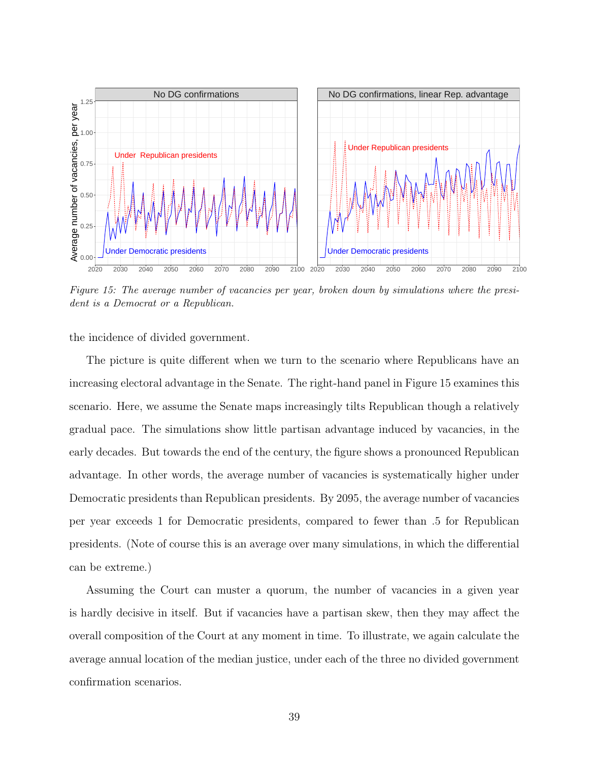*Figure 15: The average number of vacancies per year, broken down by simulations where the president is a Democrat or a Republican.*

the incidence of divided government.

The picture is quite different when we turn to the scenario where Republicans have an increasing electoral advantage in the Senate. The right-hand panel in Figure 15 examines this scenario. Here, we assume the Senate maps increasingly tilts Republican though a relatively gradual pace. The simulations show little partisan advantage induced by vacancies, in the early decades. But towards the end of the century, the figure shows a pronounced Republican advantage. In other words, the average number of vacancies is systematically higher under Democratic presidents than Republican presidents. By 2095, the average number of vacancies per year exceeds 1 for Democratic presidents, compared to fewer than .5 for Republican presidents. (Note of course this is an average over many simulations, in which the differential can be extreme.)

Assuming the Court can muster a quorum, the number of vacancies in a given year is hardly decisive in itself. But if vacancies have a partisan skew, then they may affect the overall composition of the Court at any moment in time. To illustrate, we again calculate the average annual location of the median justice, under each of the three no divided government confirmation scenarios.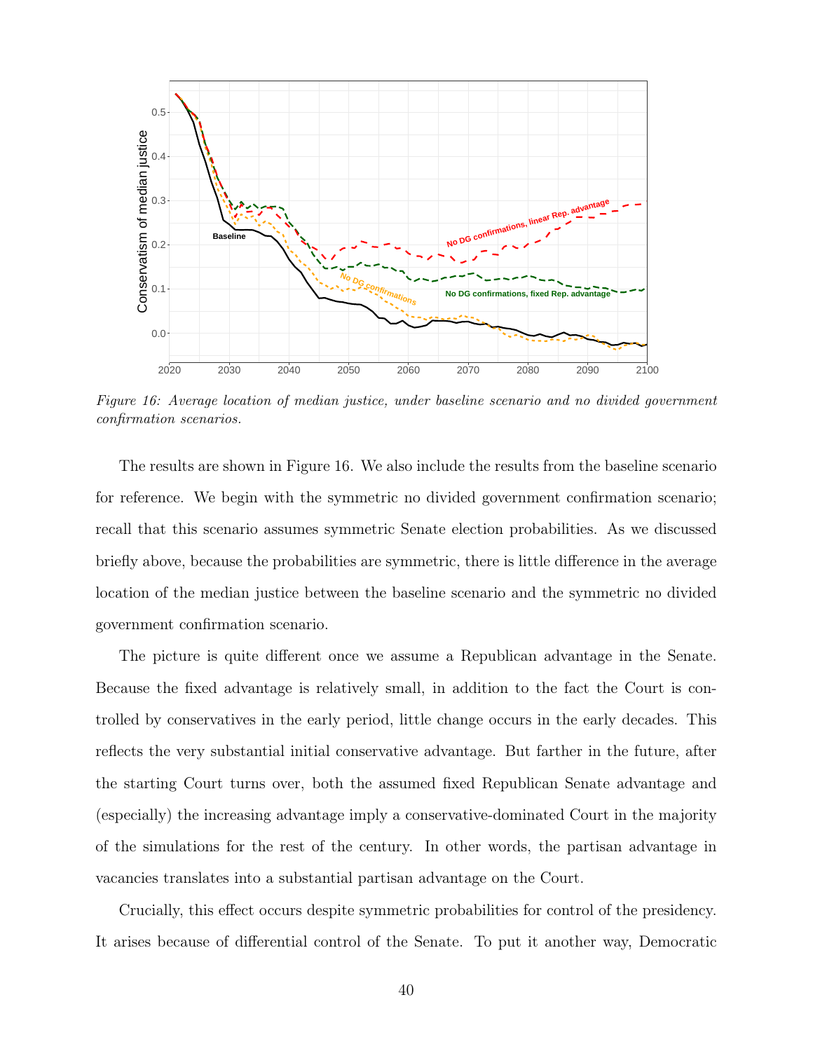*Figure 16: Average location of median justice, under baseline scenario and no divided government confirmation scenarios.*

The results are shown in Figure 16. We also include the results from the baseline scenario for reference. We begin with the symmetric no divided government confirmation scenario; recall that this scenario assumes symmetric Senate election probabilities. As we discussed briefly above, because the probabilities are symmetric, there is little difference in the average location of the median justice between the baseline scenario and the symmetric no divided government confirmation scenario.

The picture is quite different once we assume a Republican advantage in the Senate. Because the fixed advantage is relatively small, in addition to the fact the Court is controlled by conservatives in the early period, little change occurs in the early decades. This reflects the very substantial initial conservative advantage. But farther in the future, after the starting Court turns over, both the assumed fixed Republican Senate advantage and (especially) the increasing advantage imply a conservative-dominated Court in the majority of the simulations for the rest of the century. In other words, the partisan advantage in vacancies translates into a substantial partisan advantage on the Court.

Crucially, this effect occurs despite symmetric probabilities for control of the presidency. It arises because of differential control of the Senate. To put it another way, Democratic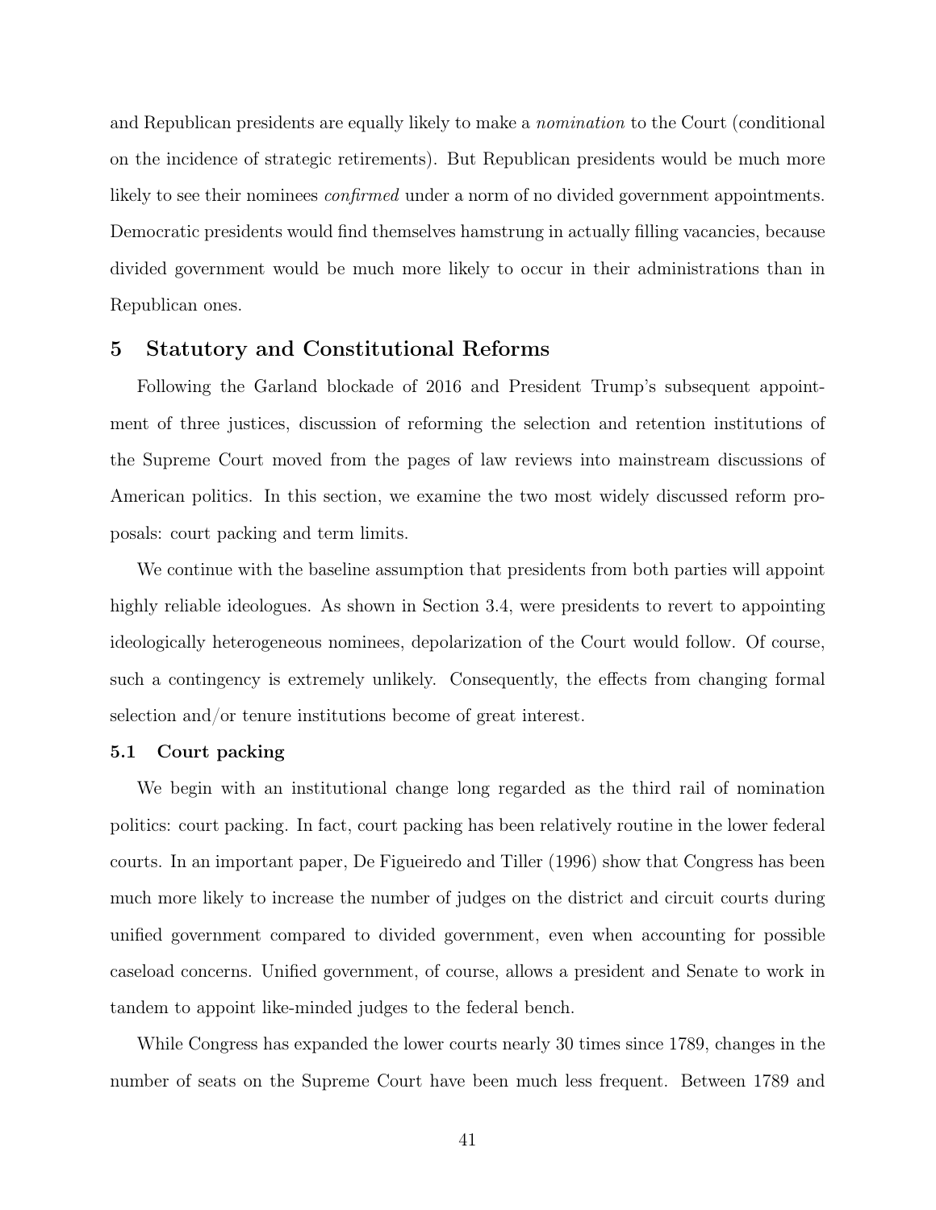and Republican presidents are equally likely to make a *nomination* to the Court (conditional on the incidence of strategic retirements). But Republican presidents would be much more likely to see their nominees *confirmed* under a norm of no divided government appointments. Democratic presidents would find themselves hamstrung in actually filling vacancies, because divided government would be much more likely to occur in their administrations than in Republican ones.

## 5 Statutory and Constitutional Reforms

Following the Garland blockade of 2016 and President Trump's subsequent appointment of three justices, discussion of reforming the selection and retention institutions of the Supreme Court moved from the pages of law reviews into mainstream discussions of American politics. In this section, we examine the two most widely discussed reform proposals: court packing and term limits.

We continue with the baseline assumption that presidents from both parties will appoint highly reliable ideologues. As shown in Section 3.4, were presidents to revert to appointing ideologically heterogeneous nominees, depolarization of the Court would follow. Of course, such a contingency is extremely unlikely. Consequently, the effects from changing formal selection and/or tenure institutions become of great interest.

### 5.1 Court packing

We begin with an institutional change long regarded as the third rail of nomination politics: court packing. In fact, court packing has been relatively routine in the lower federal courts. In an important paper, De Figueiredo and Tiller (1996) show that Congress has been much more likely to increase the number of judges on the district and circuit courts during unified government compared to divided government, even when accounting for possible caseload concerns. Unified government, of course, allows a president and Senate to work in tandem to appoint like-minded judges to the federal bench.

While Congress has expanded the lower courts nearly 30 times since 1789, changes in the number of seats on the Supreme Court have been much less frequent. Between 1789 and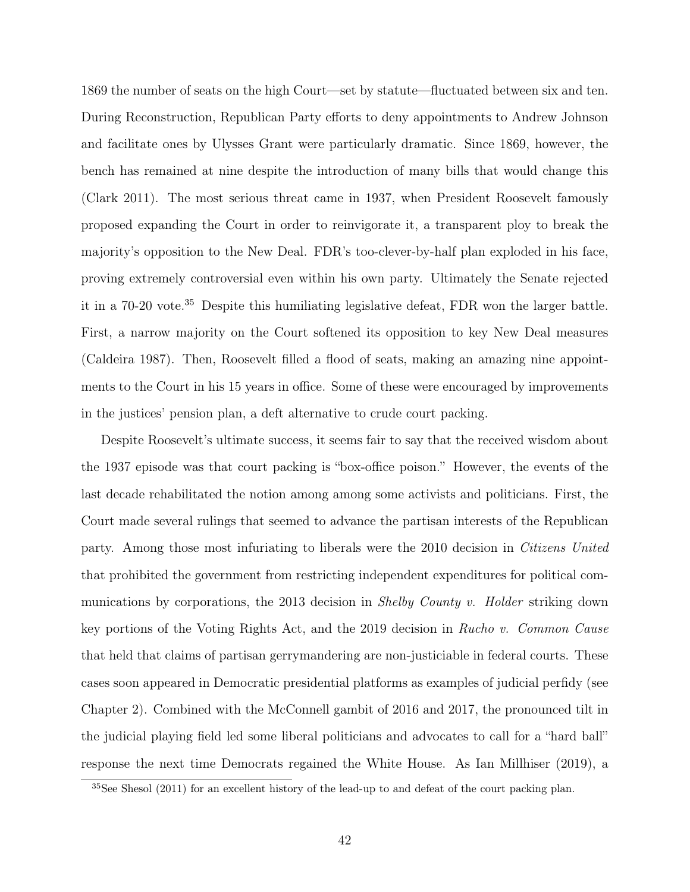1869 the number of seats on the high Court—set by statute—fluctuated between six and ten. During Reconstruction, Republican Party efforts to deny appointments to Andrew Johnson and facilitate ones by Ulysses Grant were particularly dramatic. Since 1869, however, the bench has remained at nine despite the introduction of many bills that would change this (Clark 2011). The most serious threat came in 1937, when President Roosevelt famously proposed expanding the Court in order to reinvigorate it, a transparent ploy to break the majority's opposition to the New Deal. FDR's too-clever-by-half plan exploded in his face, proving extremely controversial even within his own party. Ultimately the Senate rejected it in a 70-20 vote.[35] Despite this humiliating legislative defeat, FDR won the larger battle. First, a narrow majority on the Court softened its opposition to key New Deal measures (Caldeira 1987). Then, Roosevelt filled a flood of seats, making an amazing nine appointments to the Court in his 15 years in office. Some of these were encouraged by improvements in the justices' pension plan, a deft alternative to crude court packing.

Despite Roosevelt's ultimate success, it seems fair to say that the received wisdom about the 1937 episode was that court packing is "box-office poison." However, the events of the last decade rehabilitated the notion among among some activists and politicians. First, the Court made several rulings that seemed to advance the partisan interests of the Republican party. Among those most infuriating to liberals were the 2010 decision in *Citizens United* that prohibited the government from restricting independent expenditures for political communications by corporations, the 2013 decision in *Shelby County v. Holder* striking down key portions of the Voting Rights Act, and the 2019 decision in *Rucho v. Common Cause* that held that claims of partisan gerrymandering are non-justiciable in federal courts. These cases soon appeared in Democratic presidential platforms as examples of judicial perfidy (see Chapter 2). Combined with the McConnell gambit of 2016 and 2017, the pronounced tilt in the judicial playing field led some liberal politicians and advocates to call for a "hard ball" response the next time Democrats regained the White House. As Ian Millhiser (2019), a

[35] See Shesol (2011) for an excellent history of the lead-up to and defeat of the court packing plan.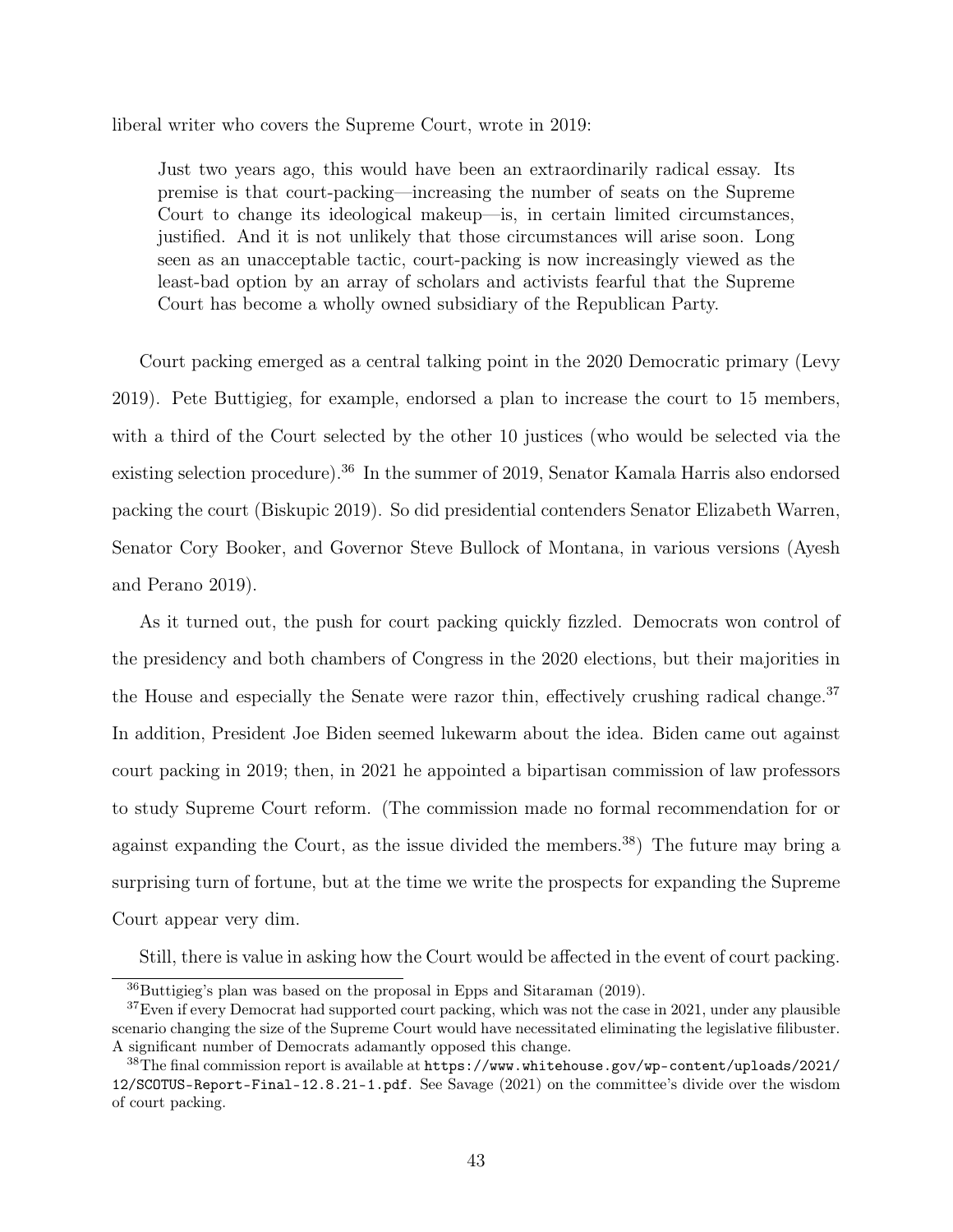liberal writer who covers the Supreme Court, wrote in 2019:

> Just two years ago, this would have been an extraordinarily radical essay. Its premise is that court-packing—increasing the number of seats on the Supreme Court to change its ideological makeup—is, in certain limited circumstances, justified. And it is not unlikely that those circumstances will arise soon. Long seen as an unacceptable tactic, court-packing is now increasingly viewed as the least-bad option by an array of scholars and activists fearful that the Supreme Court has become a wholly owned subsidiary of the Republican Party.

Court packing emerged as a central talking point in the 2020 Democratic primary (Levy 2019). Pete Buttigieg, for example, endorsed a plan to increase the court to 15 members, with a third of the Court selected by the other 10 justices (who would be selected via the existing selection procedure).[36] In the summer of 2019, Senator Kamala Harris also endorsed packing the court (Biskupic 2019). So did presidential contenders Senator Elizabeth Warren, Senator Cory Booker, and Governor Steve Bullock of Montana, in various versions (Ayesh and Perano 2019).

As it turned out, the push for court packing quickly fizzled. Democrats won control of the presidency and both chambers of Congress in the 2020 elections, but their majorities in the House and especially the Senate were razor thin, effectively crushing radical change.[37] In addition, President Joe Biden seemed lukewarm about the idea. Biden came out against court packing in 2019; then, in 2021 he appointed a bipartisan commission of law professors to study Supreme Court reform. (The commission made no formal recommendation for or against expanding the Court, as the issue divided the members.[38]) The future may bring a surprising turn of fortune, but at the time we write the prospects for expanding the Supreme Court appear very dim.

Still, there is value in asking how the Court would be affected in the event of court packing.

---

[36] Buttigieg's plan was based on the proposal in Epps and Sitaraman (2019).

[37] Even if every Democrat had supported court packing, which was not the case in 2021, under any plausible scenario changing the size of the Supreme Court would have necessitated eliminating the legislative filibuster. A significant number of Democrats adamantly opposed this change.

[38] The final commission report is available at `https://www.whitehouse.gov/wp-content/uploads/2021/12/SCOTUS-Report-Final-12.8.21-1.pdf`. See Savage (2021) on the committee's divide over the wisdom of court packing.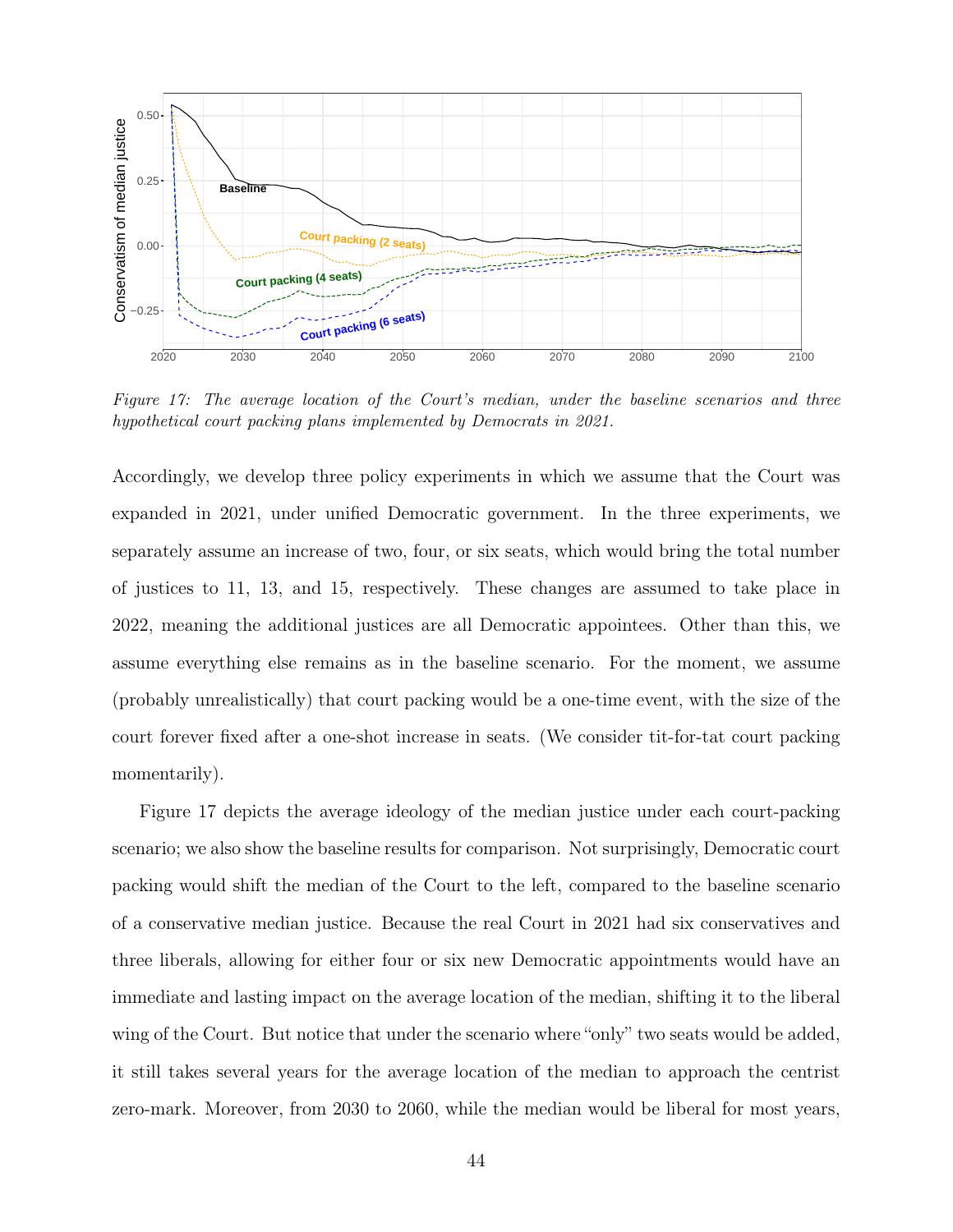*Figure 17: The average location of the Court's median, under the baseline scenarios and three hypothetical court packing plans implemented by Democrats in 2021.*

Accordingly, we develop three policy experiments in which we assume that the Court was expanded in 2021, under unified Democratic government. In the three experiments, we separately assume an increase of two, four, or six seats, which would bring the total number of justices to 11, 13, and 15, respectively. These changes are assumed to take place in 2022, meaning the additional justices are all Democratic appointees. Other than this, we assume everything else remains as in the baseline scenario. For the moment, we assume (probably unrealistically) that court packing would be a one-time event, with the size of the court forever fixed after a one-shot increase in seats. (We consider tit-for-tat court packing momentarily).

Figure 17 depicts the average ideology of the median justice under each court-packing scenario; we also show the baseline results for comparison. Not surprisingly, Democratic court packing would shift the median of the Court to the left, compared to the baseline scenario of a conservative median justice. Because the real Court in 2021 had six conservatives and three liberals, allowing for either four or six new Democratic appointments would have an immediate and lasting impact on the average location of the median, shifting it to the liberal wing of the Court. But notice that under the scenario where "only" two seats would be added, it still takes several years for the average location of the median to approach the centrist zero-mark. Moreover, from 2030 to 2060, while the median would be liberal for most years,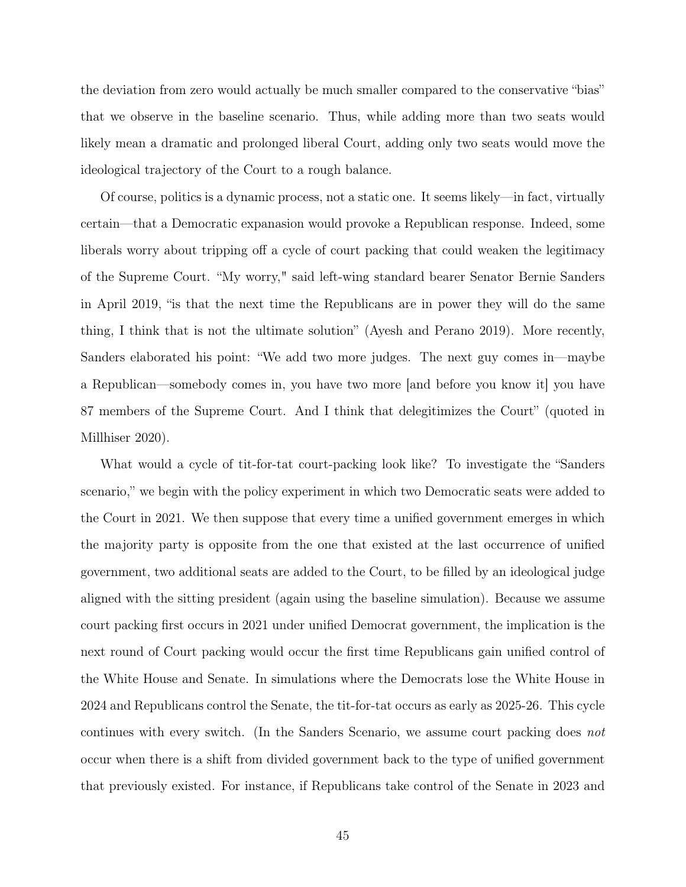the deviation from zero would actually be much smaller compared to the conservative "bias" that we observe in the baseline scenario. Thus, while adding more than two seats would likely mean a dramatic and prolonged liberal Court, adding only two seats would move the ideological trajectory of the Court to a rough balance.

Of course, politics is a dynamic process, not a static one. It seems likely—in fact, virtually certain—that a Democratic expanasion would provoke a Republican response. Indeed, some liberals worry about tripping off a cycle of court packing that could weaken the legitimacy of the Supreme Court. "My worry," said left-wing standard bearer Senator Bernie Sanders in April 2019, "is that the next time the Republicans are in power they will do the same thing, I think that is not the ultimate solution" (Ayesh and Perano 2019). More recently, Sanders elaborated his point: "We add two more judges. The next guy comes in—maybe a Republican—somebody comes in, you have two more [and before you know it] you have 87 members of the Supreme Court. And I think that delegitimizes the Court" (quoted in Millhiser 2020).

What would a cycle of tit-for-tat court-packing look like? To investigate the "Sanders scenario," we begin with the policy experiment in which two Democratic seats were added to the Court in 2021. We then suppose that every time a unified government emerges in which the majority party is opposite from the one that existed at the last occurrence of unified government, two additional seats are added to the Court, to be filled by an ideological judge aligned with the sitting president (again using the baseline simulation). Because we assume court packing first occurs in 2021 under unified Democrat government, the implication is the next round of Court packing would occur the first time Republicans gain unified control of the White House and Senate. In simulations where the Democrats lose the White House in 2024 and Republicans control the Senate, the tit-for-tat occurs as early as 2025-26. This cycle continues with every switch. (In the Sanders Scenario, we assume court packing does *not* occur when there is a shift from divided government back to the type of unified government that previously existed. For instance, if Republicans take control of the Senate in 2023 and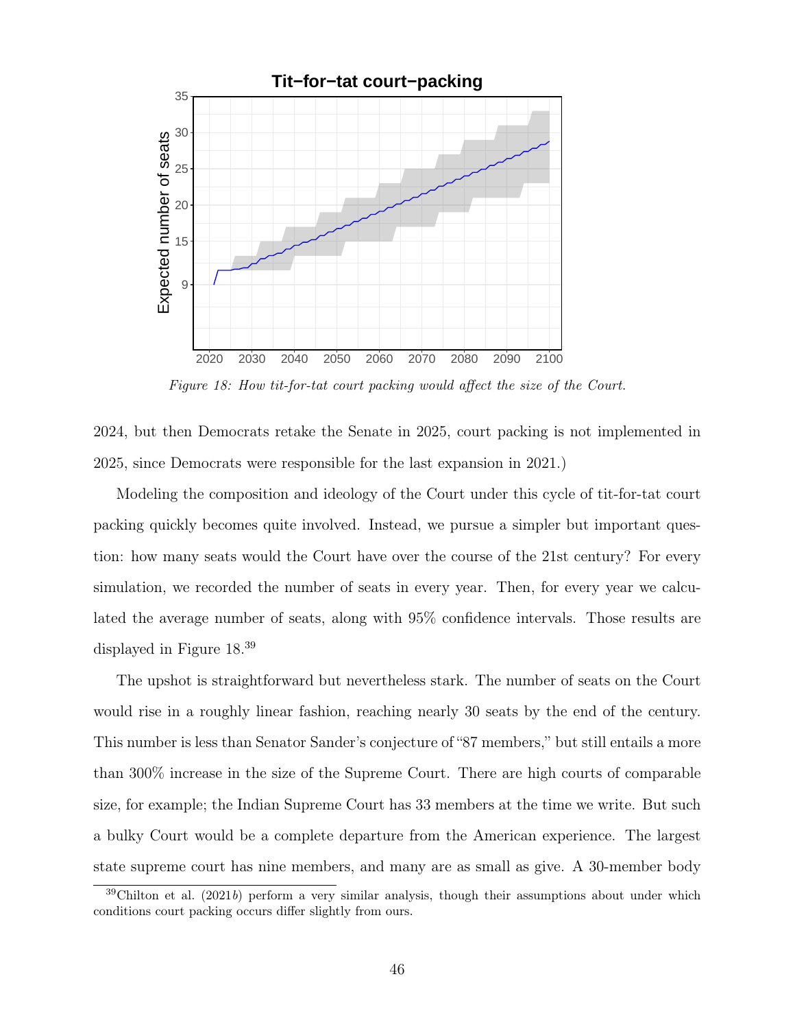Figure 18: How tit-for-tat court packing would affect the size of the Court.

2024, but then Democrats retake the Senate in 2025, court packing is not implemented in 2025, since Democrats were responsible for the last expansion in 2021.)

Modeling the composition and ideology of the Court under this cycle of tit-for-tat court packing quickly becomes quite involved. Instead, we pursue a simpler but important question: how many seats would the Court have over the course of the 21st century? For every simulation, we recorded the number of seats in every year. Then, for every year we calculated the average number of seats, along with 95% confidence intervals. Those results are displayed in Figure 18.[39]

The upshot is straightforward but nevertheless stark. The number of seats on the Court would rise in a roughly linear fashion, reaching nearly 30 seats by the end of the century. This number is less than Senator Sander's conjecture of "87 members," but still entails a more than 300% increase in the size of the Supreme Court. There are high courts of comparable size, for example; the Indian Supreme Court has 33 members at the time we write. But such a bulky Court would be a complete departure from the American experience. The largest state supreme court has nine members, and many are as small as give. A 30-member body

[39] Chilton et al. (2021*b*) perform a very similar analysis, though their assumptions about under which conditions court packing occurs differ slightly from ours.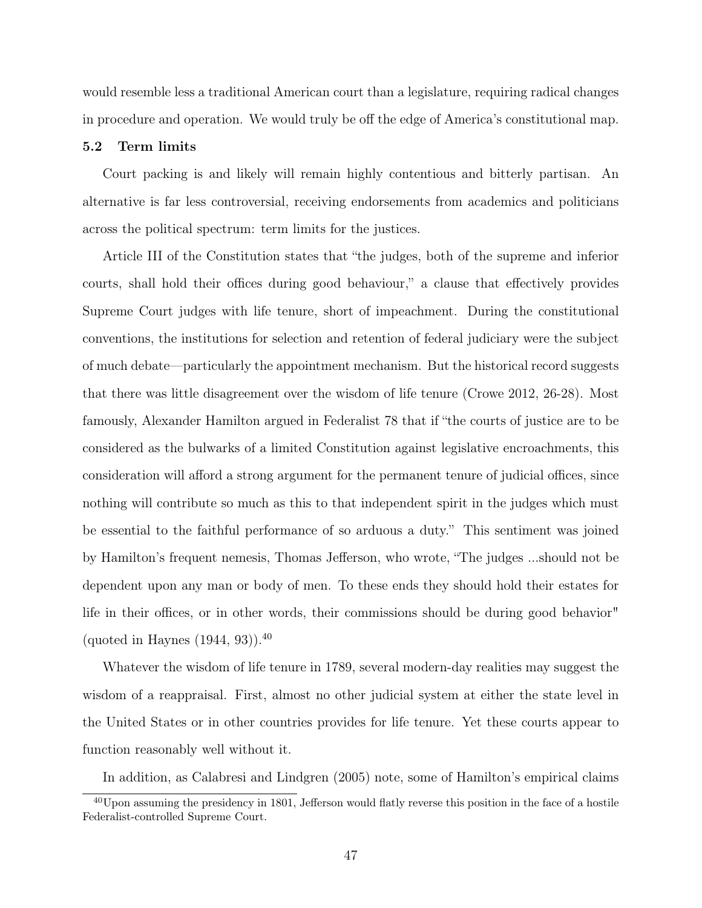would resemble less a traditional American court than a legislature, requiring radical changes in procedure and operation. We would truly be off the edge of America's constitutional map.

### 5.2 Term limits

Court packing is and likely will remain highly contentious and bitterly partisan. An alternative is far less controversial, receiving endorsements from academics and politicians across the political spectrum: term limits for the justices.

Article III of the Constitution states that "the judges, both of the supreme and inferior courts, shall hold their offices during good behaviour," a clause that effectively provides Supreme Court judges with life tenure, short of impeachment. During the constitutional conventions, the institutions for selection and retention of federal judiciary were the subject of much debate—particularly the appointment mechanism. But the historical record suggests that there was little disagreement over the wisdom of life tenure (Crowe 2012, 26-28). Most famously, Alexander Hamilton argued in Federalist 78 that if "the courts of justice are to be considered as the bulwarks of a limited Constitution against legislative encroachments, this consideration will afford a strong argument for the permanent tenure of judicial offices, since nothing will contribute so much as this to that independent spirit in the judges which must be essential to the faithful performance of so arduous a duty." This sentiment was joined by Hamilton's frequent nemesis, Thomas Jefferson, who wrote, "The judges ...should not be dependent upon any man or body of men. To these ends they should hold their estates for life in their offices, or in other words, their commissions should be during good behavior" (quoted in Haynes (1944, 93)).[40]

Whatever the wisdom of life tenure in 1789, several modern-day realities may suggest the wisdom of a reappraisal. First, almost no other judicial system at either the state level in the United States or in other countries provides for life tenure. Yet these courts appear to function reasonably well without it.

In addition, as Calabresi and Lindgren (2005) note, some of Hamilton's empirical claims

[40] Upon assuming the presidency in 1801, Jefferson would flatly reverse this position in the face of a hostile Federalist-controlled Supreme Court.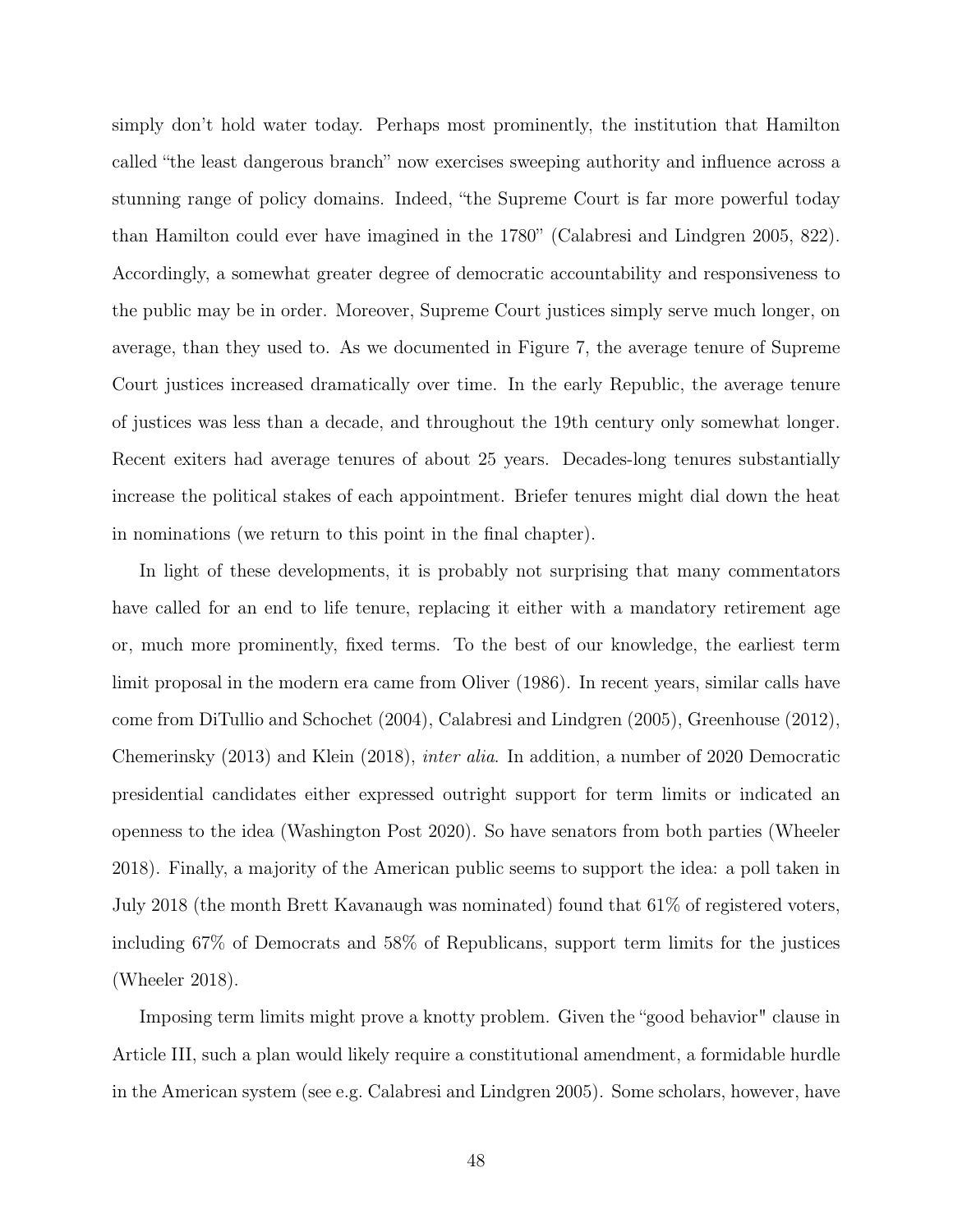simply don't hold water today. Perhaps most prominently, the institution that Hamilton called "the least dangerous branch" now exercises sweeping authority and influence across a stunning range of policy domains. Indeed, "the Supreme Court is far more powerful today than Hamilton could ever have imagined in the 1780" (Calabresi and Lindgren 2005, 822). Accordingly, a somewhat greater degree of democratic accountability and responsiveness to the public may be in order. Moreover, Supreme Court justices simply serve much longer, on average, than they used to. As we documented in Figure 7, the average tenure of Supreme Court justices increased dramatically over time. In the early Republic, the average tenure of justices was less than a decade, and throughout the 19th century only somewhat longer. Recent exiters had average tenures of about 25 years. Decades-long tenures substantially increase the political stakes of each appointment. Briefer tenures might dial down the heat in nominations (we return to this point in the final chapter).

In light of these developments, it is probably not surprising that many commentators have called for an end to life tenure, replacing it either with a mandatory retirement age or, much more prominently, fixed terms. To the best of our knowledge, the earliest term limit proposal in the modern era came from Oliver (1986). In recent years, similar calls have come from DiTullio and Schochet (2004), Calabresi and Lindgren (2005), Greenhouse (2012), Chemerinsky (2013) and Klein (2018), *inter alia*. In addition, a number of 2020 Democratic presidential candidates either expressed outright support for term limits or indicated an openness to the idea (Washington Post 2020). So have senators from both parties (Wheeler 2018). Finally, a majority of the American public seems to support the idea: a poll taken in July 2018 (the month Brett Kavanaugh was nominated) found that 61% of registered voters, including 67% of Democrats and 58% of Republicans, support term limits for the justices (Wheeler 2018).

Imposing term limits might prove a knotty problem. Given the "good behavior" clause in Article III, such a plan would likely require a constitutional amendment, a formidable hurdle in the American system (see e.g. Calabresi and Lindgren 2005). Some scholars, however, have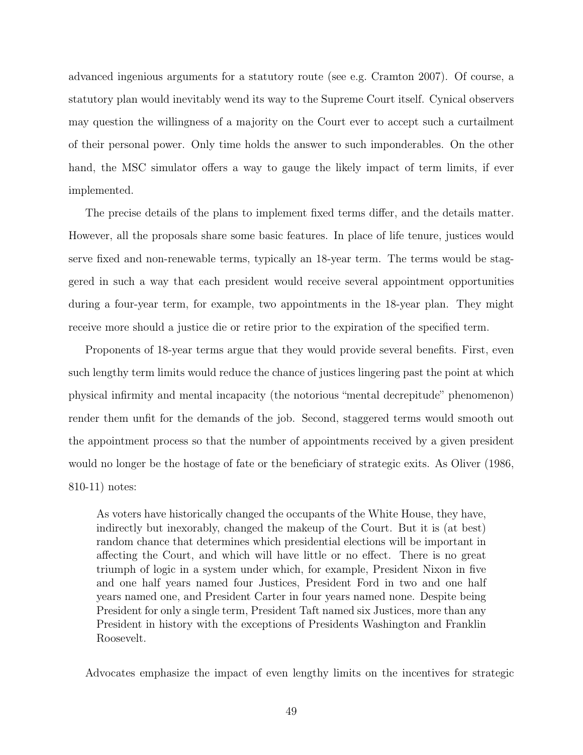advanced ingenious arguments for a statutory route (see e.g. Cramton 2007). Of course, a statutory plan would inevitably wend its way to the Supreme Court itself. Cynical observers may question the willingness of a majority on the Court ever to accept such a curtailment of their personal power. Only time holds the answer to such imponderables. On the other hand, the MSC simulator offers a way to gauge the likely impact of term limits, if ever implemented.

The precise details of the plans to implement fixed terms differ, and the details matter. However, all the proposals share some basic features. In place of life tenure, justices would serve fixed and non-renewable terms, typically an 18-year term. The terms would be staggered in such a way that each president would receive several appointment opportunities during a four-year term, for example, two appointments in the 18-year plan. They might receive more should a justice die or retire prior to the expiration of the specified term.

Proponents of 18-year terms argue that they would provide several benefits. First, even such lengthy term limits would reduce the chance of justices lingering past the point at which physical infirmity and mental incapacity (the notorious "mental decrepitude" phenomenon) render them unfit for the demands of the job. Second, staggered terms would smooth out the appointment process so that the number of appointments received by a given president would no longer be the hostage of fate or the beneficiary of strategic exits. As Oliver (1986, 810-11) notes:

> As voters have historically changed the occupants of the White House, they have, indirectly but inexorably, changed the makeup of the Court. But it is (at best) random chance that determines which presidential elections will be important in affecting the Court, and which will have little or no effect. There is no great triumph of logic in a system under which, for example, President Nixon in five and one half years named four Justices, President Ford in two and one half years named one, and President Carter in four years named none. Despite being President for only a single term, President Taft named six Justices, more than any President in history with the exceptions of Presidents Washington and Franklin Roosevelt.

Advocates emphasize the impact of even lengthy limits on the incentives for strategic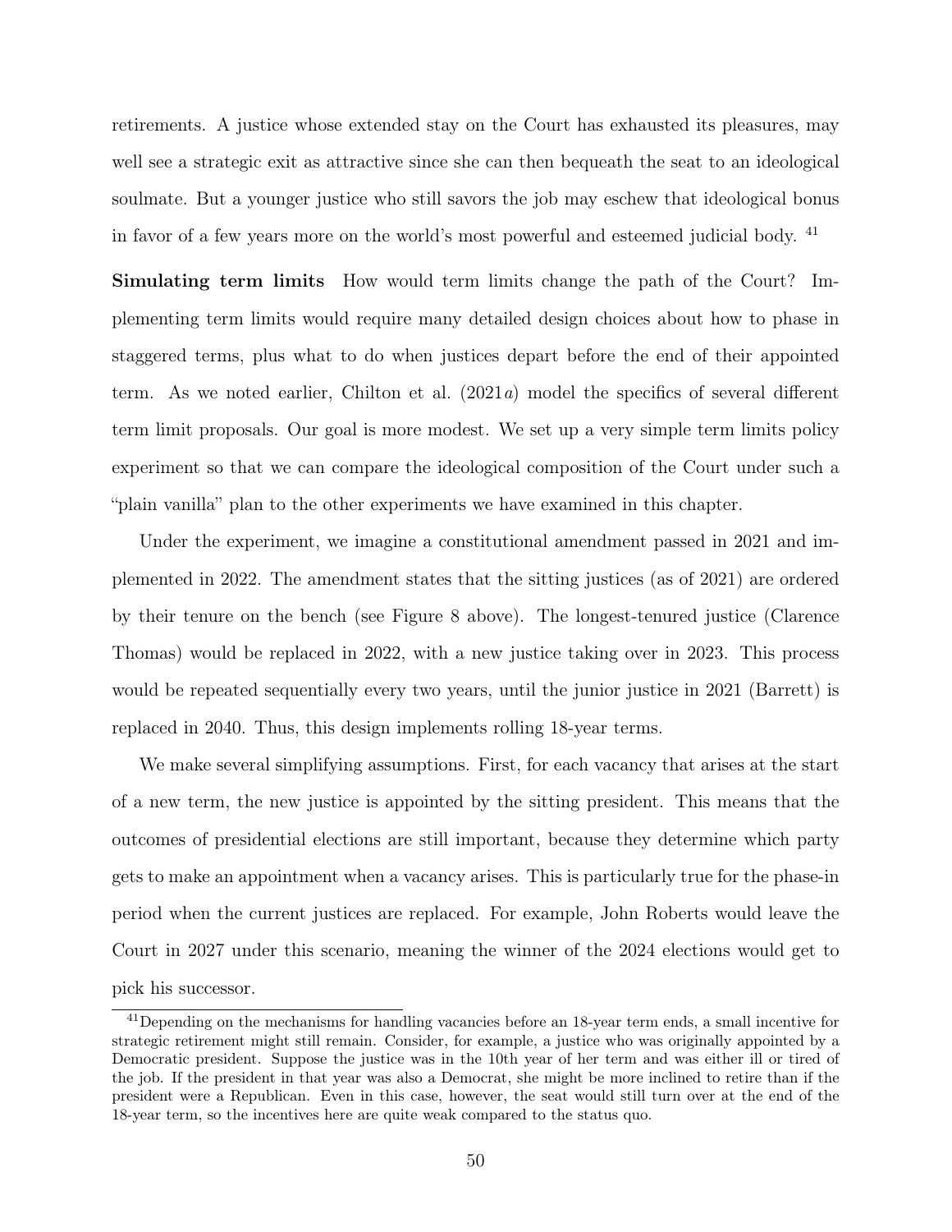retirements. A justice whose extended stay on the Court has exhausted its pleasures, may well see a strategic exit as attractive since she can then bequeath the seat to an ideological soulmate. But a younger justice who still savors the job may eschew that ideological bonus in favor of a few years more on the world's most powerful and esteemed judicial body. [41]

**Simulating term limits** How would term limits change the path of the Court? Implementing term limits would require many detailed design choices about how to phase in staggered terms, plus what to do when justices depart before the end of their appointed term. As we noted earlier, Chilton et al. (2021*a*) model the specifics of several different term limit proposals. Our goal is more modest. We set up a very simple term limits policy experiment so that we can compare the ideological composition of the Court under such a "plain vanilla" plan to the other experiments we have examined in this chapter.

Under the experiment, we imagine a constitutional amendment passed in 2021 and implemented in 2022. The amendment states that the sitting justices (as of 2021) are ordered by their tenure on the bench (see Figure 8 above). The longest-tenured justice (Clarence Thomas) would be replaced in 2022, with a new justice taking over in 2023. This process would be repeated sequentially every two years, until the junior justice in 2021 (Barrett) is replaced in 2040. Thus, this design implements rolling 18-year terms.

We make several simplifying assumptions. First, for each vacancy that arises at the start of a new term, the new justice is appointed by the sitting president. This means that the outcomes of presidential elections are still important, because they determine which party gets to make an appointment when a vacancy arises. This is particularly true for the phase-in period when the current justices are replaced. For example, John Roberts would leave the Court in 2027 under this scenario, meaning the winner of the 2024 elections would get to pick his successor.

[41] Depending on the mechanisms for handling vacancies before an 18-year term ends, a small incentive for strategic retirement might still remain. Consider, for example, a justice who was originally appointed by a Democratic president. Suppose the justice was in the 10th year of her term and was either ill or tired of the job. If the president in that year was also a Democrat, she might be more inclined to retire than if the president were a Republican. Even in this case, however, the seat would still turn over at the end of the 18-year term, so the incentives here are quite weak compared to the status quo.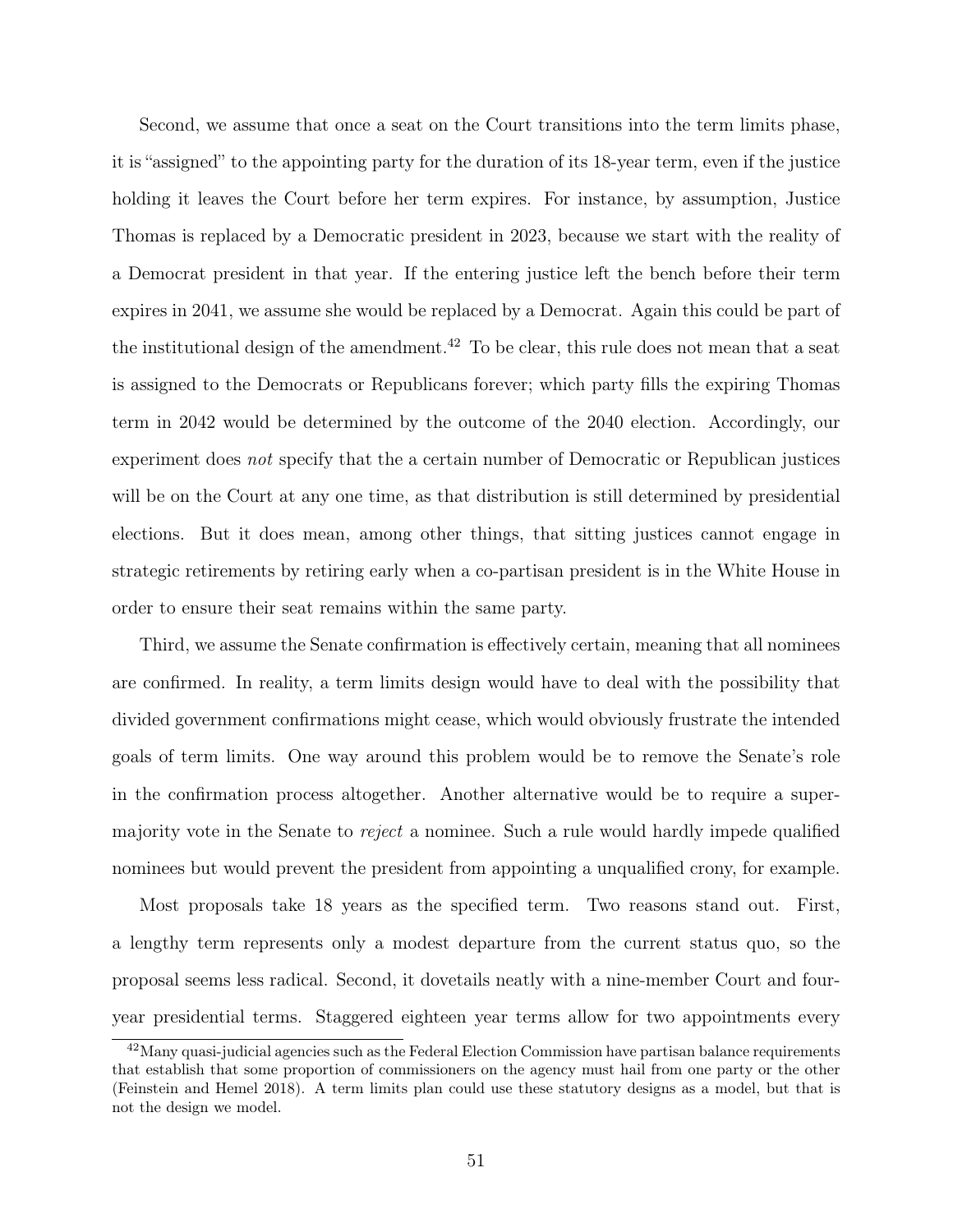Second, we assume that once a seat on the Court transitions into the term limits phase, it is "assigned" to the appointing party for the duration of its 18-year term, even if the justice holding it leaves the Court before her term expires. For instance, by assumption, Justice Thomas is replaced by a Democratic president in 2023, because we start with the reality of a Democrat president in that year. If the entering justice left the bench before their term expires in 2041, we assume she would be replaced by a Democrat. Again this could be part of the institutional design of the amendment.[42] To be clear, this rule does not mean that a seat is assigned to the Democrats or Republicans forever; which party fills the expiring Thomas term in 2042 would be determined by the outcome of the 2040 election. Accordingly, our experiment does *not* specify that the a certain number of Democratic or Republican justices will be on the Court at any one time, as that distribution is still determined by presidential elections. But it does mean, among other things, that sitting justices cannot engage in strategic retirements by retiring early when a co-partisan president is in the White House in order to ensure their seat remains within the same party.

Third, we assume the Senate confirmation is effectively certain, meaning that all nominees are confirmed. In reality, a term limits design would have to deal with the possibility that divided government confirmations might cease, which would obviously frustrate the intended goals of term limits. One way around this problem would be to remove the Senate's role in the confirmation process altogether. Another alternative would be to require a super-majority vote in the Senate to *reject* a nominee. Such a rule would hardly impede qualified nominees but would prevent the president from appointing a unqualified crony, for example.

Most proposals take 18 years as the specified term. Two reasons stand out. First, a lengthy term represents only a modest departure from the current status quo, so the proposal seems less radical. Second, it dovetails neatly with a nine-member Court and four-year presidential terms. Staggered eighteen year terms allow for two appointments every

[42] Many quasi-judicial agencies such as the Federal Election Commission have partisan balance requirements that establish that some proportion of commissioners on the agency must hail from one party or the other (Feinstein and Hemel 2018). A term limits plan could use these statutory designs as a model, but that is not the design we model.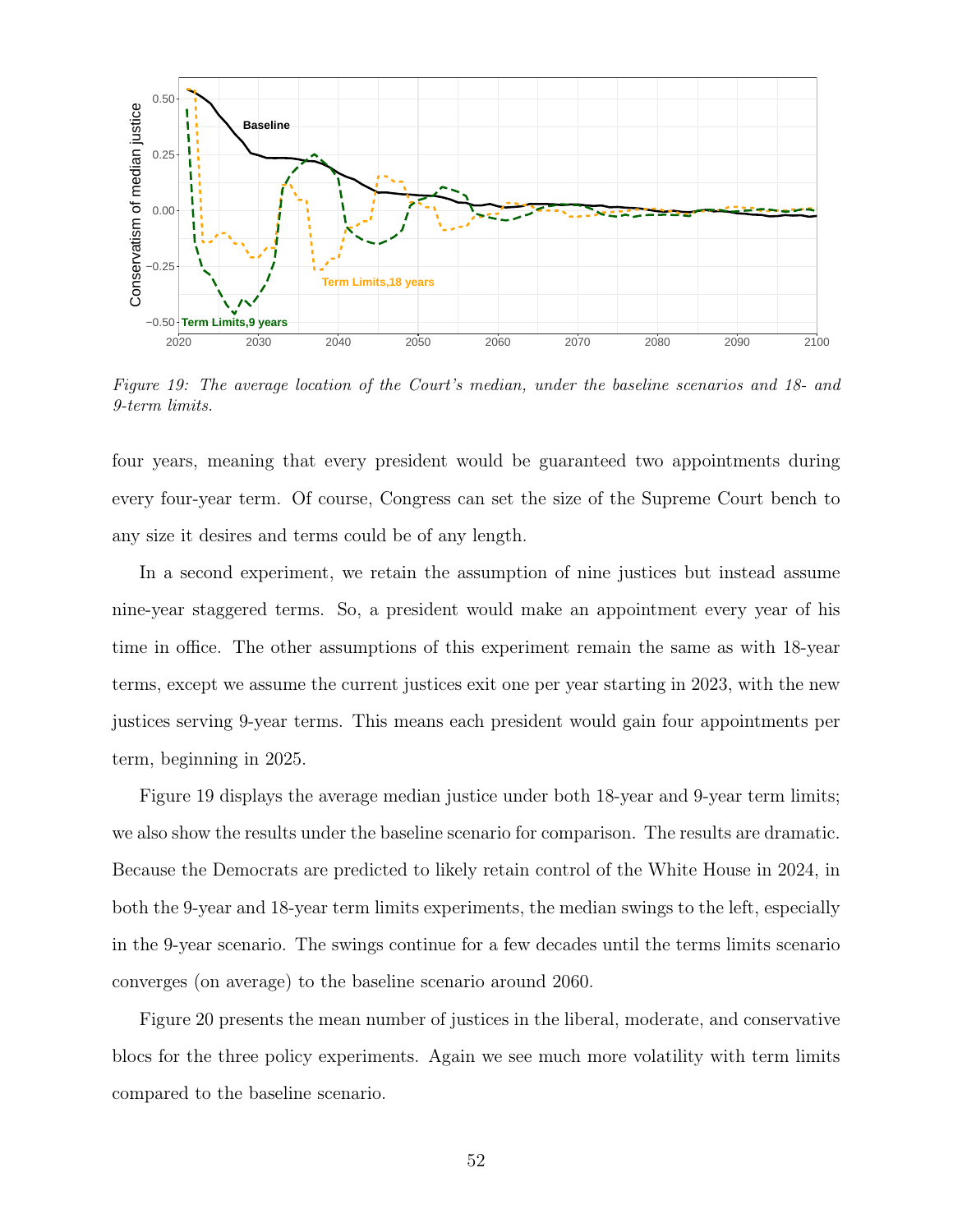*Figure 19: The average location of the Court's median, under the baseline scenarios and 18- and 9-term limits.*

four years, meaning that every president would be guaranteed two appointments during every four-year term. Of course, Congress can set the size of the Supreme Court bench to any size it desires and terms could be of any length.

In a second experiment, we retain the assumption of nine justices but instead assume nine-year staggered terms. So, a president would make an appointment every year of his time in office. The other assumptions of this experiment remain the same as with 18-year terms, except we assume the current justices exit one per year starting in 2023, with the new justices serving 9-year terms. This means each president would gain four appointments per term, beginning in 2025.

Figure 19 displays the average median justice under both 18-year and 9-year term limits; we also show the results under the baseline scenario for comparison. The results are dramatic. Because the Democrats are predicted to likely retain control of the White House in 2024, in both the 9-year and 18-year term limits experiments, the median swings to the left, especially in the 9-year scenario. The swings continue for a few decades until the terms limits scenario converges (on average) to the baseline scenario around 2060.

Figure 20 presents the mean number of justices in the liberal, moderate, and conservative blocs for the three policy experiments. Again we see much more volatility with term limits compared to the baseline scenario.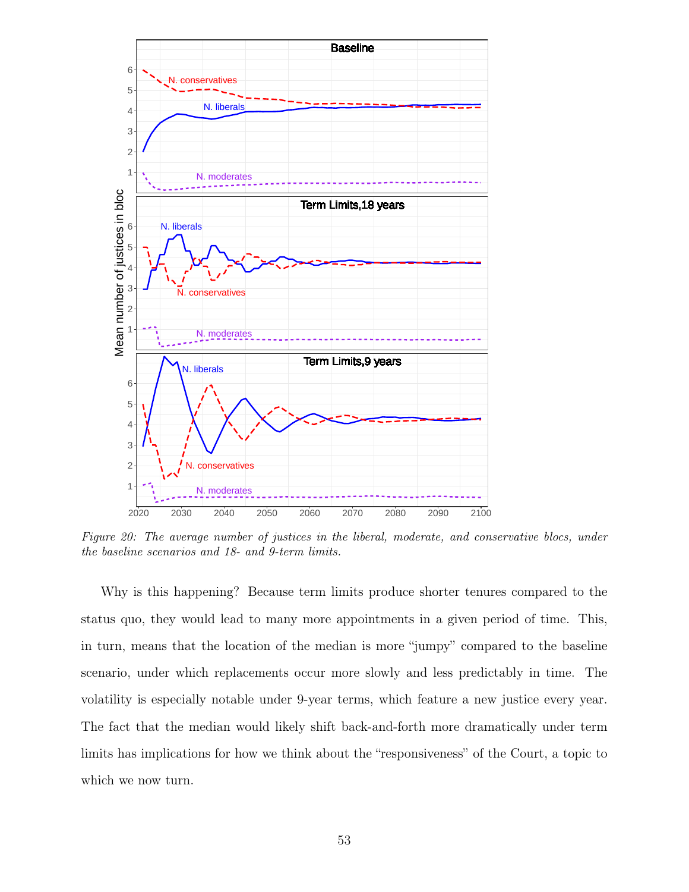*Figure 20: The average number of justices in the liberal, moderate, and conservative blocs, under the baseline scenarios and 18- and 9-term limits.*

Why is this happening? Because term limits produce shorter tenures compared to the status quo, they would lead to many more appointments in a given period of time. This, in turn, means that the location of the median is more "jumpy" compared to the baseline scenario, under which replacements occur more slowly and less predictably in time. The volatility is especially notable under 9-year terms, which feature a new justice every year. The fact that the median would likely shift back-and-forth more dramatically under term limits has implications for how we think about the "responsiveness" of the Court, a topic to which we now turn.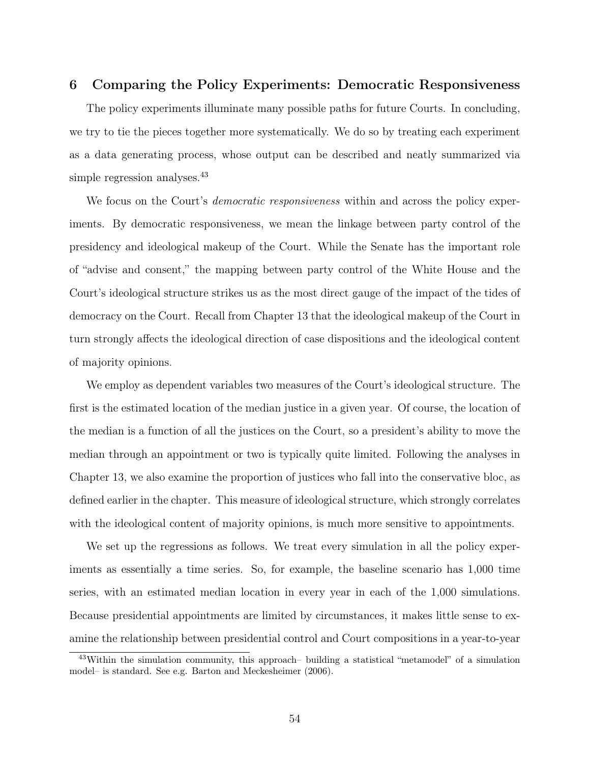## 6 Comparing the Policy Experiments: Democratic Responsiveness

The policy experiments illuminate many possible paths for future Courts. In concluding, we try to tie the pieces together more systematically. We do so by treating each experiment as a data generating process, whose output can be described and neatly summarized via simple regression analyses.[43]

We focus on the Court's *democratic responsiveness* within and across the policy experiments. By democratic responsiveness, we mean the linkage between party control of the presidency and ideological makeup of the Court. While the Senate has the important role of "advise and consent," the mapping between party control of the White House and the Court's ideological structure strikes us as the most direct gauge of the impact of the tides of democracy on the Court. Recall from Chapter 13 that the ideological makeup of the Court in turn strongly affects the ideological direction of case dispositions and the ideological content of majority opinions.

We employ as dependent variables two measures of the Court's ideological structure. The first is the estimated location of the median justice in a given year. Of course, the location of the median is a function of all the justices on the Court, so a president's ability to move the median through an appointment or two is typically quite limited. Following the analyses in Chapter 13, we also examine the proportion of justices who fall into the conservative bloc, as defined earlier in the chapter. This measure of ideological structure, which strongly correlates with the ideological content of majority opinions, is much more sensitive to appointments.

We set up the regressions as follows. We treat every simulation in all the policy experiments as essentially a time series. So, for example, the baseline scenario has 1,000 time series, with an estimated median location in every year in each of the 1,000 simulations. Because presidential appointments are limited by circumstances, it makes little sense to examine the relationship between presidential control and Court compositions in a year-to-year

[43]Within the simulation community, this approach– building a statistical "metamodel" of a simulation model– is standard. See e.g. Barton and Meckesheimer (2006).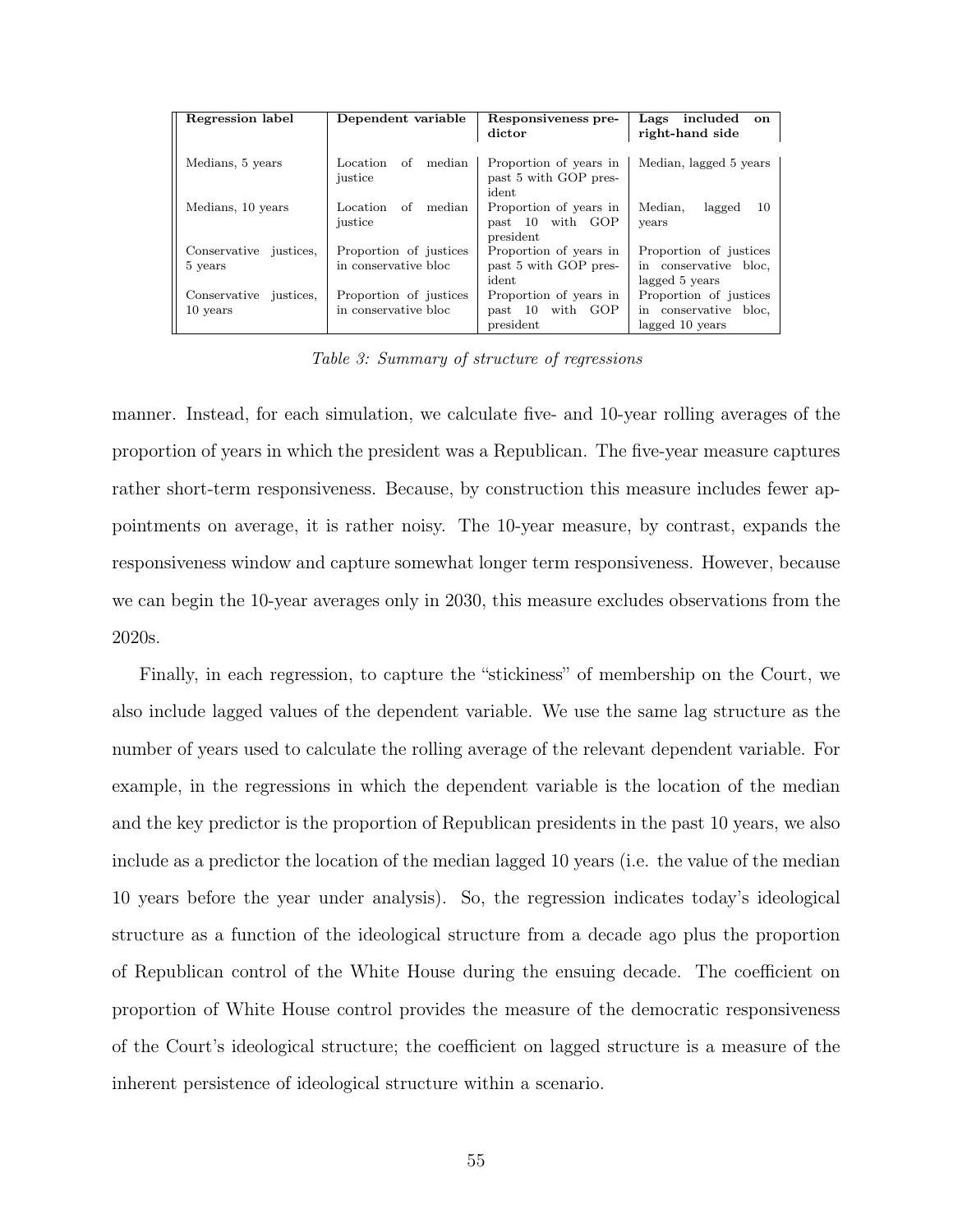| Regression label | Dependent variable | Responsiveness predictor | Lags included on right-hand side |
|---|---|---|---|
| Medians, 5 years | Location of median justice | Proportion of years in past 5 with GOP president | Median, lagged 5 years |
| Medians, 10 years | Location of median justice | Proportion of years in past 10 with GOP president | Median, lagged 10 years |
| Conservative justices, 5 years | Proportion of justices in conservative bloc | Proportion of years in past 5 with GOP president | Proportion of justices in conservative bloc, lagged 5 years |
| Conservative justices, 10 years | Proportion of justices in conservative bloc | Proportion of years in past 10 with GOP president | Proportion of justices in conservative bloc, lagged 10 years |

*Table 3: Summary of structure of regressions*

manner. Instead, for each simulation, we calculate five- and 10-year rolling averages of the proportion of years in which the president was a Republican. The five-year measure captures rather short-term responsiveness. Because, by construction this measure includes fewer appointments on average, it is rather noisy. The 10-year measure, by contrast, expands the responsiveness window and capture somewhat longer term responsiveness. However, because we can begin the 10-year averages only in 2030, this measure excludes observations from the 2020s.

Finally, in each regression, to capture the "stickiness" of membership on the Court, we also include lagged values of the dependent variable. We use the same lag structure as the number of years used to calculate the rolling average of the relevant dependent variable. For example, in the regressions in which the dependent variable is the location of the median and the key predictor is the proportion of Republican presidents in the past 10 years, we also include as a predictor the location of the median lagged 10 years (i.e. the value of the median 10 years before the year under analysis). So, the regression indicates today's ideological structure as a function of the ideological structure from a decade ago plus the proportion of Republican control of the White House during the ensuing decade. The coefficient on proportion of White House control provides the measure of the democratic responsiveness of the Court's ideological structure; the coefficient on lagged structure is a measure of the inherent persistence of ideological structure within a scenario.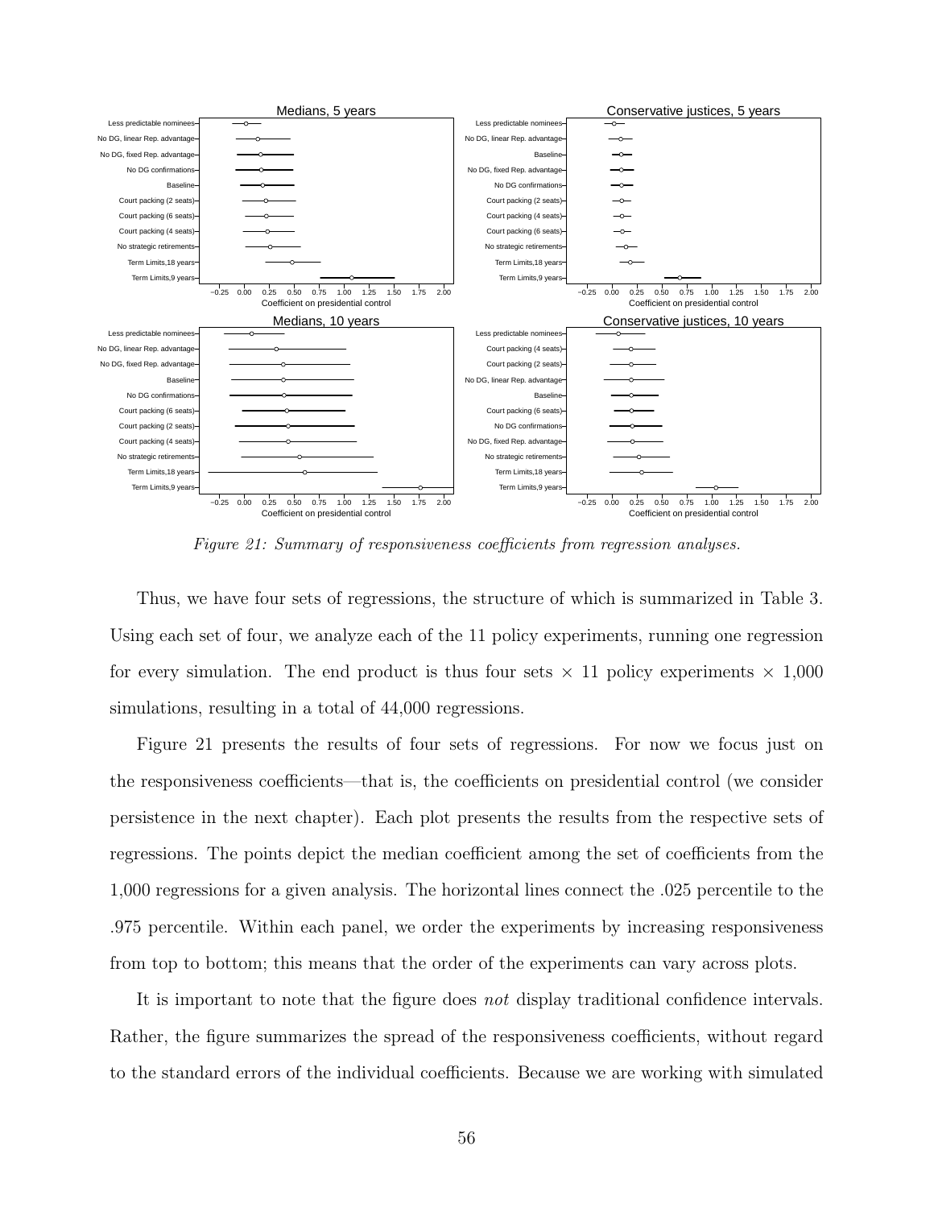Figure 21: Summary of responsiveness coefficients from regression analyses.

Thus, we have four sets of regressions, the structure of which is summarized in Table 3. Using each set of four, we analyze each of the 11 policy experiments, running one regression for every simulation. The end product is thus four sets × 11 policy experiments × 1,000 simulations, resulting in a total of 44,000 regressions.

Figure 21 presents the results of four sets of regressions. For now we focus just on the responsiveness coefficients—that is, the coefficients on presidential control (we consider persistence in the next chapter). Each plot presents the results from the respective sets of regressions. The points depict the median coefficient among the set of coefficients from the 1,000 regressions for a given analysis. The horizontal lines connect the .025 percentile to the .975 percentile. Within each panel, we order the experiments by increasing responsiveness from top to bottom; this means that the order of the experiments can vary across plots.

It is important to note that the figure does *not* display traditional confidence intervals. Rather, the figure summarizes the spread of the responsiveness coefficients, without regard to the standard errors of the individual coefficients. Because we are working with simulated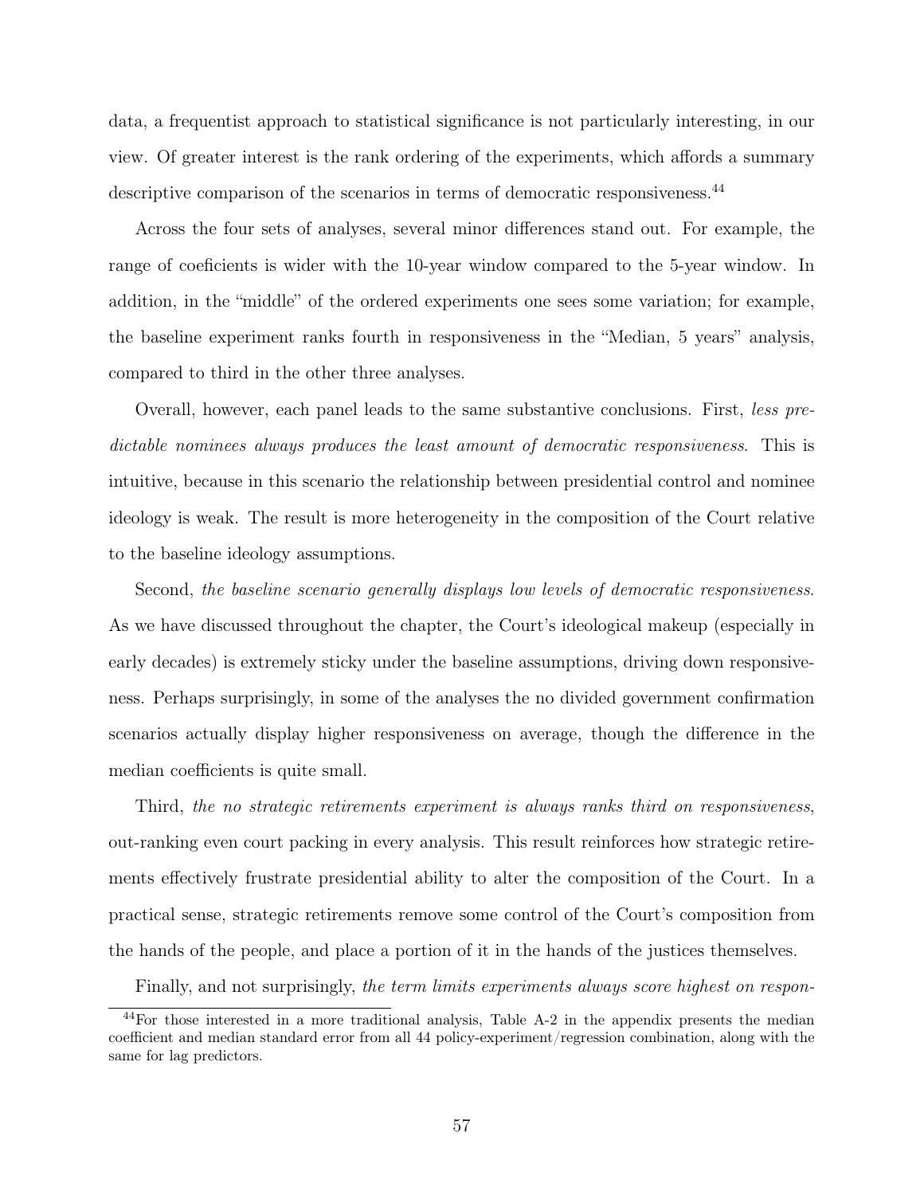data, a frequentist approach to statistical significance is not particularly interesting, in our view. Of greater interest is the rank ordering of the experiments, which affords a summary descriptive comparison of the scenarios in terms of democratic responsiveness.[44]

Across the four sets of analyses, several minor differences stand out. For example, the range of coeficients is wider with the 10-year window compared to the 5-year window. In addition, in the "middle" of the ordered experiments one sees some variation; for example, the baseline experiment ranks fourth in responsiveness in the "Median, 5 years" analysis, compared to third in the other three analyses.

Overall, however, each panel leads to the same substantive conclusions. First, *less predictable nominees always produces the least amount of democratic responsiveness*. This is intuitive, because in this scenario the relationship between presidential control and nominee ideology is weak. The result is more heterogeneity in the composition of the Court relative to the baseline ideology assumptions.

Second, *the baseline scenario generally displays low levels of democratic responsiveness*. As we have discussed throughout the chapter, the Court's ideological makeup (especially in early decades) is extremely sticky under the baseline assumptions, driving down responsiveness. Perhaps surprisingly, in some of the analyses the no divided government confirmation scenarios actually display higher responsiveness on average, though the difference in the median coefficients is quite small.

Third, *the no strategic retirements experiment is always ranks third on responsiveness*, out-ranking even court packing in every analysis. This result reinforces how strategic retirements effectively frustrate presidential ability to alter the composition of the Court. In a practical sense, strategic retirements remove some control of the Court's composition from the hands of the people, and place a portion of it in the hands of the justices themselves.

Finally, and not surprisingly, *the term limits experiments always score highest on respon-*

[44]For those interested in a more traditional analysis, Table A-2 in the appendix presents the median coefficient and median standard error from all 44 policy-experiment/regression combination, along with the same for lag predictors.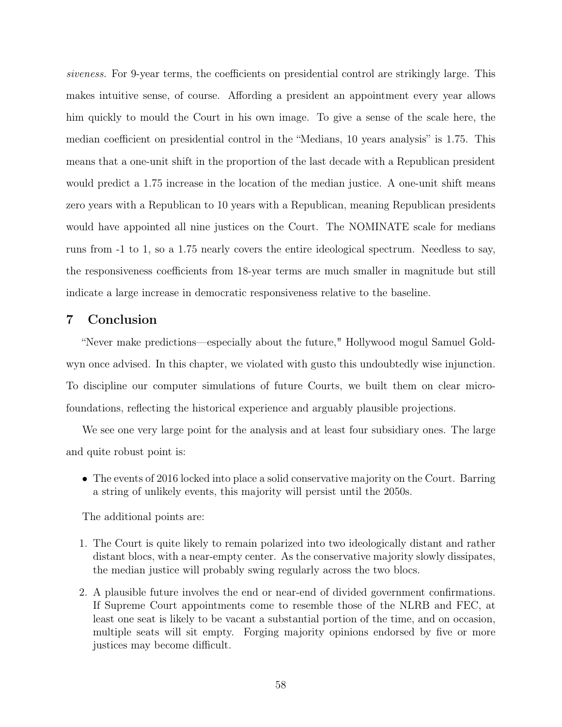*siveness.* For 9-year terms, the coefficients on presidential control are strikingly large. This makes intuitive sense, of course. Affording a president an appointment every year allows him quickly to mould the Court in his own image. To give a sense of the scale here, the median coefficient on presidential control in the "Medians, 10 years analysis" is 1.75. This means that a one-unit shift in the proportion of the last decade with a Republican president would predict a 1.75 increase in the location of the median justice. A one-unit shift means zero years with a Republican to 10 years with a Republican, meaning Republican presidents would have appointed all nine justices on the Court. The NOMINATE scale for medians runs from -1 to 1, so a 1.75 nearly covers the entire ideological spectrum. Needless to say, the responsiveness coefficients from 18-year terms are much smaller in magnitude but still indicate a large increase in democratic responsiveness relative to the baseline.

## 7 Conclusion

"Never make predictions—especially about the future," Hollywood mogul Samuel Goldwyn once advised. In this chapter, we violated with gusto this undoubtedly wise injunction. To discipline our computer simulations of future Courts, we built them on clear microfoundations, reflecting the historical experience and arguably plausible projections.

We see one very large point for the analysis and at least four subsidiary ones. The large and quite robust point is:

- The events of 2016 locked into place a solid conservative majority on the Court. Barring a string of unlikely events, this majority will persist until the 2050s.

The additional points are:

1. The Court is quite likely to remain polarized into two ideologically distant and rather distant blocs, with a near-empty center. As the conservative majority slowly dissipates, the median justice will probably swing regularly across the two blocs.
2. A plausible future involves the end or near-end of divided government confirmations. If Supreme Court appointments come to resemble those of the NLRB and FEC, at least one seat is likely to be vacant a substantial portion of the time, and on occasion, multiple seats will sit empty. Forging majority opinions endorsed by five or more justices may become difficult.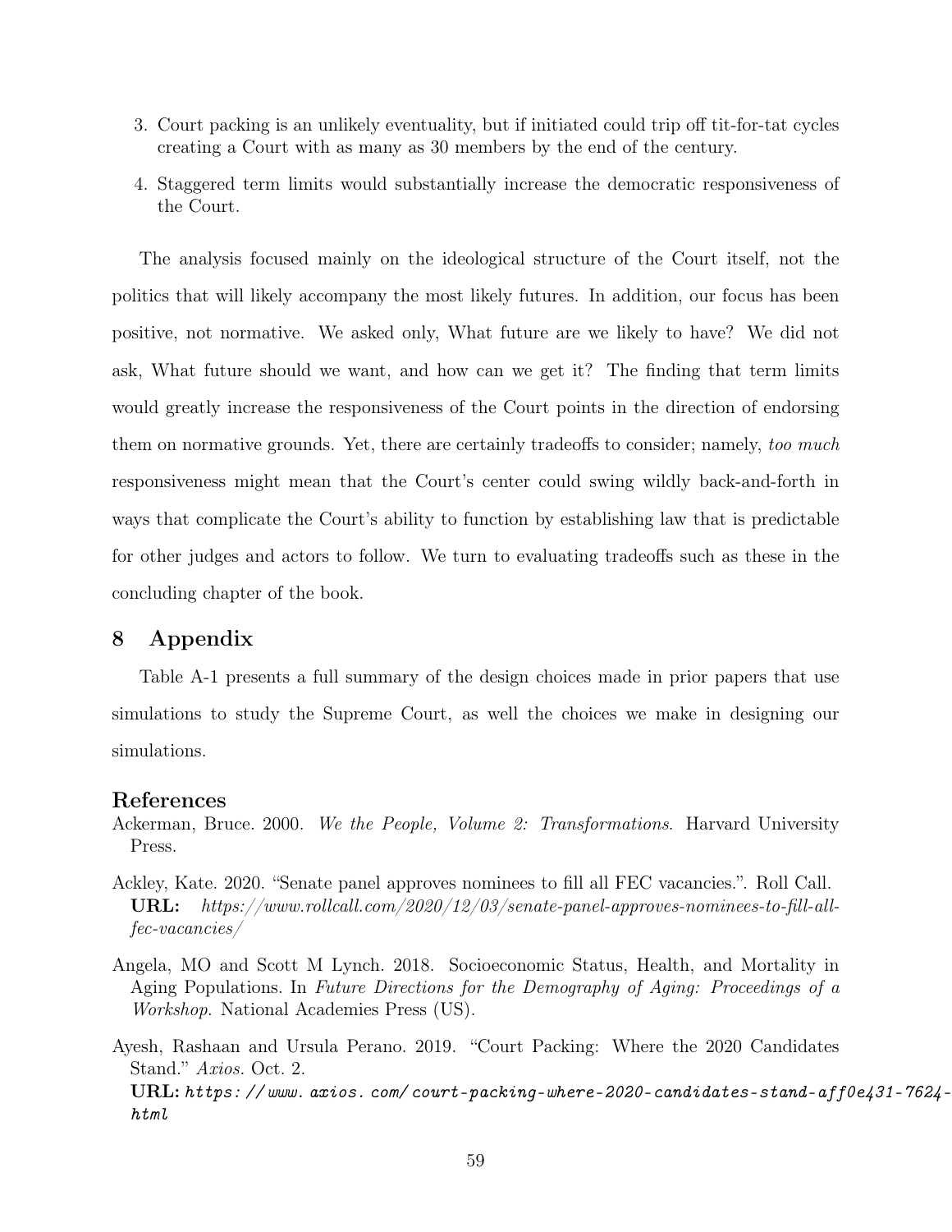3. Court packing is an unlikely eventuality, but if initiated could trip off tit-for-tat cycles creating a Court with as many as 30 members by the end of the century.
4. Staggered term limits would substantially increase the democratic responsiveness of the Court.

The analysis focused mainly on the ideological structure of the Court itself, not the politics that will likely accompany the most likely futures. In addition, our focus has been positive, not normative. We asked only, What future are we likely to have? We did not ask, What future should we want, and how can we get it? The finding that term limits would greatly increase the responsiveness of the Court points in the direction of endorsing them on normative grounds. Yet, there are certainly tradeoffs to consider; namely, *too much* responsiveness might mean that the Court's center could swing wildly back-and-forth in ways that complicate the Court's ability to function by establishing law that is predictable for other judges and actors to follow. We turn to evaluating tradeoffs such as these in the concluding chapter of the book.

## 8 Appendix

Table A-1 presents a full summary of the design choices made in prior papers that use simulations to study the Supreme Court, as well the choices we make in designing our simulations.

## References

Ackerman, Bruce. 2000. *We the People, Volume 2: Transformations*. Harvard University Press.

Ackley, Kate. 2020. "Senate panel approves nominees to fill all FEC vacancies.". Roll Call. **URL:** *https://www.rollcall.com/2020/12/03/senate-panel-approves-nominees-to-fill-all-fec-vacancies/*

Angela, MO and Scott M Lynch. 2018. Socioeconomic Status, Health, and Mortality in Aging Populations. In *Future Directions for the Demography of Aging: Proceedings of a Workshop.* National Academies Press (US).

Ayesh, Rashaan and Ursula Perano. 2019. "Court Packing: Where the 2020 Candidates Stand." *Axios.* Oct. 2.
**URL:** *https://www.axios.com/court-packing-where-2020-candidates-stand-aff0e431-7624-html*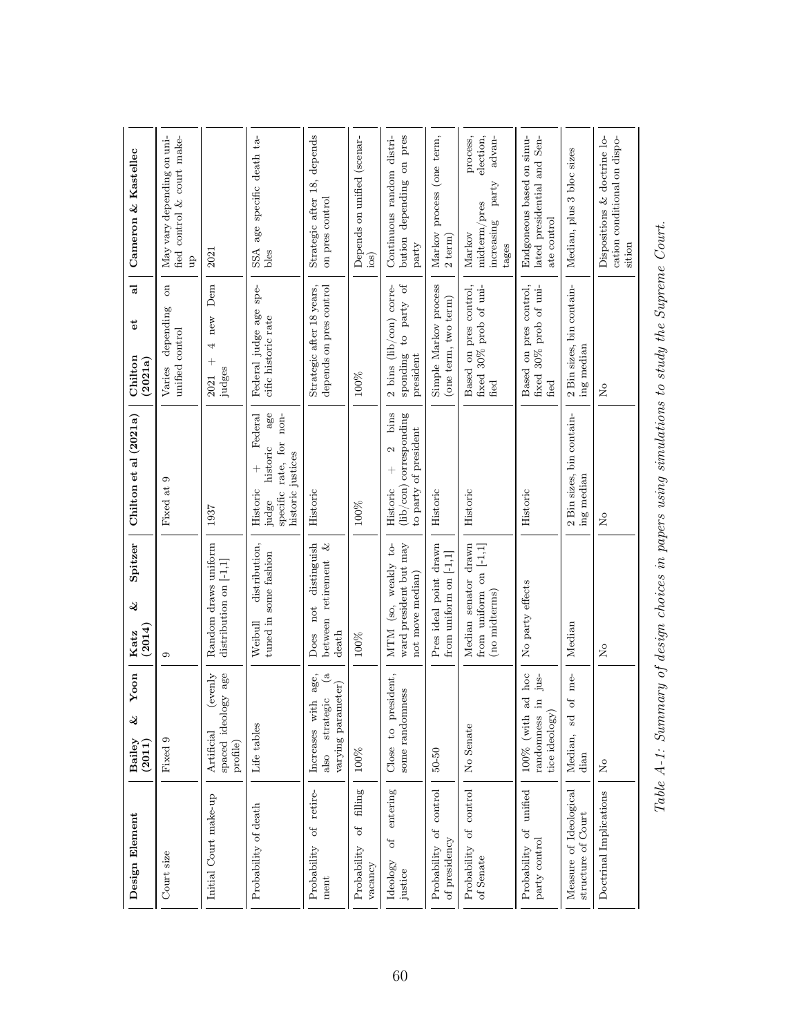| Design Element | Bailey & Yoon (2011) | Katz & Spitzer (2014) | Chilton et al (2021a) | Chilton et al (2021a) | Cameron & Kastellec |
|---|---|---|---|---|---|
| Court size | Fixed 9 | 9 | Fixed at 9 | Varies depending on unified control | May vary depending on unified control & court make-up |
| Initial Court make-up | Artificial (evenly spaced ideology age profile) | Random draws uniform distribution on [-1,1] | 1937 | 2021 + 4 new Dem judges | 2021 |
| Probability of death | Life tables | Weibull distribution, tuned in some fashion | Historic + Federal judge historic age specific rate, for non-historic justices | Federal judge age specific historic rate | SSA age specific death tables |
| Probability of retirement | Increases with age, also strategic (a varying parameter) | Does not distinguish between retirement & death | Historic | Strategic after 18 years, depends on pres control | Strategic after 18, depends on pres control |
| Probability of filling vacancy | 100% | 100% | 100% | 100% | Depends on unified (scenarios) |
| Ideology of entering justice | Close to president, some randomness | MTM (so, weakly toward president but may not move median) | Historic + 2 bins (lib/con) corresponding to party of president | 2 bins (lib/con) corresponding to party of president | Continuous random distribution depending on pres party |
| Probability of control of presidency | 50-50 | Pres ideal point drawn from uniform on [-1,1] | Historic | Simple Markov process (one term, two term) | Markov process (one term, 2 term) |
| Probability of control of Senate | No Senate | Median senator drawn from uniform on [-1,1] (no midterms) | Historic | Based on pres control, fixed 30% prob of unified | Markov process, midterm/pres election, increasing party advantages |
| Probability of unified party control | 100% (with ad hoc randomness in justice ideology) | No party effects | Historic | Based on pres control, fixed 30% prob of unified | Endgoneous based on simulated presidential and Senate control |
| Measure of Ideological structure of Court | Median, sd of median | Median | 2 Bin sizes, bin containing median | 2 Bin sizes, bin containing median | Median, plus 3 bloc sizes |
| Doctrinal Implications | No | No | No | No | Dispositions & doctrine location conditional on disposition |

*Table A-1: Summary of design choices in papers using simulations to study the Supreme Court.*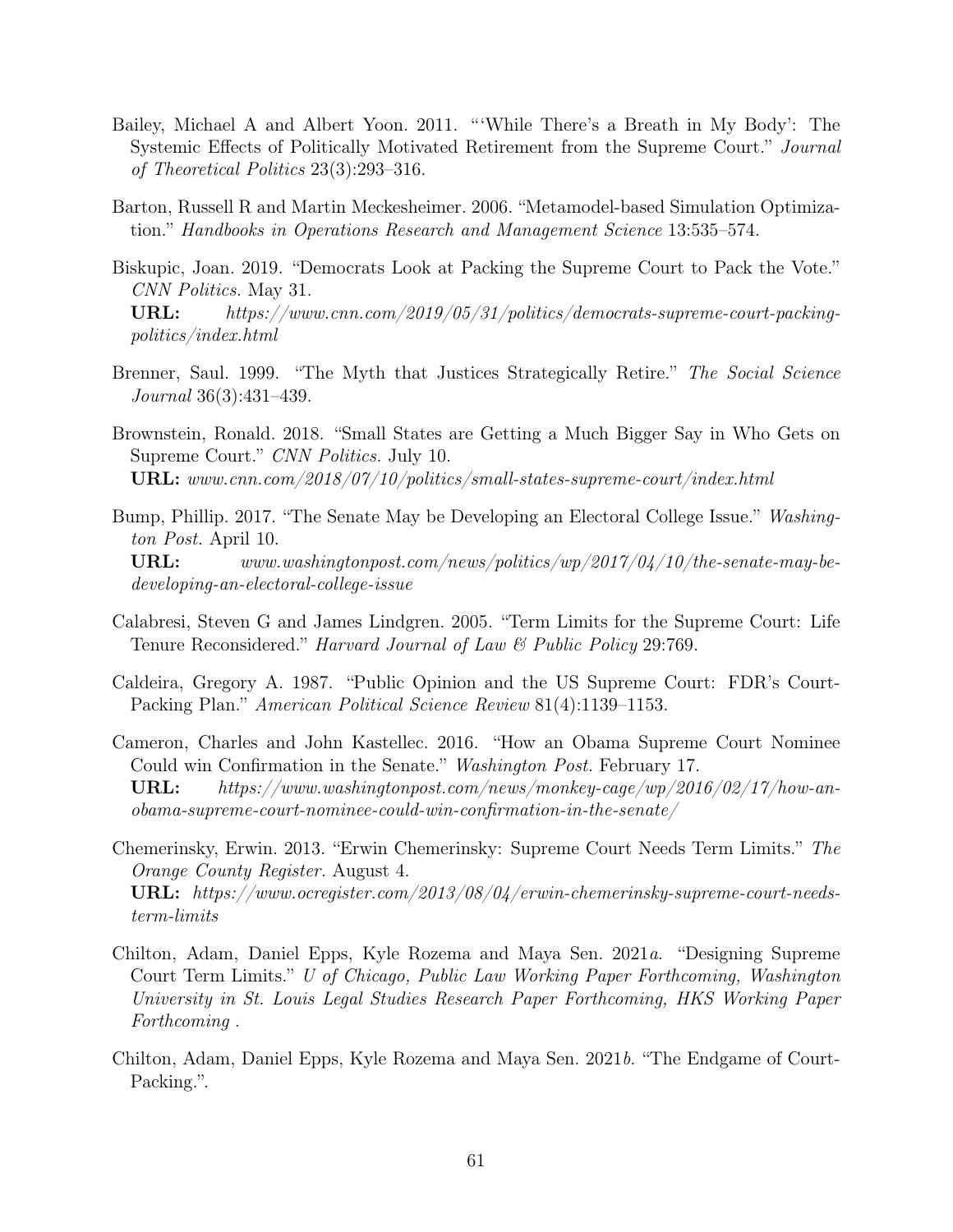Bailey, Michael A and Albert Yoon. 2011. "'While There's a Breath in My Body': The Systemic Effects of Politically Motivated Retirement from the Supreme Court." *Journal of Theoretical Politics* 23(3):293–316.

Barton, Russell R and Martin Meckesheimer. 2006. "Metamodel-based Simulation Optimization." *Handbooks in Operations Research and Management Science* 13:535–574.

Biskupic, Joan. 2019. "Democrats Look at Packing the Supreme Court to Pack the Vote." *CNN Politics.* May 31.
**URL:** *https://www.cnn.com/2019/05/31/politics/democrats-supreme-court-packing-politics/index.html*

Brenner, Saul. 1999. "The Myth that Justices Strategically Retire." *The Social Science Journal* 36(3):431–439.

Brownstein, Ronald. 2018. "Small States are Getting a Much Bigger Say in Who Gets on Supreme Court." *CNN Politics.* July 10.
**URL:** *www.cnn.com/2018/07/10/politics/small-states-supreme-court/index.html*

Bump, Phillip. 2017. "The Senate May be Developing an Electoral College Issue." *Washington Post.* April 10.
**URL:** *www.washingtonpost.com/news/politics/wp/2017/04/10/the-senate-may-be-developing-an-electoral-college-issue*

Calabresi, Steven G and James Lindgren. 2005. "Term Limits for the Supreme Court: Life Tenure Reconsidered." *Harvard Journal of Law & Public Policy* 29:769.

Caldeira, Gregory A. 1987. "Public Opinion and the US Supreme Court: FDR's Court-Packing Plan." *American Political Science Review* 81(4):1139–1153.

Cameron, Charles and John Kastellec. 2016. "How an Obama Supreme Court Nominee Could win Confirmation in the Senate." *Washington Post.* February 17.
**URL:** *https://www.washingtonpost.com/news/monkey-cage/wp/2016/02/17/how-an-obama-supreme-court-nominee-could-win-confirmation-in-the-senate/*

Chemerinsky, Erwin. 2013. "Erwin Chemerinsky: Supreme Court Needs Term Limits." *The Orange County Register.* August 4.
**URL:** *https://www.ocregister.com/2013/08/04/erwin-chemerinsky-supreme-court-needs-term-limits*

Chilton, Adam, Daniel Epps, Kyle Rozema and Maya Sen. 2021*a*. "Designing Supreme Court Term Limits." *U of Chicago, Public Law Working Paper Forthcoming, Washington University in St. Louis Legal Studies Research Paper Forthcoming, HKS Working Paper Forthcoming* .

Chilton, Adam, Daniel Epps, Kyle Rozema and Maya Sen. 2021*b*. "The Endgame of Court-Packing.".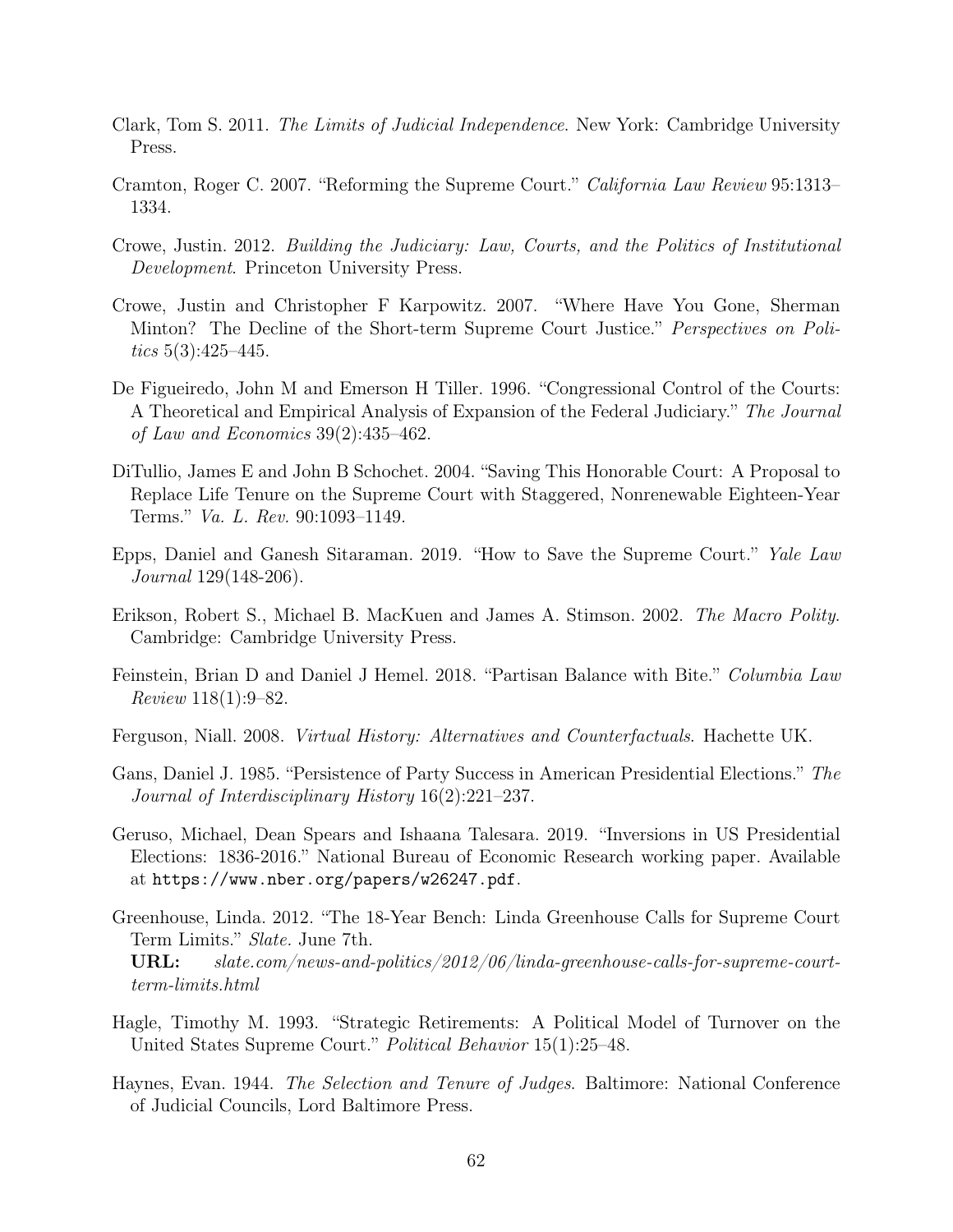Clark, Tom S. 2011. *The Limits of Judicial Independence*. New York: Cambridge University Press.

Cramton, Roger C. 2007. "Reforming the Supreme Court." *California Law Review* 95:1313–1334.

Crowe, Justin. 2012. *Building the Judiciary: Law, Courts, and the Politics of Institutional Development*. Princeton University Press.

Crowe, Justin and Christopher F Karpowitz. 2007. "Where Have You Gone, Sherman Minton? The Decline of the Short-term Supreme Court Justice." *Perspectives on Politics* 5(3):425–445.

De Figueiredo, John M and Emerson H Tiller. 1996. "Congressional Control of the Courts: A Theoretical and Empirical Analysis of Expansion of the Federal Judiciary." *The Journal of Law and Economics* 39(2):435–462.

DiTullio, James E and John B Schochet. 2004. "Saving This Honorable Court: A Proposal to Replace Life Tenure on the Supreme Court with Staggered, Nonrenewable Eighteen-Year Terms." *Va. L. Rev.* 90:1093–1149.

Epps, Daniel and Ganesh Sitaraman. 2019. "How to Save the Supreme Court." *Yale Law Journal* 129(148-206).

Erikson, Robert S., Michael B. MacKuen and James A. Stimson. 2002. *The Macro Polity*. Cambridge: Cambridge University Press.

Feinstein, Brian D and Daniel J Hemel. 2018. "Partisan Balance with Bite." *Columbia Law Review* 118(1):9–82.

Ferguson, Niall. 2008. *Virtual History: Alternatives and Counterfactuals*. Hachette UK.

Gans, Daniel J. 1985. "Persistence of Party Success in American Presidential Elections." *The Journal of Interdisciplinary History* 16(2):221–237.

Geruso, Michael, Dean Spears and Ishaana Talesara. 2019. "Inversions in US Presidential Elections: 1836-2016." National Bureau of Economic Research working paper. Available at `https://www.nber.org/papers/w26247.pdf`.

Greenhouse, Linda. 2012. "The 18-Year Bench: Linda Greenhouse Calls for Supreme Court Term Limits." *Slate*. June 7th.
**URL:** *slate.com/news-and-politics/2012/06/linda-greenhouse-calls-for-supreme-court-term-limits.html*

Hagle, Timothy M. 1993. "Strategic Retirements: A Political Model of Turnover on the United States Supreme Court." *Political Behavior* 15(1):25–48.

Haynes, Evan. 1944. *The Selection and Tenure of Judges*. Baltimore: National Conference of Judicial Councils, Lord Baltimore Press.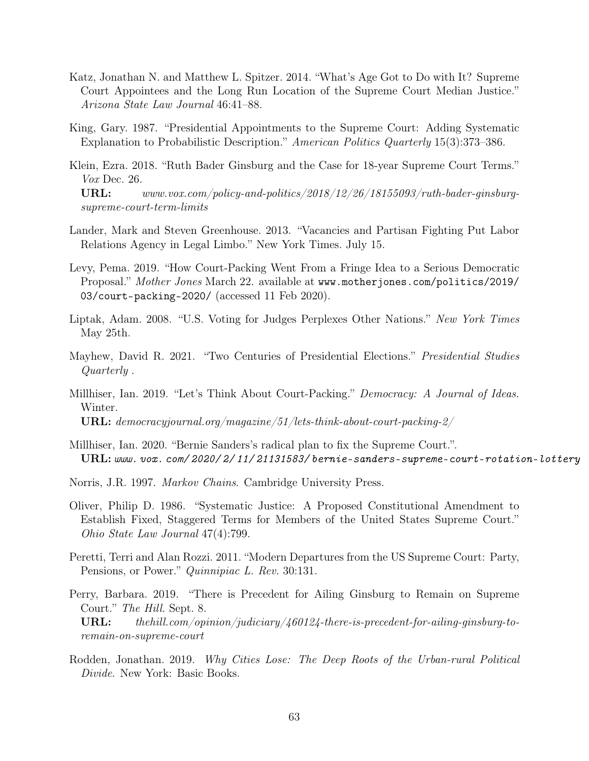Katz, Jonathan N. and Matthew L. Spitzer. 2014. "What's Age Got to Do with It? Supreme Court Appointees and the Long Run Location of the Supreme Court Median Justice." *Arizona State Law Journal* 46:41–88.

King, Gary. 1987. "Presidential Appointments to the Supreme Court: Adding Systematic Explanation to Probabilistic Description." *American Politics Quarterly* 15(3):373–386.

Klein, Ezra. 2018. "Ruth Bader Ginsburg and the Case for 18-year Supreme Court Terms." *Vox* Dec. 26.
**URL:** *www.vox.com/policy-and-politics/2018/12/26/18155093/ruth-bader-ginsburg-supreme-court-term-limits*

Lander, Mark and Steven Greenhouse. 2013. "Vacancies and Partisan Fighting Put Labor Relations Agency in Legal Limbo." New York Times. July 15.

Levy, Pema. 2019. "How Court-Packing Went From a Fringe Idea to a Serious Democratic Proposal." *Mother Jones* March 22. available at www.motherjones.com/politics/2019/03/court-packing-2020/ (accessed 11 Feb 2020).

Liptak, Adam. 2008. "U.S. Voting for Judges Perplexes Other Nations." *New York Times* May 25th.

Mayhew, David R. 2021. "Two Centuries of Presidential Elections." *Presidential Studies Quarterly* .

Millhiser, Ian. 2019. "Let's Think About Court-Packing." *Democracy: A Journal of Ideas.* Winter.
**URL:** *democracyjournal.org/magazine/51/lets-think-about-court-packing-2/*

Millhiser, Ian. 2020. "Bernie Sanders's radical plan to fix the Supreme Court.".
**URL:** *www.vox.com/2020/2/11/21131583/bernie-sanders-supreme-court-rotation-lottery*

Norris, J.R. 1997. *Markov Chains*. Cambridge University Press.

Oliver, Philip D. 1986. "Systematic Justice: A Proposed Constitutional Amendment to Establish Fixed, Staggered Terms for Members of the United States Supreme Court." *Ohio State Law Journal* 47(4):799.

Peretti, Terri and Alan Rozzi. 2011. "Modern Departures from the US Supreme Court: Party, Pensions, or Power." *Quinnipiac L. Rev.* 30:131.

Perry, Barbara. 2019. "There is Precedent for Ailing Ginsburg to Remain on Supreme Court." *The Hill.* Sept. 8.
**URL:** *thehill.com/opinion/judiciary/460124-there-is-precedent-for-ailing-ginsburg-to-remain-on-supreme-court*

Rodden, Jonathan. 2019. *Why Cities Lose: The Deep Roots of the Urban-rural Political Divide.* New York: Basic Books.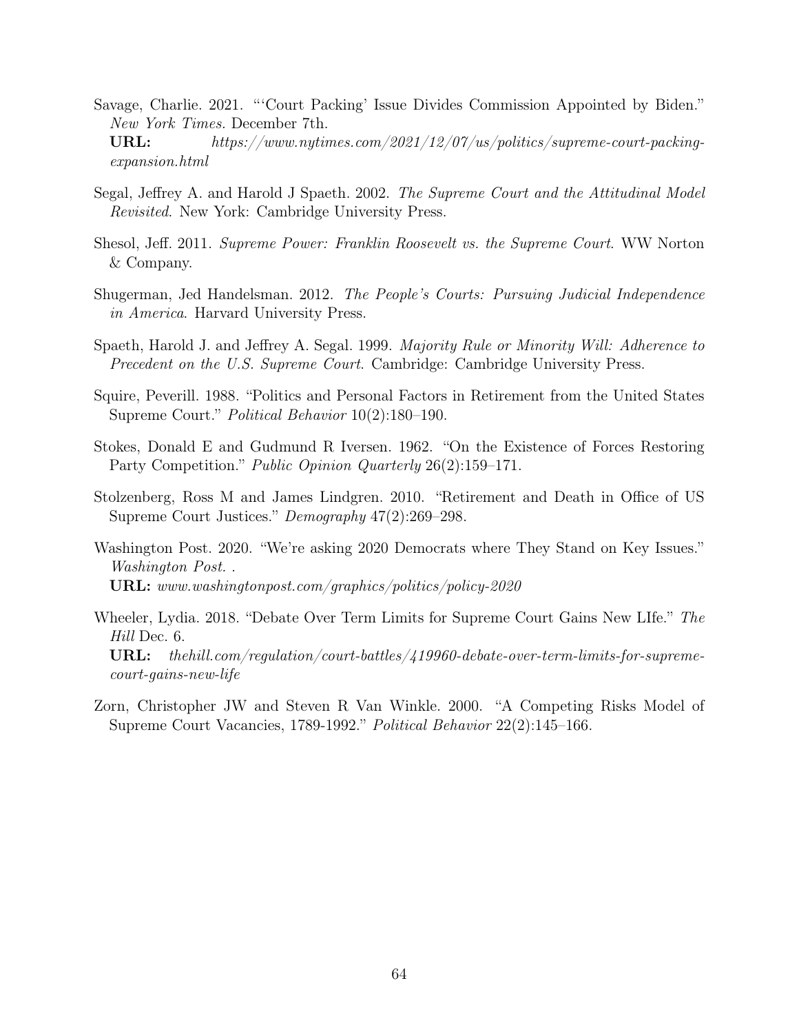Savage, Charlie. 2021. "'Court Packing' Issue Divides Commission Appointed by Biden." *New York Times.* December 7th.
**URL:** *https://www.nytimes.com/2021/12/07/us/politics/supreme-court-packing-expansion.html*

Segal, Jeffrey A. and Harold J Spaeth. 2002. *The Supreme Court and the Attitudinal Model Revisited*. New York: Cambridge University Press.

Shesol, Jeff. 2011. *Supreme Power: Franklin Roosevelt vs. the Supreme Court*. WW Norton & Company.

Shugerman, Jed Handelsman. 2012. *The People's Courts: Pursuing Judicial Independence in America*. Harvard University Press.

Spaeth, Harold J. and Jeffrey A. Segal. 1999. *Majority Rule or Minority Will: Adherence to Precedent on the U.S. Supreme Court*. Cambridge: Cambridge University Press.

Squire, Peverill. 1988. "Politics and Personal Factors in Retirement from the United States Supreme Court." *Political Behavior* 10(2):180–190.

Stokes, Donald E and Gudmund R Iversen. 1962. "On the Existence of Forces Restoring Party Competition." *Public Opinion Quarterly* 26(2):159–171.

Stolzenberg, Ross M and James Lindgren. 2010. "Retirement and Death in Office of US Supreme Court Justices." *Demography* 47(2):269–298.

Washington Post. 2020. "We're asking 2020 Democrats where They Stand on Key Issues." *Washington Post.* .
**URL:** *www.washingtonpost.com/graphics/politics/policy-2020*

Wheeler, Lydia. 2018. "Debate Over Term Limits for Supreme Court Gains New LIfe." *The Hill* Dec. 6.
**URL:** *thehill.com/regulation/court-battles/419960-debate-over-term-limits-for-supreme-court-gains-new-life*

Zorn, Christopher JW and Steven R Van Winkle. 2000. "A Competing Risks Model of Supreme Court Vacancies, 1789-1992." *Political Behavior* 22(2):145–166.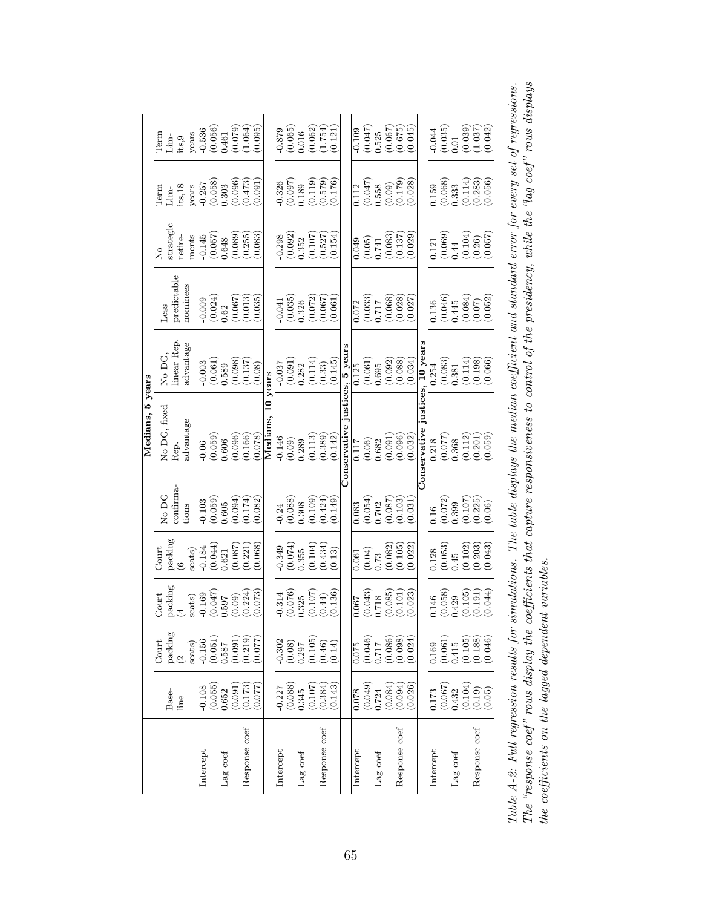| | Baseline | Court packing (2 seats) | Court packing (4 seats) | Court packing (6 seats) | No DG confirmations | No DG, fixed Rep. advantage | No DG, linear Rep. advantage | Less predictable nominees | No strategic retirements | Term Limits, 18 years | Term Limits, 9 years |
|---|---|---|---|---|---|---|---|---|---|---|---|
| **Medians, 5 years** | | | | | | | | | | | |
| Intercept | -0.108 | -0.156 | -0.169 | -0.184 | -0.103 | -0.06 | -0.003 | -0.009 | -0.145 | -0.257 | -0.536 |
| | (0.055) | (0.051) | (0.047) | (0.044) | (0.059) | (0.059) | (0.061) | (0.024) | (0.057) | (0.058) | (0.056) |
| Lag coef | 0.652 | 0.587 | 0.597 | 0.621 | 0.605 | 0.606 | 0.589 | 0.62 | 0.648 | 0.303 | 0.461 |
| | (0.091) | (0.091) | (0.09) | (0.087) | (0.094) | (0.096) | (0.098) | (0.067) | (0.089) | (0.096) | (0.079) |
| Response coef | (0.173) | (0.219) | (0.224) | (0.221) | (0.174) | (0.166) | (0.137) | (0.013) | (0.255) | (0.473) | (1.064) |
| | (0.077) | (0.077) | (0.073) | (0.068) | (0.082) | (0.078) | (0.08) | (0.035) | (0.083) | (0.091) | (0.095) |
| **Medians, 10 years** | | | | | | | | | | | |
| Intercept | -0.227 | -0.302 | -0.314 | -0.349 | -0.24 | -0.146 | -0.037 | -0.041 | -0.298 | -0.326 | -0.879 |
| | (0.088) | (0.08) | (0.076) | (0.074) | (0.088) | (0.09) | (0.091) | (0.035) | (0.092) | (0.097) | (0.065) |
| Lag coef | 0.345 | 0.297 | 0.325 | 0.355 | 0.308 | 0.289 | 0.282 | 0.326 | 0.352 | 0.189 | 0.016 |
| | (0.107) | (0.105) | (0.107) | (0.104) | (0.109) | (0.113) | (0.114) | (0.072) | (0.107) | (0.119) | (0.062) |
| Response coef | (0.384) | (0.46) | (0.44) | (0.434) | (0.424) | (0.389) | (0.33) | (0.067) | (0.527) | (0.579) | (1.754) |
| | (0.143) | (0.14) | (0.136) | (0.13) | (0.149) | (0.142) | (0.145) | (0.061) | (0.154) | (0.176) | (0.121) |
| **Conservative justices, 5 years** | | | | | | | | | | | |
| Intercept | 0.078 | 0.075 | 0.067 | 0.061 | 0.083 | 0.117 | 0.125 | 0.072 | 0.049 | 0.112 | -0.109 |
| | (0.049) | (0.046) | (0.043) | (0.04) | (0.054) | (0.06) | (0.061) | (0.033) | (0.05) | (0.047) | (0.047) |
| Lag coef | 0.724 | 0.717 | 0.718 | 0.73 | 0.702 | 0.682 | 0.695 | 0.717 | 0.741 | 0.558 | 0.525 |
| | (0.084) | (0.086) | (0.085) | (0.082) | (0.087) | (0.091) | (0.092) | (0.068) | (0.083) | (0.09) | (0.067) |
| Response coef | (0.094) | (0.098) | (0.101) | (0.105) | (0.103) | (0.096) | (0.088) | (0.028) | (0.137) | (0.179) | (0.675) |
| | (0.026) | (0.024) | (0.023) | (0.022) | (0.031) | (0.032) | (0.034) | (0.027) | (0.029) | (0.028) | (0.045) |
| **Conservative justices, 10 years** | | | | | | | | | | | |
| Intercept | 0.173 | 0.169 | 0.146 | 0.128 | 0.16 | 0.218 | 0.254 | 0.136 | 0.121 | 0.159 | -0.044 |
| | (0.067) | (0.061) | (0.058) | (0.053) | (0.072) | (0.077) | (0.083) | (0.046) | (0.069) | (0.068) | (0.035) |
| Lag coef | 0.432 | 0.415 | 0.429 | 0.45 | 0.399 | 0.368 | 0.381 | 0.445 | 0.44 | 0.333 | 0.01 |
| | (0.104) | (0.105) | (0.105) | (0.102) | (0.107) | (0.112) | (0.114) | (0.084) | (0.104) | (0.114) | (0.039) |
| Response coef | (0.19) | (0.188) | (0.191) | (0.203) | (0.225) | (0.201) | (0.198) | (0.07) | (0.26) | (0.283) | (1.037) |
| | (0.05) | (0.046) | (0.044) | (0.043) | (0.06) | (0.059) | (0.066) | (0.052) | (0.057) | (0.056) | (0.042) |

*Table A-2: Full regression results for simulations. The table displays the median coefficient and standard error for every set of regressions. The "response coef" rows display the coefficients that capture responsiveness to control of the presidency, while the "lag coef" rows displays the coefficients on the lagged dependent variables.*